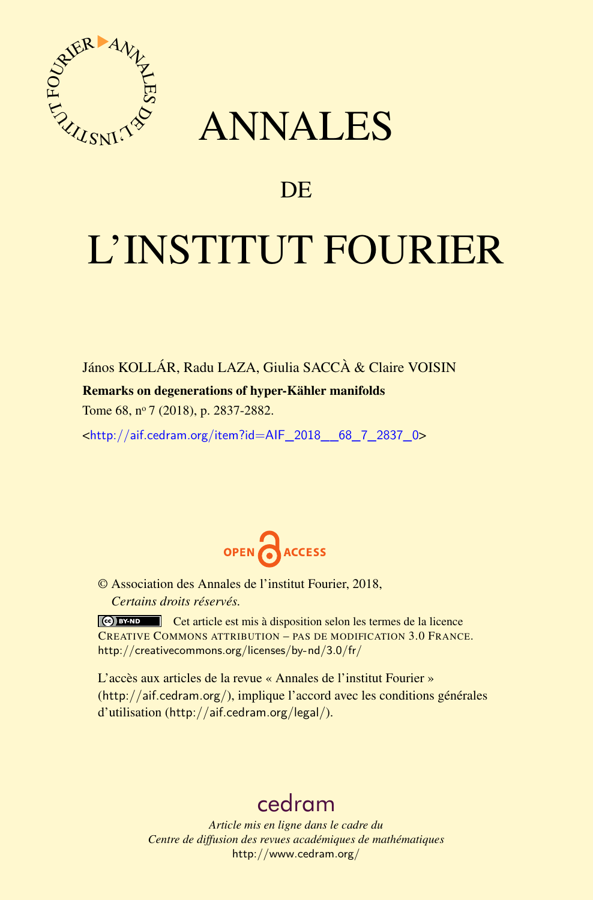# ANNALES

## DE

# L'INSTITUT FOURIER

János KOLLÁR, Radu LAZA, Giulia SACCÀ & Claire VOISIN

**Remarks on degenerations of hyper-Kähler manifolds**

Tome 68, nº 7 (2018), p. 2837-2882.

<http://aif.cedram.org/item?id=AIF_2018__68_7_2837_0>

OPEN ACCESS

© Association des Annales de l'institut Fourier, 2018,
*Certains droits réservés.*

Cet article est mis à disposition selon les termes de la licence CREATIVE COMMONS ATTRIBUTION – PAS DE MODIFICATION 3.0 FRANCE.
http://creativecommons.org/licenses/by-nd/3.0/fr/

L'accès aux articles de la revue « Annales de l'institut Fourier » (http://aif.cedram.org/), implique l'accord avec les conditions générales d'utilisation (http://aif.cedram.org/legal/).

cedram

*Article mis en ligne dans le cadre du*
*Centre de diffusion des revues académiques de mathématiques*
http://www.cedram.org/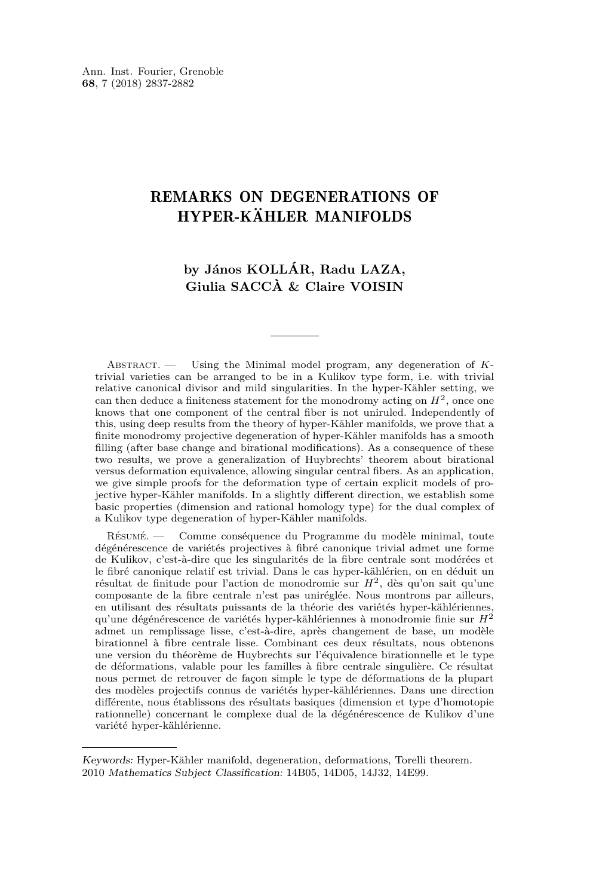# REMARKS ON DEGENERATIONS OF HYPER-KÄHLER MANIFOLDS

**by János KOLLÁR, Radu LAZA, Giulia SACCÀ & Claire VOISIN**

Abstract. — Using the Minimal model program, any degeneration of $K$-trivial varieties can be arranged to be in a Kulikov type form, i.e. with trivial relative canonical divisor and mild singularities. In the hyper-Kähler setting, we can then deduce a finiteness statement for the monodromy acting on $H^2$, once one knows that one component of the central fiber is not uniruled. Independently of this, using deep results from the theory of hyper-Kähler manifolds, we prove that a finite monodromy projective degeneration of hyper-Kähler manifolds has a smooth filling (after base change and birational modifications). As a consequence of these two results, we prove a generalization of Huybrechts' theorem about birational versus deformation equivalence, allowing singular central fibers. As an application, we give simple proofs for the deformation type of certain explicit models of projective hyper-Kähler manifolds. In a slightly different direction, we establish some basic properties (dimension and rational homology type) for the dual complex of a Kulikov type degeneration of hyper-Kähler manifolds.

Résumé. — Comme conséquence du Programme du modèle minimal, toute dégénérescence de variétés projectives à fibré canonique trivial admet une forme de Kulikov, c'est-à-dire que les singularités de la fibre centrale sont modérées et le fibré canonique relatif est trivial. Dans le cas hyper-kählérien, on en déduit un résultat de finitude pour l'action de monodromie sur $H^2$, dès qu'on sait qu'une composante de la fibre centrale n'est pas uniréglée. Nous montrons par ailleurs, en utilisant des résultats puissants de la théorie des variétés hyper-kählériennes, qu'une dégénérescence de variétés hyper-kählériennes à monodromie finie sur $H^2$ admet un remplissage lisse, c'est-à-dire, après changement de base, un modèle birationnel à fibre centrale lisse. Combinant ces deux résultats, nous obtenons une version du théorème de Huybrechts sur l'équivalence birationnelle et le type de déformations, valable pour les familles à fibre centrale singulière. Ce résultat nous permet de retrouver de façon simple le type de déformations de la plupart des modèles projectifs connus de variétés hyper-kählériennes. Dans une direction différente, nous établissons des résultats basiques (dimension et type d'homotopie rationnelle) concernant le complexe dual de la dégénérescence de Kulikov d'une variété hyper-kählérienne.

*Keywords:* Hyper-Kähler manifold, degeneration, deformations, Torelli theorem.
2010 *Mathematics Subject Classification:* 14B05, 14D05, 14J32, 14E99.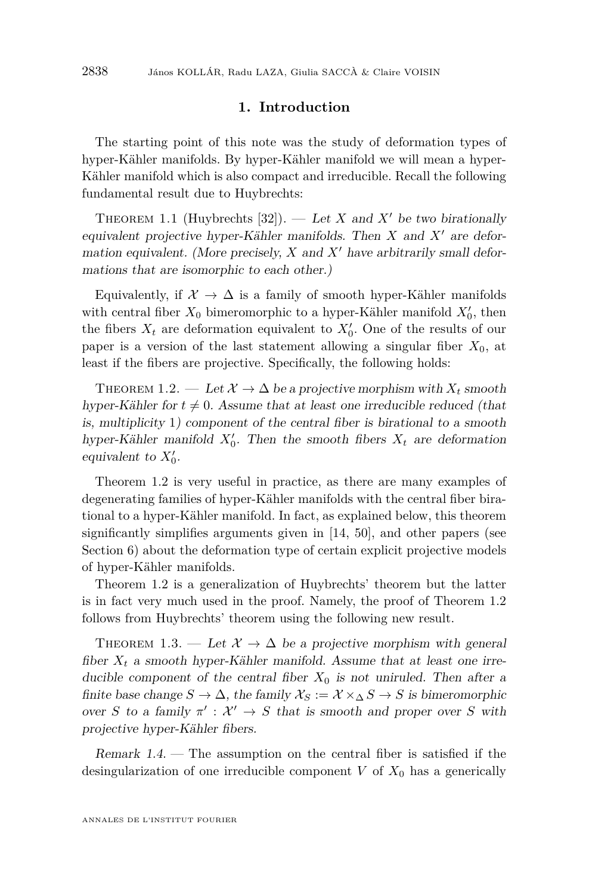## 1. Introduction

The starting point of this note was the study of deformation types of hyper-Kähler manifolds. By hyper-Kähler manifold we will mean a hyper-Kähler manifold which is also compact and irreducible. Recall the following fundamental result due to Huybrechts:

Theorem 1.1 (Huybrechts [32]). — *Let $X$ and $X'$ be two birationally equivalent projective hyper-Kähler manifolds. Then $X$ and $X'$ are deformation equivalent. (More precisely, $X$ and $X'$ have arbitrarily small deformations that are isomorphic to each other.)*

Equivalently, if $\mathcal{X} \to \Delta$ is a family of smooth hyper-Kähler manifolds with central fiber $X_0$ bimeromorphic to a hyper-Kähler manifold $X_0'$, then the fibers $X_t$ are deformation equivalent to $X_0'$. One of the results of our paper is a version of the last statement allowing a singular fiber $X_0$, at least if the fibers are projective. Specifically, the following holds:

Theorem 1.2. — *Let $\mathcal{X} \to \Delta$ be a projective morphism with $X_t$ smooth hyper-Kähler for $t \neq 0$. Assume that at least one irreducible reduced (that is, multiplicity 1) component of the central fiber is birational to a smooth hyper-Kähler manifold $X_0'$. Then the smooth fibers $X_t$ are deformation equivalent to $X_0'$.*

Theorem 1.2 is very useful in practice, as there are many examples of degenerating families of hyper-Kähler manifolds with the central fiber birational to a hyper-Kähler manifold. In fact, as explained below, this theorem significantly simplifies arguments given in [14, 50], and other papers (see Section 6) about the deformation type of certain explicit projective models of hyper-Kähler manifolds.

Theorem 1.2 is a generalization of Huybrechts' theorem but the latter is in fact very much used in the proof. Namely, the proof of Theorem 1.2 follows from Huybrechts' theorem using the following new result.

Theorem 1.3. — *Let $\mathcal{X} \to \Delta$ be a projective morphism with general fiber $X_t$ a smooth hyper-Kähler manifold. Assume that at least one irreducible component of the central fiber $X_0$ is not uniruled. Then after a finite base change $S \to \Delta$, the family $\mathcal{X}_S := \mathcal{X} \times_\Delta S \to S$ is bimeromorphic over $S$ to a family $\pi' : \mathcal{X}' \to S$ that is smooth and proper over $S$ with projective hyper-Kähler fibers.*

*Remark 1.4.* — The assumption on the central fiber is satisfied if the desingularization of one irreducible component $V$ of $X_0$ has a generically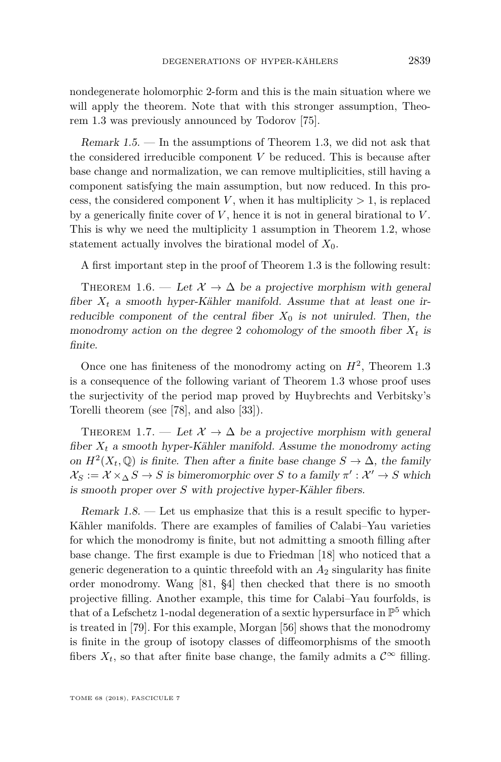nondegenerate holomorphic 2-form and this is the main situation where we will apply the theorem. Note that with this stronger assumption, Theorem 1.3 was previously announced by Todorov [75].

*Remark 1.5.* — In the assumptions of Theorem 1.3, we did not ask that the considered irreducible component $V$ be reduced. This is because after base change and normalization, we can remove multiplicities, still having a component satisfying the main assumption, but now reduced. In this process, the considered component $V$, when it has multiplicity $> 1$, is replaced by a generically finite cover of $V$, hence it is not in general birational to $V$. This is why we need the multiplicity 1 assumption in Theorem 1.2, whose statement actually involves the birational model of $X_0$.

A first important step in the proof of Theorem 1.3 is the following result:

Theorem 1.6. — *Let $\mathcal{X} \to \Delta$ be a projective morphism with general fiber $X_t$ a smooth hyper-Kähler manifold. Assume that at least one irreducible component of the central fiber $X_0$ is not uniruled. Then, the monodromy action on the degree 2 cohomology of the smooth fiber $X_t$ is finite.*

Once one has finiteness of the monodromy acting on $H^2$, Theorem 1.3 is a consequence of the following variant of Theorem 1.3 whose proof uses the surjectivity of the period map proved by Huybrechts and Verbitsky's Torelli theorem (see [78], and also [33]).

Theorem 1.7. — *Let $\mathcal{X} \to \Delta$ be a projective morphism with general fiber $X_t$ a smooth hyper-Kähler manifold. Assume the monodromy acting on $H^2(X_t, \mathbb{Q})$ is finite. Then after a finite base change $S \to \Delta$, the family $\mathcal{X}_S := \mathcal{X} \times_\Delta S \to S$ is bimeromorphic over $S$ to a family $\pi' : \mathcal{X}' \to S$ which is smooth proper over $S$ with projective hyper-Kähler fibers.*

*Remark 1.8.* — Let us emphasize that this is a result specific to hyper-Kähler manifolds. There are examples of families of Calabi–Yau varieties for which the monodromy is finite, but not admitting a smooth filling after base change. The first example is due to Friedman [18] who noticed that a generic degeneration to a quintic threefold with an $A_2$ singularity has finite order monodromy. Wang [81, §4] then checked that there is no smooth projective filling. Another example, this time for Calabi–Yau fourfolds, is that of a Lefschetz 1-nodal degeneration of a sextic hypersurface in $\mathbb{P}^5$ which is treated in [79]. For this example, Morgan [56] shows that the monodromy is finite in the group of isotopy classes of diffeomorphisms of the smooth fibers $X_t$, so that after finite base change, the family admits a $\mathcal{C}^\infty$ filling.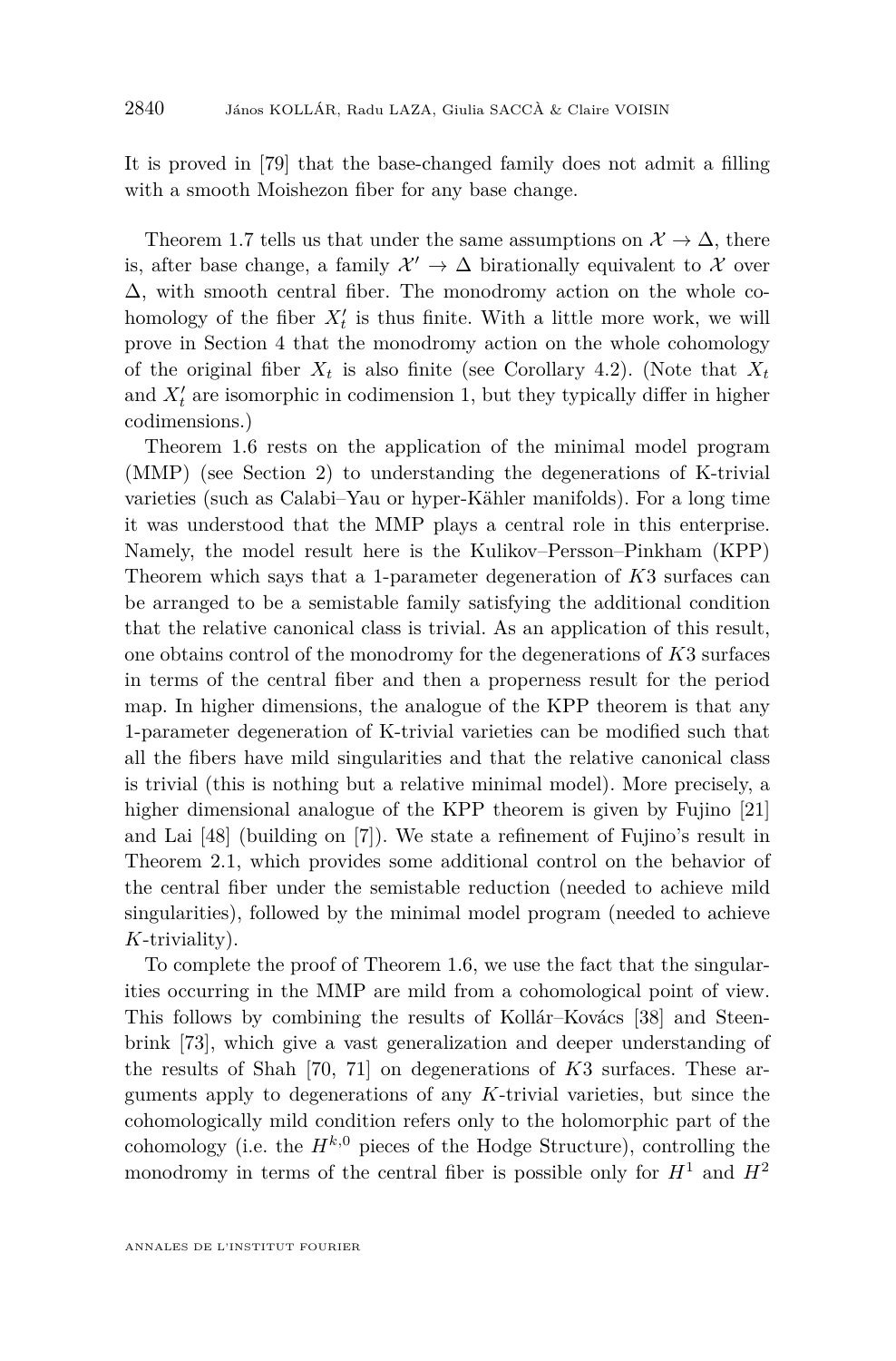It is proved in [79] that the base-changed family does not admit a filling with a smooth Moishezon fiber for any base change.

Theorem 1.7 tells us that under the same assumptions on $\mathcal{X} \to \Delta$, there is, after base change, a family $\mathcal{X}' \to \Delta$ birationally equivalent to $\mathcal{X}$ over $\Delta$, with smooth central fiber. The monodromy action on the whole cohomology of the fiber $X'_t$ is thus finite. With a little more work, we will prove in Section 4 that the monodromy action on the whole cohomology of the original fiber $X_t$ is also finite (see Corollary 4.2). (Note that $X_t$ and $X'_t$ are isomorphic in codimension 1, but they typically differ in higher codimensions.)

Theorem 1.6 rests on the application of the minimal model program (MMP) (see Section 2) to understanding the degenerations of K-trivial varieties (such as Calabi–Yau or hyper-Kähler manifolds). For a long time it was understood that the MMP plays a central role in this enterprise. Namely, the model result here is the Kulikov–Persson–Pinkham (KPP) Theorem which says that a 1-parameter degeneration of $K3$ surfaces can be arranged to be a semistable family satisfying the additional condition that the relative canonical class is trivial. As an application of this result, one obtains control of the monodromy for the degenerations of $K3$ surfaces in terms of the central fiber and then a properness result for the period map. In higher dimensions, the analogue of the KPP theorem is that any 1-parameter degeneration of K-trivial varieties can be modified such that all the fibers have mild singularities and that the relative canonical class is trivial (this is nothing but a relative minimal model). More precisely, a higher dimensional analogue of the KPP theorem is given by Fujino [21] and Lai [48] (building on [7]). We state a refinement of Fujino's result in Theorem 2.1, which provides some additional control on the behavior of the central fiber under the semistable reduction (needed to achieve mild singularities), followed by the minimal model program (needed to achieve $K$-triviality).

To complete the proof of Theorem 1.6, we use the fact that the singularities occurring in the MMP are mild from a cohomological point of view. This follows by combining the results of Kollár–Kovács [38] and Steenbrink [73], which give a vast generalization and deeper understanding of the results of Shah [70, 71] on degenerations of $K3$ surfaces. These arguments apply to degenerations of any $K$-trivial varieties, but since the cohomologically mild condition refers only to the holomorphic part of the cohomology (i.e. the $H^{k,0}$ pieces of the Hodge Structure), controlling the monodromy in terms of the central fiber is possible only for $H^1$ and $H^2$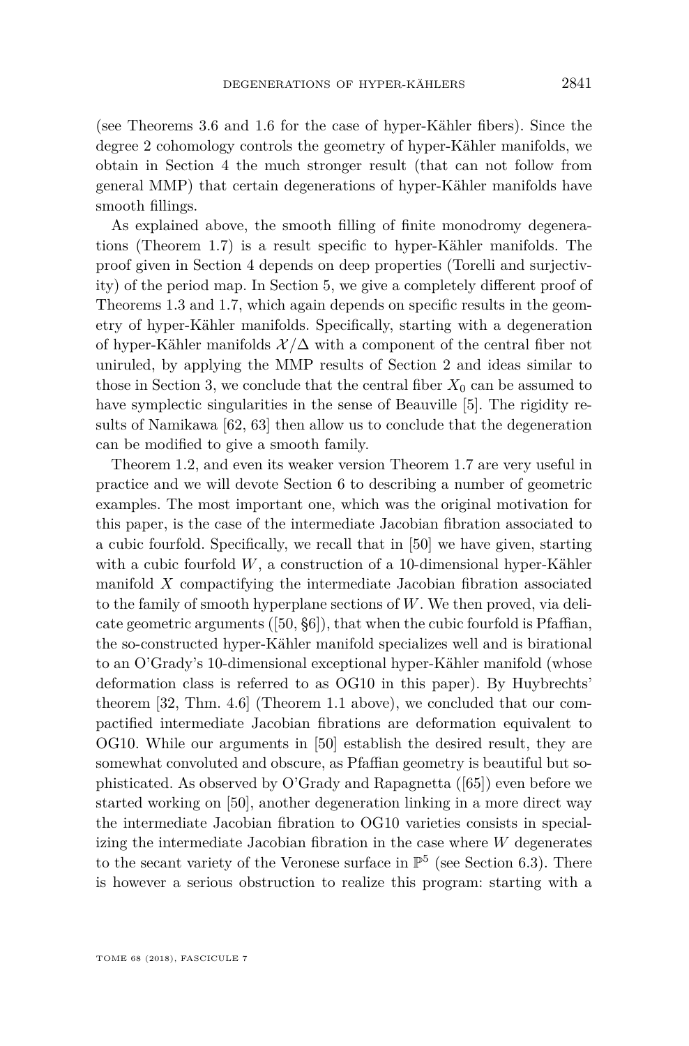(see Theorems 3.6 and 1.6 for the case of hyper-Kähler fibers). Since the degree 2 cohomology controls the geometry of hyper-Kähler manifolds, we obtain in Section 4 the much stronger result (that can not follow from general MMP) that certain degenerations of hyper-Kähler manifolds have smooth fillings.

As explained above, the smooth filling of finite monodromy degenerations (Theorem 1.7) is a result specific to hyper-Kähler manifolds. The proof given in Section 4 depends on deep properties (Torelli and surjectivity) of the period map. In Section 5, we give a completely different proof of Theorems 1.3 and 1.7, which again depends on specific results in the geometry of hyper-Kähler manifolds. Specifically, starting with a degeneration of hyper-Kähler manifolds $\mathcal{X}/\Delta$ with a component of the central fiber not uniruled, by applying the MMP results of Section 2 and ideas similar to those in Section 3, we conclude that the central fiber $X_0$ can be assumed to have symplectic singularities in the sense of Beauville [5]. The rigidity results of Namikawa [62, 63] then allow us to conclude that the degeneration can be modified to give a smooth family.

Theorem 1.2, and even its weaker version Theorem 1.7 are very useful in practice and we will devote Section 6 to describing a number of geometric examples. The most important one, which was the original motivation for this paper, is the case of the intermediate Jacobian fibration associated to a cubic fourfold. Specifically, we recall that in [50] we have given, starting with a cubic fourfold $W$, a construction of a 10-dimensional hyper-Kähler manifold $X$ compactifying the intermediate Jacobian fibration associated to the family of smooth hyperplane sections of $W$. We then proved, via delicate geometric arguments ([50, §6]), that when the cubic fourfold is Pfaffian, the so-constructed hyper-Kähler manifold specializes well and is birational to an O'Grady's 10-dimensional exceptional hyper-Kähler manifold (whose deformation class is referred to as OG10 in this paper). By Huybrechts' theorem [32, Thm. 4.6] (Theorem 1.1 above), we concluded that our compactified intermediate Jacobian fibrations are deformation equivalent to OG10. While our arguments in [50] establish the desired result, they are somewhat convoluted and obscure, as Pfaffian geometry is beautiful but sophisticated. As observed by O'Grady and Rapagnetta ([65]) even before we started working on [50], another degeneration linking in a more direct way the intermediate Jacobian fibration to OG10 varieties consists in specializing the intermediate Jacobian fibration in the case where $W$ degenerates to the secant variety of the Veronese surface in $\mathbb{P}^5$ (see Section 6.3). There is however a serious obstruction to realize this program: starting with a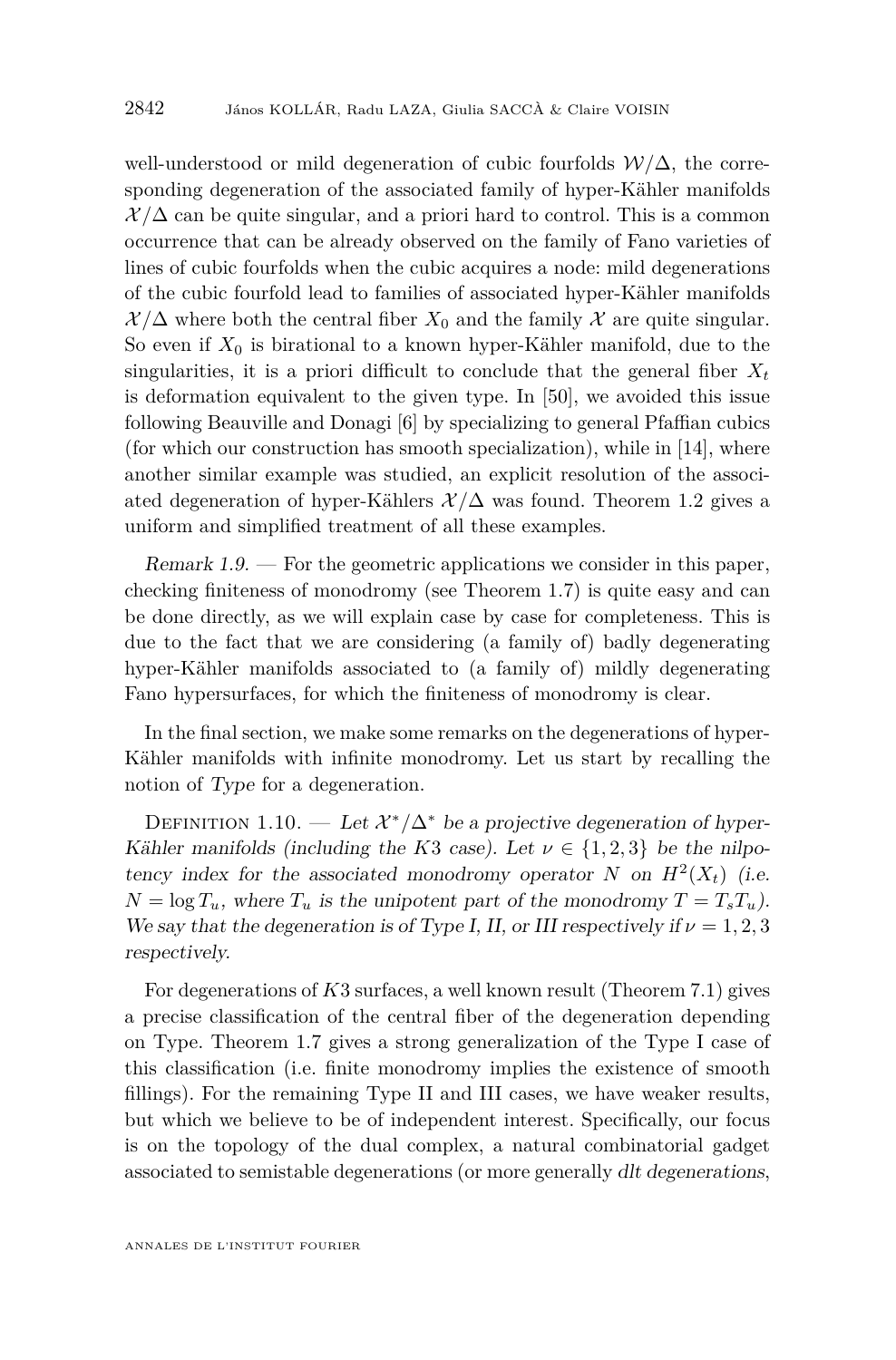well-understood or mild degeneration of cubic fourfolds $\mathcal{W}/\Delta$, the corresponding degeneration of the associated family of hyper-Kähler manifolds $\mathcal{X}/\Delta$ can be quite singular, and a priori hard to control. This is a common occurrence that can be already observed on the family of Fano varieties of lines of cubic fourfolds when the cubic acquires a node: mild degenerations of the cubic fourfold lead to families of associated hyper-Kähler manifolds $\mathcal{X}/\Delta$ where both the central fiber $X_0$ and the family $\mathcal{X}$ are quite singular. So even if $X_0$ is birational to a known hyper-Kähler manifold, due to the singularities, it is a priori difficult to conclude that the general fiber $X_t$ is deformation equivalent to the given type. In [50], we avoided this issue following Beauville and Donagi [6] by specializing to general Pfaffian cubics (for which our construction has smooth specialization), while in [14], where another similar example was studied, an explicit resolution of the associated degeneration of hyper-Kählers $\mathcal{X}/\Delta$ was found. Theorem 1.2 gives a uniform and simplified treatment of all these examples.

*Remark 1.9.* — For the geometric applications we consider in this paper, checking finiteness of monodromy (see Theorem 1.7) is quite easy and can be done directly, as we will explain case by case for completeness. This is due to the fact that we are considering (a family of) badly degenerating hyper-Kähler manifolds associated to (a family of) mildly degenerating Fano hypersurfaces, for which the finiteness of monodromy is clear.

In the final section, we make some remarks on the degenerations of hyper-Kähler manifolds with infinite monodromy. Let us start by recalling the notion of *Type* for a degeneration.

Definition 1.10. — *Let $\mathcal{X}^*/\Delta^*$ be a projective degeneration of hyper-Kähler manifolds (including the K3 case). Let $\nu \in \{1,2,3\}$ be the nilpotency index for the associated monodromy operator $N$ on $H^2(X_t)$ (i.e. $N = \log T_u$, where $T_u$ is the unipotent part of the monodromy $T = T_sT_u$). We say that the degeneration is of Type I, II, or III respectively if $\nu = 1,2,3$ respectively.*

For degenerations of $K3$ surfaces, a well known result (Theorem 7.1) gives a precise classification of the central fiber of the degeneration depending on Type. Theorem 1.7 gives a strong generalization of the Type I case of this classification (i.e. finite monodromy implies the existence of smooth fillings). For the remaining Type II and III cases, we have weaker results, but which we believe to be of independent interest. Specifically, our focus is on the topology of the dual complex, a natural combinatorial gadget associated to semistable degenerations (or more generally *dlt degenerations*,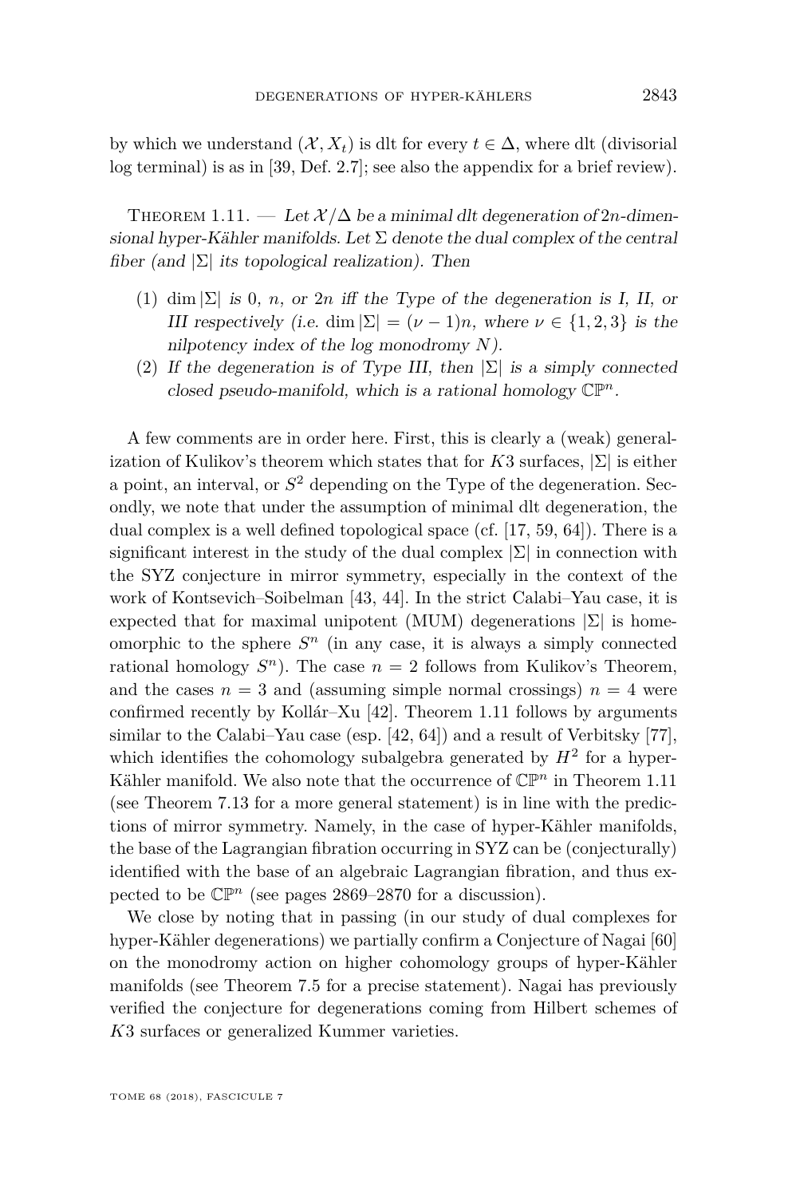by which we understand $(\mathcal{X}, X_t)$ is dlt for every $t \in \Delta$, where dlt (divisorial log terminal) is as in [39, Def. 2.7]; see also the appendix for a brief review).

Theorem 1.11. — *Let $\mathcal{X}/\Delta$ be a minimal dlt degeneration of $2n$-dimensional hyper-Kähler manifolds. Let $\Sigma$ denote the dual complex of the central fiber (and $|\Sigma|$ its topological realization). Then*

1. *$\dim |\Sigma|$ is $0$, $n$, or $2n$ iff the Type of the degeneration is I, II, or III respectively (i.e. $\dim |\Sigma| = (\nu - 1)n$, where $\nu \in \{1, 2, 3\}$ is the nilpotency index of the log monodromy $N$).*
2. *If the degeneration is of Type III, then $|\Sigma|$ is a simply connected closed pseudo-manifold, which is a rational homology $\mathbb{CP}^n$.*

A few comments are in order here. First, this is clearly a (weak) generalization of Kulikov's theorem which states that for $K3$ surfaces, $|\Sigma|$ is either a point, an interval, or $S^2$ depending on the Type of the degeneration. Secondly, we note that under the assumption of minimal dlt degeneration, the dual complex is a well defined topological space (cf. [17, 59, 64]). There is a significant interest in the study of the dual complex $|\Sigma|$ in connection with the SYZ conjecture in mirror symmetry, especially in the context of the work of Kontsevich–Soibelman [43, 44]. In the strict Calabi–Yau case, it is expected that for maximal unipotent (MUM) degenerations $|\Sigma|$ is homeomorphic to the sphere $S^n$ (in any case, it is always a simply connected rational homology $S^n$). The case $n = 2$ follows from Kulikov's Theorem, and the cases $n = 3$ and (assuming simple normal crossings) $n = 4$ were confirmed recently by Kollár–Xu [42]. Theorem 1.11 follows by arguments similar to the Calabi–Yau case (esp. [42, 64]) and a result of Verbitsky [77], which identifies the cohomology subalgebra generated by $H^2$ for a hyper-Kähler manifold. We also note that the occurrence of $\mathbb{CP}^n$ in Theorem 1.11 (see Theorem 7.13 for a more general statement) is in line with the predictions of mirror symmetry. Namely, in the case of hyper-Kähler manifolds, the base of the Lagrangian fibration occurring in SYZ can be (conjecturally) identified with the base of an algebraic Lagrangian fibration, and thus expected to be $\mathbb{CP}^n$ (see pages 2869–2870 for a discussion).

We close by noting that in passing (in our study of dual complexes for hyper-Kähler degenerations) we partially confirm a Conjecture of Nagai [60] on the monodromy action on higher cohomology groups of hyper-Kähler manifolds (see Theorem 7.5 for a precise statement). Nagai has previously verified the conjecture for degenerations coming from Hilbert schemes of $K3$ surfaces or generalized Kummer varieties.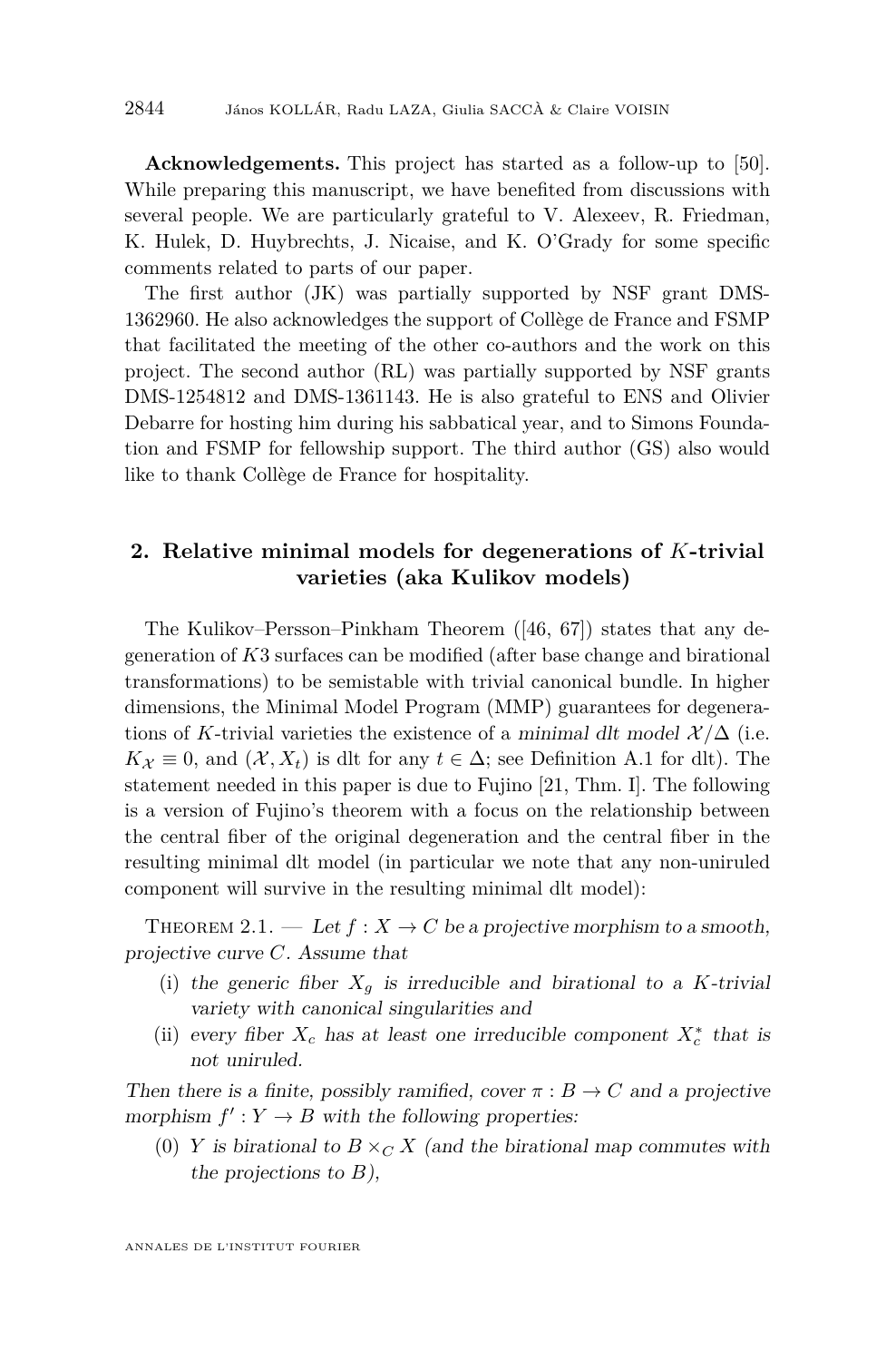**Acknowledgements.** This project has started as a follow-up to [50]. While preparing this manuscript, we have benefited from discussions with several people. We are particularly grateful to V. Alexeev, R. Friedman, K. Hulek, D. Huybrechts, J. Nicaise, and K. O'Grady for some specific comments related to parts of our paper.

The first author (JK) was partially supported by NSF grant DMS-1362960. He also acknowledges the support of Collège de France and FSMP that facilitated the meeting of the other co-authors and the work on this project. The second author (RL) was partially supported by NSF grants DMS-1254812 and DMS-1361143. He is also grateful to ENS and Olivier Debarre for hosting him during his sabbatical year, and to Simons Foundation and FSMP for fellowship support. The third author (GS) also would like to thank Collège de France for hospitality.

## 2. Relative minimal models for degenerations of $K$-trivial varieties (aka Kulikov models)

The Kulikov–Persson–Pinkham Theorem ([46, 67]) states that any degeneration of $K3$ surfaces can be modified (after base change and birational transformations) to be semistable with trivial canonical bundle. In higher dimensions, the Minimal Model Program (MMP) guarantees for degenerations of $K$-trivial varieties the existence of a *minimal dlt model* $\mathcal{X}/\Delta$ (i.e. $K_{\mathcal{X}} \equiv 0$, and $(\mathcal{X}, X_t)$ is dlt for any $t \in \Delta$; see Definition A.1 for dlt). The statement needed in this paper is due to Fujino [21, Thm. I]. The following is a version of Fujino's theorem with a focus on the relationship between the central fiber of the original degeneration and the central fiber in the resulting minimal dlt model (in particular we note that any non-uniruled component will survive in the resulting minimal dlt model):

Theorem 2.1. — *Let $f : X \to C$ be a projective morphism to a smooth, projective curve $C$. Assume that*

(i) *the generic fiber $X_g$ is irreducible and birational to a $K$-trivial variety with canonical singularities and*
(ii) *every fiber $X_c$ has at least one irreducible component $X_c^*$ that is not uniruled.*

*Then there is a finite, possibly ramified, cover $\pi : B \to C$ and a projective morphism $f' : Y \to B$ with the following properties:*

(0) *$Y$ is birational to $B \times_C X$ (and the birational map commutes with the projections to $B$),*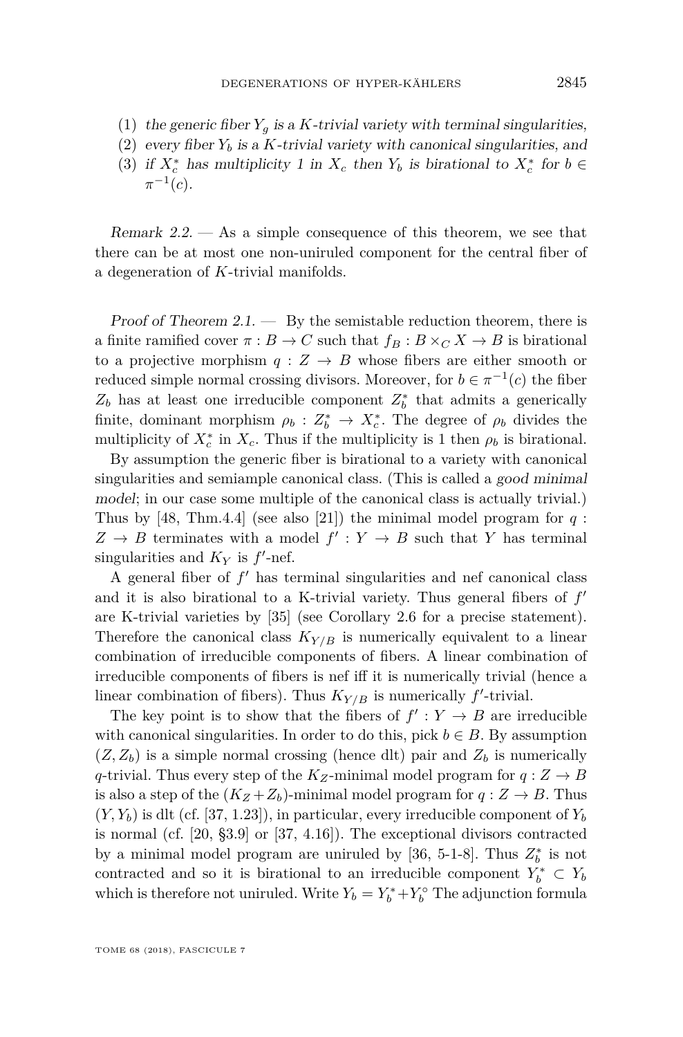(1) *the generic fiber $Y_g$ is a $K$-trivial variety with terminal singularities,*
(2) *every fiber $Y_b$ is a $K$-trivial variety with canonical singularities, and*
(3) *if $X_c^*$ has multiplicity 1 in $X_c$ then $Y_b$ is birational to $X_c^*$ for $b \in \pi^{-1}(c)$.*

*Remark 2.2.* — As a simple consequence of this theorem, we see that there can be at most one non-uniruled component for the central fiber of a degeneration of $K$-trivial manifolds.

*Proof of Theorem 2.1.* — By the semistable reduction theorem, there is a finite ramified cover $\pi : B \to C$ such that $f_B : B \times_C X \to B$ is birational to a projective morphism $q : Z \to B$ whose fibers are either smooth or reduced simple normal crossing divisors. Moreover, for $b \in \pi^{-1}(c)$ the fiber $Z_b$ has at least one irreducible component $Z_b^*$ that admits a generically finite, dominant morphism $\rho_b : Z_b^* \to X_c^*$. The degree of $\rho_b$ divides the multiplicity of $X_c^*$ in $X_c$. Thus if the multiplicity is 1 then $\rho_b$ is birational.

By assumption the generic fiber is birational to a variety with canonical singularities and semiample canonical class. (This is called a *good minimal model*; in our case some multiple of the canonical class is actually trivial.) Thus by [48, Thm.4.4] (see also [21]) the minimal model program for $q : Z \to B$ terminates with a model $f' : Y \to B$ such that $Y$ has terminal singularities and $K_Y$ is $f'$-nef.

A general fiber of $f'$ has terminal singularities and nef canonical class and it is also birational to a K-trivial variety. Thus general fibers of $f'$ are K-trivial varieties by [35] (see Corollary 2.6 for a precise statement). Therefore the canonical class $K_{Y/B}$ is numerically equivalent to a linear combination of irreducible components of fibers. A linear combination of irreducible components of fibers is nef iff it is numerically trivial (hence a linear combination of fibers). Thus $K_{Y/B}$ is numerically $f'$-trivial.

The key point is to show that the fibers of $f' : Y \to B$ are irreducible with canonical singularities. In order to do this, pick $b \in B$. By assumption $(Z, Z_b)$ is a simple normal crossing (hence dlt) pair and $Z_b$ is numerically $q$-trivial. Thus every step of the $K_Z$-minimal model program for $q : Z \to B$ is also a step of the $(K_Z + Z_b)$-minimal model program for $q : Z \to B$. Thus $(Y, Y_b)$ is dlt (cf. [37, 1.23]), in particular, every irreducible component of $Y_b$ is normal (cf. [20, §3.9] or [37, 4.16]). The exceptional divisors contracted by a minimal model program are uniruled by [36, 5-1-8]. Thus $Z_b^*$ is not contracted and so it is birational to an irreducible component $Y_b^* \subset Y_b$ which is therefore not uniruled. Write $Y_b = Y_b^* + Y_b^\circ$ The adjunction formula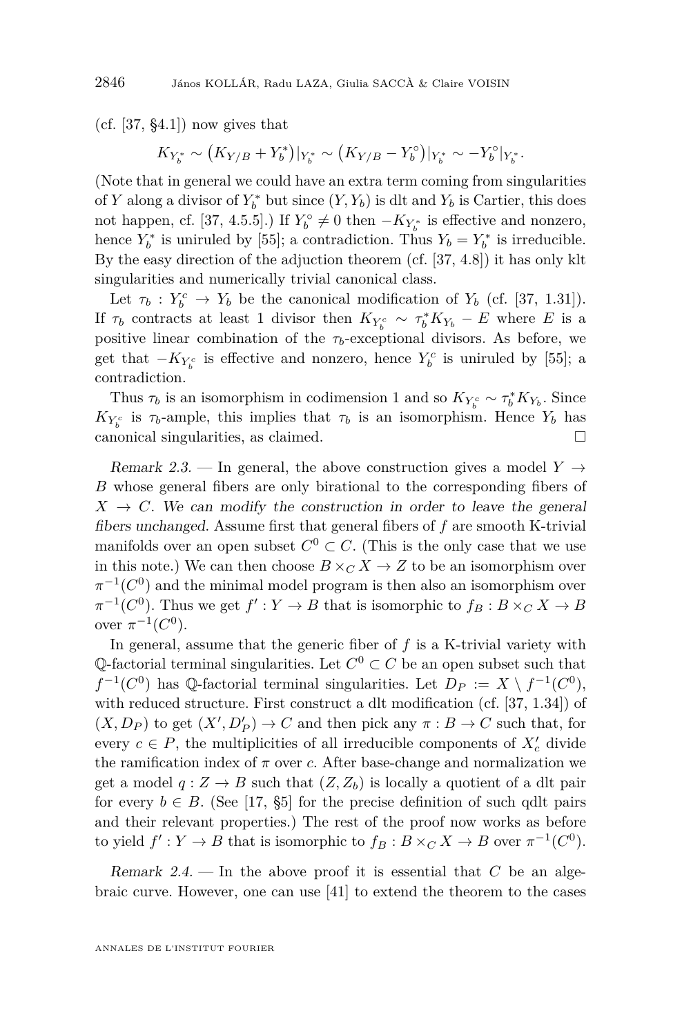(cf. [37, §4.1]) now gives that

$$K_{Y_b^*} \sim \left(K_{Y/B} + Y_b^*\right)|_{Y_b^*} \sim \left(K_{Y/B} - Y_b^\circ\right)|_{Y_b^*} \sim -Y_b^\circ|_{Y_b^*}.$$

(Note that in general we could have an extra term coming from singularities of $Y$ along a divisor of $Y_b^*$ but since $(Y, Y_b)$ is dlt and $Y_b$ is Cartier, this does not happen, cf. [37, 4.5.5].) If $Y_b^\circ \neq 0$ then $-K_{Y_b^*}$ is effective and nonzero, hence $Y_b^*$ is uniruled by [55]; a contradiction. Thus $Y_b = Y_b^*$ is irreducible. By the easy direction of the adjuction theorem (cf. [37, 4.8]) it has only klt singularities and numerically trivial canonical class.

Let $\tau_b : Y_b^c \to Y_b$ be the canonical modification of $Y_b$ (cf. [37, 1.31]). If $\tau_b$ contracts at least 1 divisor then $K_{Y_b^c} \sim \tau_b^* K_{Y_b} - E$ where $E$ is a positive linear combination of the $\tau_b$-exceptional divisors. As before, we get that $-K_{Y_b^c}$ is effective and nonzero, hence $Y_b^c$ is uniruled by [55]; a contradiction.

Thus $\tau_b$ is an isomorphism in codimension 1 and so $K_{Y_b^c} \sim \tau_b^* K_{Y_b}$. Since $K_{Y_b^c}$ is $\tau_b$-ample, this implies that $\tau_b$ is an isomorphism. Hence $Y_b$ has canonical singularities, as claimed. □

*Remark 2.3.* — In general, the above construction gives a model $Y \to B$ whose general fibers are only birational to the corresponding fibers of $X \to C$. *We can modify the construction in order to leave the general fibers unchanged*. Assume first that general fibers of $f$ are smooth K-trivial manifolds over an open subset $C^0 \subset C$. (This is the only case that we use in this note.) We can then choose $B \times_C X \to Z$ to be an isomorphism over $\pi^{-1}(C^0)$ and the minimal model program is then also an isomorphism over $\pi^{-1}(C^0)$. Thus we get $f' : Y \to B$ that is isomorphic to $f_B : B \times_C X \to B$ over $\pi^{-1}(C^0)$.

In general, assume that the generic fiber of $f$ is a K-trivial variety with $\mathbb{Q}$-factorial terminal singularities. Let $C^0 \subset C$ be an open subset such that $f^{-1}(C^0)$ has $\mathbb{Q}$-factorial terminal singularities. Let $D_P := X \setminus f^{-1}(C^0)$, with reduced structure. First construct a dlt modification (cf. [37, 1.34]) of $(X, D_P)$ to get $(X', D'_P) \to C$ and then pick any $\pi : B \to C$ such that, for every $c \in P$, the multiplicities of all irreducible components of $X'_c$ divide the ramification index of $\pi$ over $c$. After base-change and normalization we get a model $q : Z \to B$ such that $(Z, Z_b)$ is locally a quotient of a dlt pair for every $b \in B$. (See [17, §5] for the precise definition of such qdlt pairs and their relevant properties.) The rest of the proof now works as before to yield $f' : Y \to B$ that is isomorphic to $f_B : B \times_C X \to B$ over $\pi^{-1}(C^0)$.

*Remark 2.4.* — In the above proof it is essential that $C$ be an algebraic curve. However, one can use [41] to extend the theorem to the cases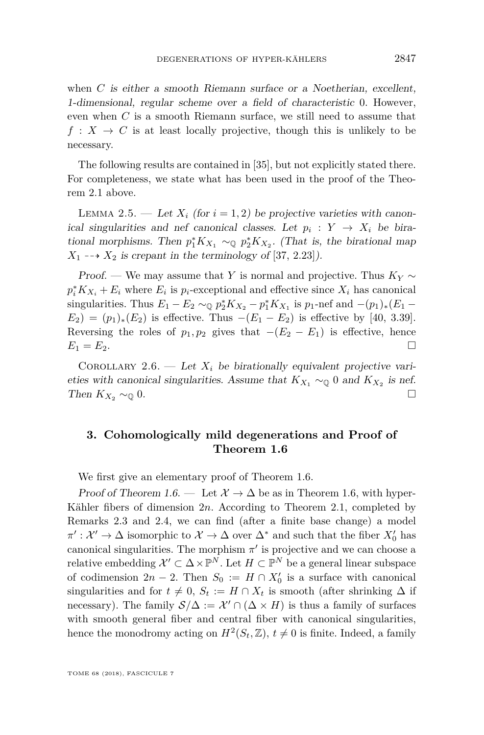when $C$ *is either a smooth Riemann surface or a Noetherian, excellent, 1-dimensional, regular scheme over a field of characteristic* 0. However, even when $C$ is a smooth Riemann surface, we still need to assume that $f : X \to C$ is at least locally projective, though this is unlikely to be necessary.

The following results are contained in [35], but not explicitly stated there. For completeness, we state what has been used in the proof of the Theorem 2.1 above.

Lemma 2.5. — *Let $X_i$ (for $i = 1, 2$) be projective varieties with canonical singularities and nef canonical classes. Let $p_i : Y \to X_i$ be birational morphisms. Then $p_1^* K_{X_1} \sim_{\mathbb{Q}} p_2^* K_{X_2}$. (That is, the birational map $X_1 \dashrightarrow X_2$ is crepant in the terminology of [37, 2.23]).*

*Proof.* — We may assume that $Y$ is normal and projective. Thus $K_Y \sim p_i^* K_{X_i} + E_i$ where $E_i$ is $p_i$-exceptional and effective since $X_i$ has canonical singularities. Thus $E_1 - E_2 \sim_{\mathbb{Q}} p_2^* K_{X_2} - p_1^* K_{X_1}$ is $p_1$-nef and $-(p_1)_*(E_1 - E_2) = (p_1)_*(E_2)$ is effective. Thus $-(E_1 - E_2)$ is effective by [40, 3.39]. Reversing the roles of $p_1, p_2$ gives that $-(E_2 - E_1)$ is effective, hence $E_1 = E_2$. □

Corollary 2.6. — *Let $X_i$ be birationally equivalent projective varieties with canonical singularities. Assume that $K_{X_1} \sim_{\mathbb{Q}} 0$ and $K_{X_2}$ is nef. Then $K_{X_2} \sim_{\mathbb{Q}} 0$.* □

## 3. Cohomologically mild degenerations and Proof of Theorem 1.6

We first give an elementary proof of Theorem 1.6.

*Proof of Theorem 1.6.* — Let $\mathcal{X} \to \Delta$ be as in Theorem 1.6, with hyper-Kähler fibers of dimension $2n$. According to Theorem 2.1, completed by Remarks 2.3 and 2.4, we can find (after a finite base change) a model $\pi' : \mathcal{X}' \to \Delta$ isomorphic to $\mathcal{X} \to \Delta$ over $\Delta^*$ and such that the fiber $X_0'$ has canonical singularities. The morphism $\pi'$ is projective and we can choose a relative embedding $\mathcal{X}' \subset \Delta \times \mathbb{P}^N$. Let $H \subset \mathbb{P}^N$ be a general linear subspace of codimension $2n - 2$. Then $S_0 := H \cap X_0'$ is a surface with canonical singularities and for $t \neq 0$, $S_t := H \cap X_t$ is smooth (after shrinking $\Delta$ if necessary). The family $\mathcal{S}/\Delta := \mathcal{X}' \cap (\Delta \times H)$ is thus a family of surfaces with smooth general fiber and central fiber with canonical singularities, hence the monodromy acting on $H^2(S_t, \mathbb{Z})$, $t \neq 0$ is finite. Indeed, a family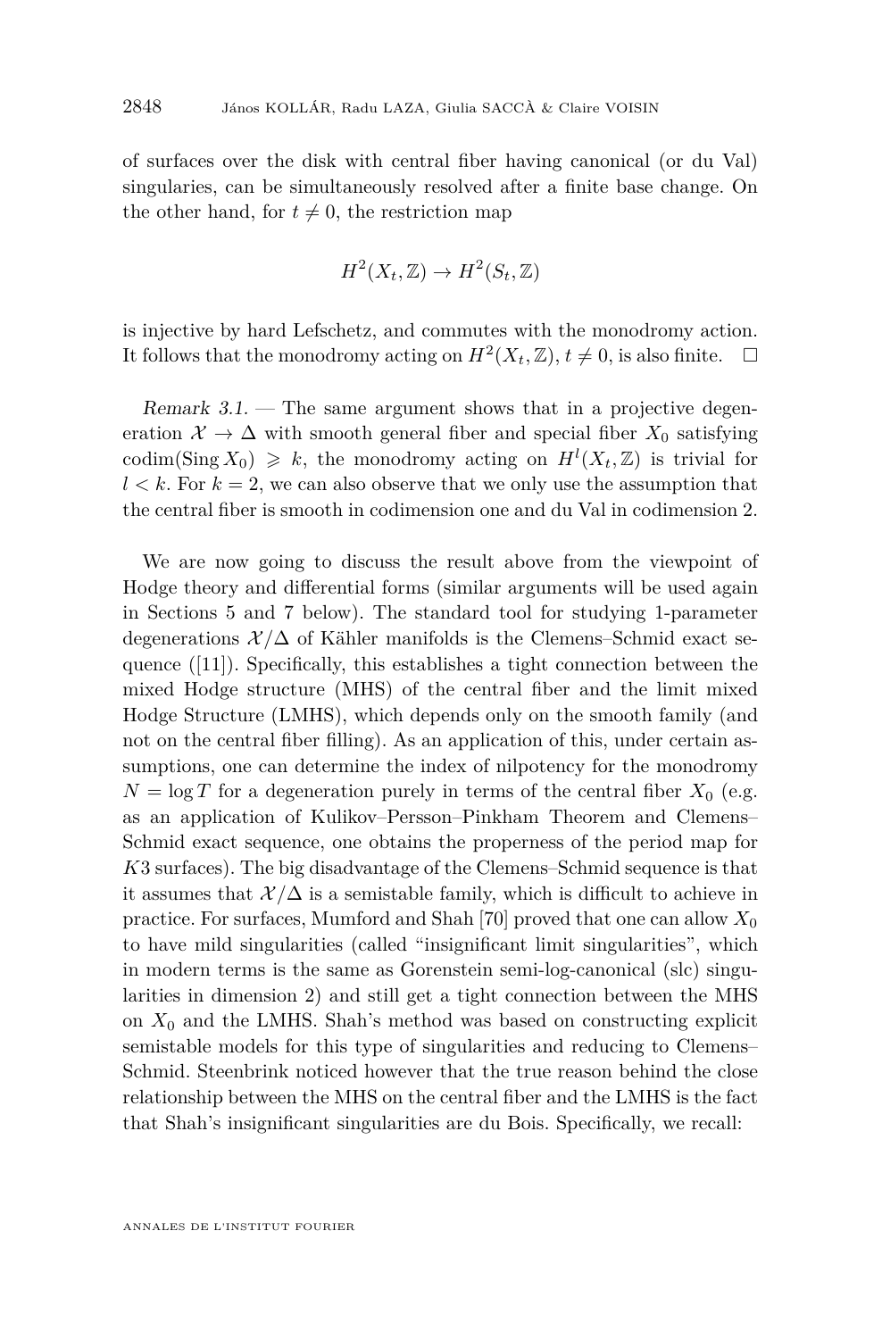of surfaces over the disk with central fiber having canonical (or du Val) singularities, can be simultaneously resolved after a finite base change. On the other hand, for $t \neq 0$, the restriction map

$$H^2(X_t, \mathbb{Z}) \to H^2(S_t, \mathbb{Z})$$

is injective by hard Lefschetz, and commutes with the monodromy action. It follows that the monodromy acting on $H^2(X_t, \mathbb{Z})$, $t \neq 0$, is also finite. $\square$

*Remark 3.1.* — The same argument shows that in a projective degeneration $\mathcal{X} \to \Delta$ with smooth general fiber and special fiber $X_0$ satisfying $\operatorname{codim}(\operatorname{Sing} X_0) \geqslant k$, the monodromy acting on $H^l(X_t, \mathbb{Z})$ is trivial for $l < k$. For $k = 2$, we can also observe that we only use the assumption that the central fiber is smooth in codimension one and du Val in codimension 2.

We are now going to discuss the result above from the viewpoint of Hodge theory and differential forms (similar arguments will be used again in Sections 5 and 7 below). The standard tool for studying 1-parameter degenerations $\mathcal{X}/\Delta$ of Kähler manifolds is the Clemens–Schmid exact sequence ([11]). Specifically, this establishes a tight connection between the mixed Hodge structure (MHS) of the central fiber and the limit mixed Hodge Structure (LMHS), which depends only on the smooth family (and not on the central fiber filling). As an application of this, under certain assumptions, one can determine the index of nilpotency for the monodromy $N = \log T$ for a degeneration purely in terms of the central fiber $X_0$ (e.g. as an application of Kulikov–Persson–Pinkham Theorem and Clemens–Schmid exact sequence, one obtains the properness of the period map for $K3$ surfaces). The big disadvantage of the Clemens–Schmid sequence is that it assumes that $\mathcal{X}/\Delta$ is a semistable family, which is difficult to achieve in practice. For surfaces, Mumford and Shah [70] proved that one can allow $X_0$ to have mild singularities (called "insignificant limit singularities", which in modern terms is the same as Gorenstein semi-log-canonical (slc) singularities in dimension 2) and still get a tight connection between the MHS on $X_0$ and the LMHS. Shah's method was based on constructing explicit semistable models for this type of singularities and reducing to Clemens–Schmid. Steenbrink noticed however that the true reason behind the close relationship between the MHS on the central fiber and the LMHS is the fact that Shah's insignificant singularities are du Bois. Specifically, we recall: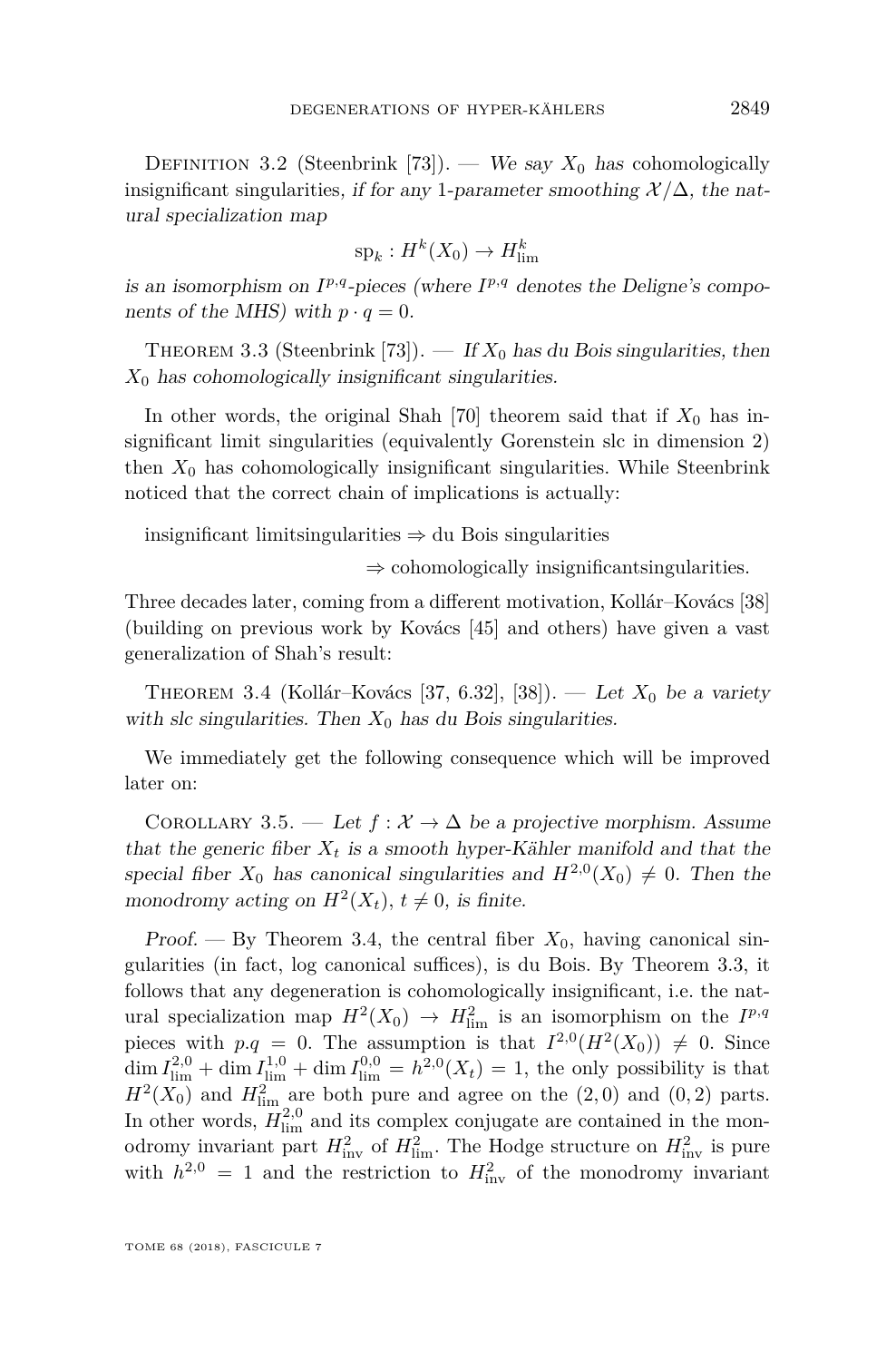Definition 3.2 (Steenbrink [73]). — *We say $X_0$ has* cohomologically insignificant singularities*, if for any 1-parameter smoothing $\mathcal{X}/\Delta$, the natural specialization map*

$$\mathrm{sp}_k : H^k(X_0) \to H^k_{\mathrm{lim}}$$

*is an isomorphism on $I^{p,q}$-pieces (where $I^{p,q}$ denotes the Deligne's components of the MHS) with $p \cdot q = 0$.*

Theorem 3.3 (Steenbrink [73]). — *If $X_0$ has du Bois singularities, then $X_0$ has cohomologically insignificant singularities.*

In other words, the original Shah [70] theorem said that if $X_0$ has insignificant limit singularities (equivalently Gorenstein slc in dimension 2) then $X_0$ has cohomologically insignificant singularities. While Steenbrink noticed that the correct chain of implications is actually:

insignificant limitsingularities $\Rightarrow$ du Bois singularities

$\Rightarrow$ cohomologically insignificantsingularities.

Three decades later, coming from a different motivation, Kollár–Kovács [38] (building on previous work by Kovács [45] and others) have given a vast generalization of Shah's result:

Theorem 3.4 (Kollár–Kovács [37, 6.32], [38]). — *Let $X_0$ be a variety with slc singularities. Then $X_0$ has du Bois singularities.*

We immediately get the following consequence which will be improved later on:

Corollary 3.5. — *Let $f : \mathcal{X} \to \Delta$ be a projective morphism. Assume that the generic fiber $X_t$ is a smooth hyper-Kähler manifold and that the special fiber $X_0$ has canonical singularities and $H^{2,0}(X_0) \neq 0$. Then the monodromy acting on $H^2(X_t)$, $t \neq 0$, is finite.*

*Proof.* — By Theorem 3.4, the central fiber $X_0$, having canonical singularities (in fact, log canonical suffices), is du Bois. By Theorem 3.3, it follows that any degeneration is cohomologically insignificant, i.e. the natural specialization map $H^2(X_0) \to H^2_{\mathrm{lim}}$ is an isomorphism on the $I^{p,q}$ pieces with $p.q = 0$. The assumption is that $I^{2,0}(H^2(X_0)) \neq 0$. Since $\dim I^{2,0}_{\mathrm{lim}} + \dim I^{1,0}_{\mathrm{lim}} + \dim I^{0,0}_{\mathrm{lim}} = h^{2,0}(X_t) = 1$, the only possibility is that $H^2(X_0)$ and $H^2_{\mathrm{lim}}$ are both pure and agree on the $(2,0)$ and $(0,2)$ parts. In other words, $H^{2,0}_{\mathrm{lim}}$ and its complex conjugate are contained in the monodromy invariant part $H^2_{\mathrm{inv}}$ of $H^2_{\mathrm{lim}}$. The Hodge structure on $H^2_{\mathrm{inv}}$ is pure with $h^{2,0} = 1$ and the restriction to $H^2_{\mathrm{inv}}$ of the monodromy invariant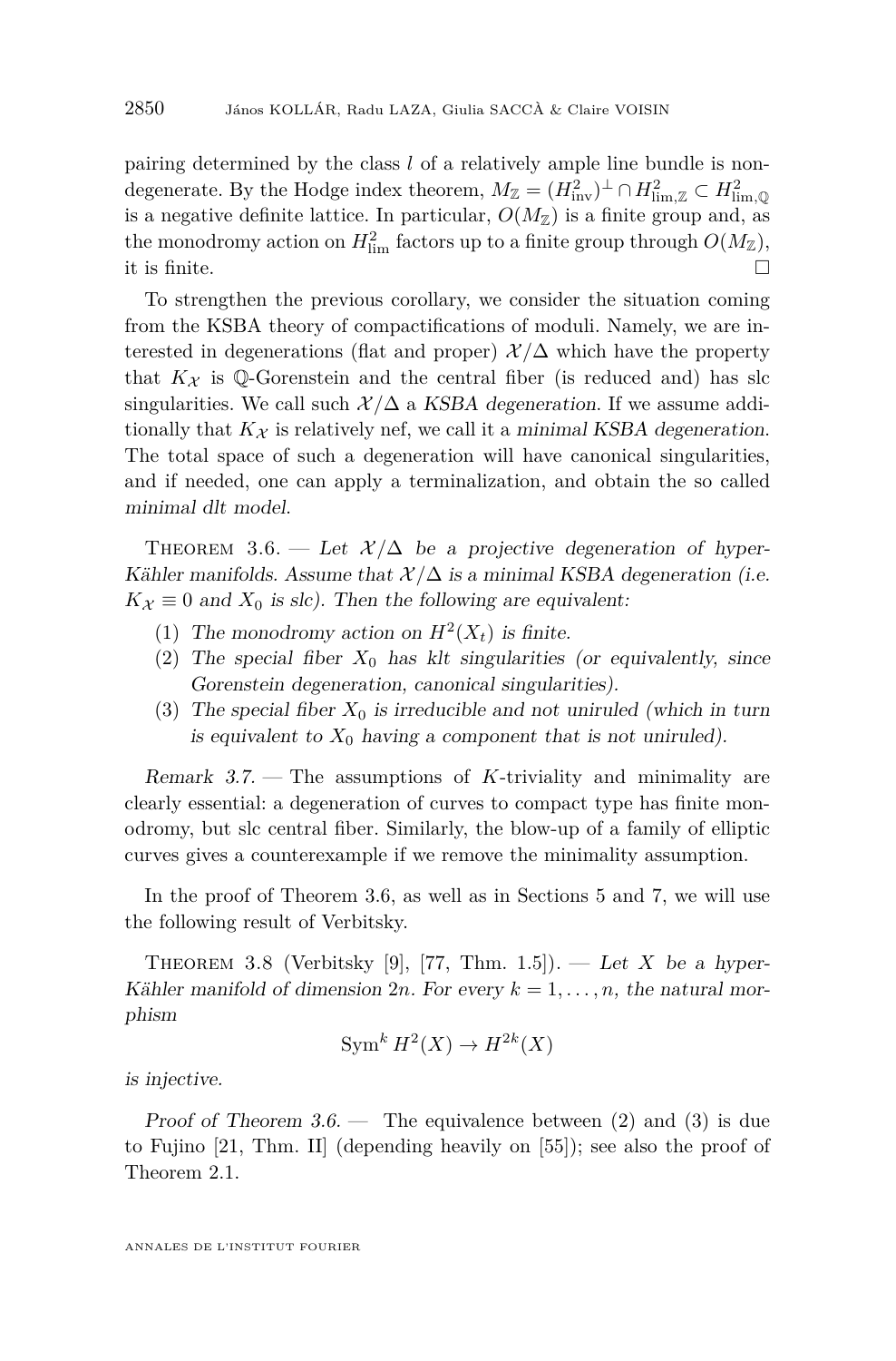pairing determined by the class $l$ of a relatively ample line bundle is nondegenerate. By the Hodge index theorem, $M_{\mathbb{Z}} = (H^2_{\mathrm{inv}})^{\perp} \cap H^2_{\mathrm{lim},\mathbb{Z}} \subset H^2_{\mathrm{lim},\mathbb{Q}}$ is a negative definite lattice. In particular, $O(M_{\mathbb{Z}})$ is a finite group and, as the monodromy action on $H^2_{\mathrm{lim}}$ factors up to a finite group through $O(M_{\mathbb{Z}})$, it is finite. $\square$

To strengthen the previous corollary, we consider the situation coming from the KSBA theory of compactifications of moduli. Namely, we are interested in degenerations (flat and proper) $\mathcal{X}/\Delta$ which have the property that $K_{\mathcal{X}}$ is $\mathbb{Q}$-Gorenstein and the central fiber (is reduced and) has slc singularities. We call such $\mathcal{X}/\Delta$ a *KSBA degeneration*. If we assume additionally that $K_{\mathcal{X}}$ is relatively nef, we call it a *minimal KSBA degeneration*. The total space of such a degeneration will have canonical singularities, and if needed, one can apply a terminalization, and obtain the so called *minimal dlt model*.

Theorem 3.6. — *Let $\mathcal{X}/\Delta$ be a projective degeneration of hyper-Kähler manifolds. Assume that $\mathcal{X}/\Delta$ is a minimal KSBA degeneration (i.e. $K_{\mathcal{X}} \equiv 0$ and $X_0$ is slc). Then the following are equivalent:*

1. *The monodromy action on $H^2(X_t)$ is finite.*
2. *The special fiber $X_0$ has klt singularities (or equivalently, since Gorenstein degeneration, canonical singularities).*
3. *The special fiber $X_0$ is irreducible and not uniruled (which in turn is equivalent to $X_0$ having a component that is not uniruled).*

*Remark 3.7.* — The assumptions of $K$-triviality and minimality are clearly essential: a degeneration of curves to compact type has finite monodromy, but slc central fiber. Similarly, the blow-up of a family of elliptic curves gives a counterexample if we remove the minimality assumption.

In the proof of Theorem 3.6, as well as in Sections 5 and 7, we will use the following result of Verbitsky.

Theorem 3.8 (Verbitsky [9], [77, Thm. 1.5]). — *Let $X$ be a hyper-Kähler manifold of dimension $2n$. For every $k = 1, \ldots, n$, the natural morphism*

$$\mathrm{Sym}^k H^2(X) \to H^{2k}(X)$$

*is injective.*

*Proof of Theorem 3.6.* — The equivalence between (2) and (3) is due to Fujino [21, Thm. II] (depending heavily on [55]); see also the proof of Theorem 2.1.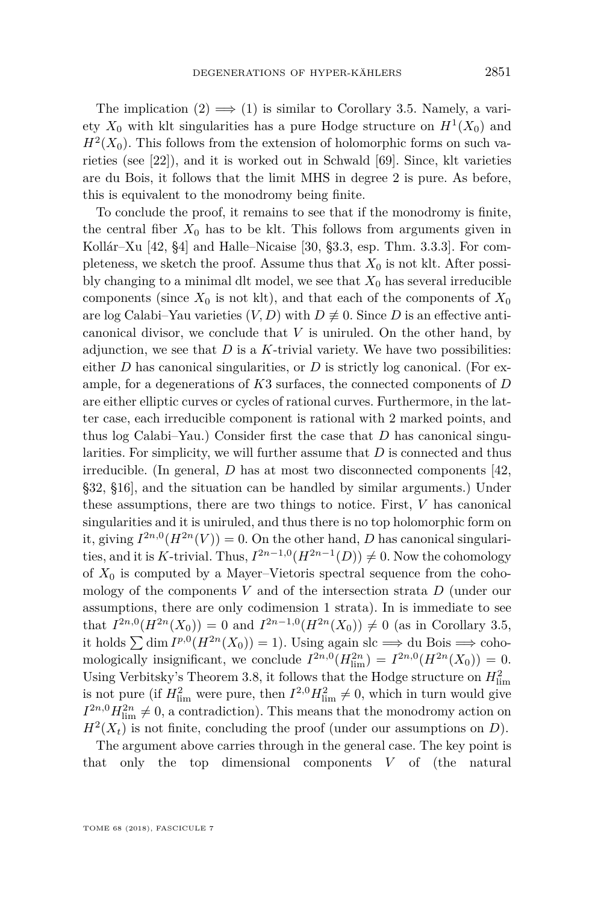The implication (2) $\implies$ (1) is similar to Corollary 3.5. Namely, a variety $X_0$ with klt singularities has a pure Hodge structure on $H^1(X_0)$ and $H^2(X_0)$. This follows from the extension of holomorphic forms on such varieties (see [22]), and it is worked out in Schwald [69]. Since, klt varieties are du Bois, it follows that the limit MHS in degree 2 is pure. As before, this is equivalent to the monodromy being finite.

To conclude the proof, it remains to see that if the monodromy is finite, the central fiber $X_0$ has to be klt. This follows from arguments given in Kollár–Xu [42, §4] and Halle–Nicaise [30, §3.3, esp. Thm. 3.3.3]. For completeness, we sketch the proof. Assume thus that $X_0$ is not klt. After possibly changing to a minimal dlt model, we see that $X_0$ has several irreducible components (since $X_0$ is not klt), and that each of the components of $X_0$ are log Calabi–Yau varieties $(V, D)$ with $D \not\equiv 0$. Since $D$ is an effective anticanonical divisor, we conclude that $V$ is uniruled. On the other hand, by adjunction, we see that $D$ is a $K$-trivial variety. We have two possibilities: either $D$ has canonical singularities, or $D$ is strictly log canonical. (For example, for a degenerations of $K3$ surfaces, the connected components of $D$ are either elliptic curves or cycles of rational curves. Furthermore, in the latter case, each irreducible component is rational with 2 marked points, and thus log Calabi–Yau.) Consider first the case that $D$ has canonical singularities. For simplicity, we will further assume that $D$ is connected and thus irreducible. (In general, $D$ has at most two disconnected components [42, §32, §16], and the situation can be handled by similar arguments.) Under these assumptions, there are two things to notice. First, $V$ has canonical singularities and it is uniruled, and thus there is no top holomorphic form on it, giving $I^{2n,0}(H^{2n}(V)) = 0$. On the other hand, $D$ has canonical singularities, and it is $K$-trivial. Thus, $I^{2n-1,0}(H^{2n-1}(D)) \neq 0$. Now the cohomology of $X_0$ is computed by a Mayer–Vietoris spectral sequence from the cohomology of the components $V$ and of the intersection strata $D$ (under our assumptions, there are only codimension 1 strata). In is immediate to see that $I^{2n,0}(H^{2n}(X_0)) = 0$ and $I^{2n-1,0}(H^{2n}(X_0)) \neq 0$ (as in Corollary 3.5, it holds $\sum \dim I^{p,0}(H^{2n}(X_0)) = 1$). Using again slc $\implies$ du Bois $\implies$ cohomologically insignificant, we conclude $I^{2n,0}(H^{2n}_{\mathrm{lim}}) = I^{2n,0}(H^{2n}(X_0)) = 0$. Using Verbitsky's Theorem 3.8, it follows that the Hodge structure on $H^2_{\mathrm{lim}}$ is not pure (if $H^2_{\mathrm{lim}}$ were pure, then $I^{2,0}H^2_{\mathrm{lim}} \neq 0$, which in turn would give $I^{2n,0}H^{2n}_{\mathrm{lim}} \neq 0$, a contradiction). This means that the monodromy action on $H^2(X_t)$ is not finite, concluding the proof (under our assumptions on $D$).

The argument above carries through in the general case. The key point is that only the top dimensional components $V$ of (the natural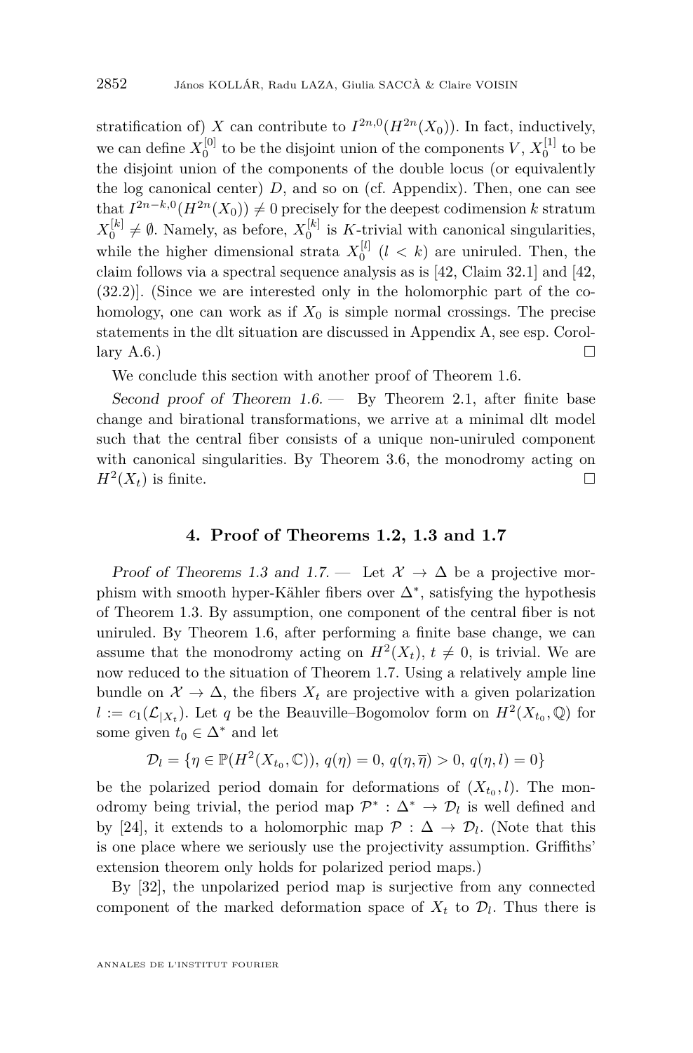stratification of) $X$ can contribute to $I^{2n,0}(H^{2n}(X_0))$. In fact, inductively, we can define $X_0^{[0]}$ to be the disjoint union of the components $V$, $X_0^{[1]}$ to be the disjoint union of the components of the double locus (or equivalently the log canonical center) $D$, and so on (cf. Appendix). Then, one can see that $I^{2n-k,0}(H^{2n}(X_0)) \neq 0$ precisely for the deepest codimension $k$ stratum $X_0^{[k]} \neq \emptyset$. Namely, as before, $X_0^{[k]}$ is $K$-trivial with canonical singularities, while the higher dimensional strata $X_0^{[l]}$ ($l < k$) are uniruled. Then, the claim follows via a spectral sequence analysis as is [42, Claim 32.1] and [42, (32.2)]. (Since we are interested only in the holomorphic part of the cohomology, one can work as if $X_0$ is simple normal crossings. The precise statements in the dlt situation are discussed in Appendix A, see esp. Corollary A.6.) □

We conclude this section with another proof of Theorem 1.6.

*Second proof of Theorem 1.6.* — By Theorem 2.1, after finite base change and birational transformations, we arrive at a minimal dlt model such that the central fiber consists of a unique non-uniruled component with canonical singularities. By Theorem 3.6, the monodromy acting on $H^2(X_t)$ is finite. □

## 4. Proof of Theorems 1.2, 1.3 and 1.7

*Proof of Theorems 1.3 and 1.7.* — Let $\mathcal{X} \to \Delta$ be a projective morphism with smooth hyper-Kähler fibers over $\Delta^*$, satisfying the hypothesis of Theorem 1.3. By assumption, one component of the central fiber is not uniruled. By Theorem 1.6, after performing a finite base change, we can assume that the monodromy acting on $H^2(X_t)$, $t \neq 0$, is trivial. We are now reduced to the situation of Theorem 1.7. Using a relatively ample line bundle on $\mathcal{X} \to \Delta$, the fibers $X_t$ are projective with a given polarization $l := c_1(\mathcal{L}_{|X_t})$. Let $q$ be the Beauville–Bogomolov form on $H^2(X_{t_0}, \mathbb{Q})$ for some given $t_0 \in \Delta^*$ and let

$$\mathcal{D}_l = \{\eta \in \mathbb{P}(H^2(X_{t_0}, \mathbb{C})),\ q(\eta) = 0,\ q(\eta, \overline{\eta}) > 0,\ q(\eta, l) = 0\}$$

be the polarized period domain for deformations of $(X_{t_0}, l)$. The monodromy being trivial, the period map $\mathcal{P}^* : \Delta^* \to \mathcal{D}_l$ is well defined and by [24], it extends to a holomorphic map $\mathcal{P} : \Delta \to \mathcal{D}_l$. (Note that this is one place where we seriously use the projectivity assumption. Griffiths' extension theorem only holds for polarized period maps.)

By [32], the unpolarized period map is surjective from any connected component of the marked deformation space of $X_t$ to $\mathcal{D}_l$. Thus there is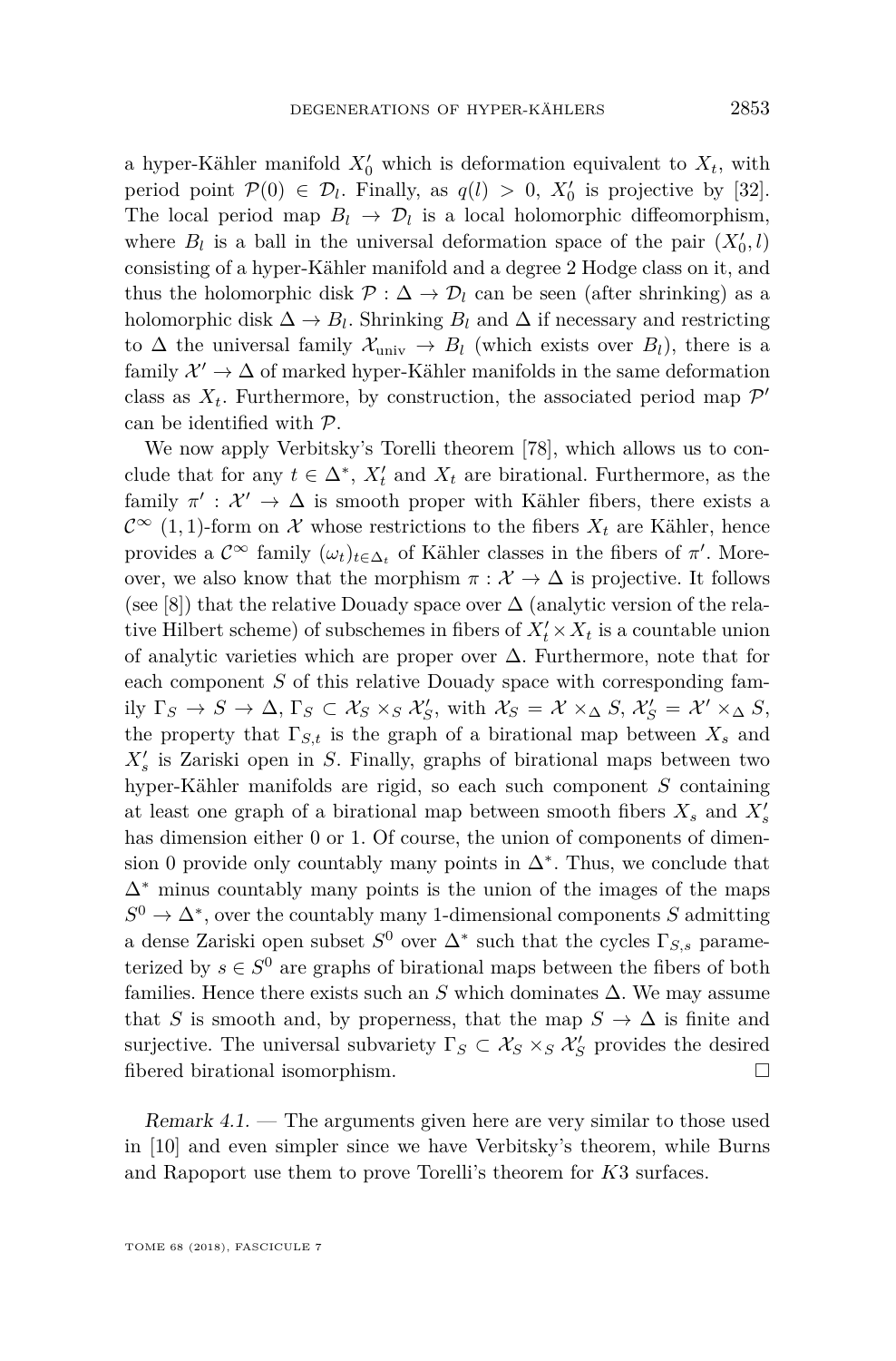a hyper-Kähler manifold $X'_0$ which is deformation equivalent to $X_t$, with period point $\mathcal{P}(0) \in \mathcal{D}_l$. Finally, as $q(l) > 0$, $X'_0$ is projective by [32]. The local period map $B_l \to \mathcal{D}_l$ is a local holomorphic diffeomorphism, where $B_l$ is a ball in the universal deformation space of the pair $(X'_0, l)$ consisting of a hyper-Kähler manifold and a degree 2 Hodge class on it, and thus the holomorphic disk $\mathcal{P} : \Delta \to \mathcal{D}_l$ can be seen (after shrinking) as a holomorphic disk $\Delta \to B_l$. Shrinking $B_l$ and $\Delta$ if necessary and restricting to $\Delta$ the universal family $\mathcal{X}_{\mathrm{univ}} \to B_l$ (which exists over $B_l$), there is a family $\mathcal{X}' \to \Delta$ of marked hyper-Kähler manifolds in the same deformation class as $X_t$. Furthermore, by construction, the associated period map $\mathcal{P}'$ can be identified with $\mathcal{P}$.

We now apply Verbitsky's Torelli theorem [78], which allows us to conclude that for any $t \in \Delta^*$, $X'_t$ and $X_t$ are birational. Furthermore, as the family $\pi' : \mathcal{X}' \to \Delta$ is smooth proper with Kähler fibers, there exists a $\mathcal{C}^\infty$ $(1,1)$-form on $\mathcal{X}$ whose restrictions to the fibers $X_t$ are Kähler, hence provides a $\mathcal{C}^\infty$ family $(\omega_t)_{t \in \Delta_t}$ of Kähler classes in the fibers of $\pi'$. Moreover, we also know that the morphism $\pi : \mathcal{X} \to \Delta$ is projective. It follows (see [8]) that the relative Douady space over $\Delta$ (analytic version of the relative Hilbert scheme) of subschemes in fibers of $X'_t \times X_t$ is a countable union of analytic varieties which are proper over $\Delta$. Furthermore, note that for each component $S$ of this relative Douady space with corresponding family $\Gamma_S \to S \to \Delta$, $\Gamma_S \subset \mathcal{X}_S \times_S \mathcal{X}'_S$, with $\mathcal{X}_S = \mathcal{X} \times_\Delta S$, $\mathcal{X}'_S = \mathcal{X}' \times_\Delta S$, the property that $\Gamma_{S,t}$ is the graph of a birational map between $X_s$ and $X'_s$ is Zariski open in $S$. Finally, graphs of birational maps between two hyper-Kähler manifolds are rigid, so each such component $S$ containing at least one graph of a birational map between smooth fibers $X_s$ and $X'_s$ has dimension either 0 or 1. Of course, the union of components of dimension 0 provide only countably many points in $\Delta^*$. Thus, we conclude that $\Delta^*$ minus countably many points is the union of the images of the maps $S^0 \to \Delta^*$, over the countably many 1-dimensional components $S$ admitting a dense Zariski open subset $S^0$ over $\Delta^*$ such that the cycles $\Gamma_{S,s}$ parameterized by $s \in S^0$ are graphs of birational maps between the fibers of both families. Hence there exists such an $S$ which dominates $\Delta$. We may assume that $S$ is smooth and, by properness, that the map $S \to \Delta$ is finite and surjective. The universal subvariety $\Gamma_S \subset \mathcal{X}_S \times_S \mathcal{X}'_S$ provides the desired fibered birational isomorphism. □

*Remark 4.1.* — The arguments given here are very similar to those used in [10] and even simpler since we have Verbitsky's theorem, while Burns and Rapoport use them to prove Torelli's theorem for $K3$ surfaces.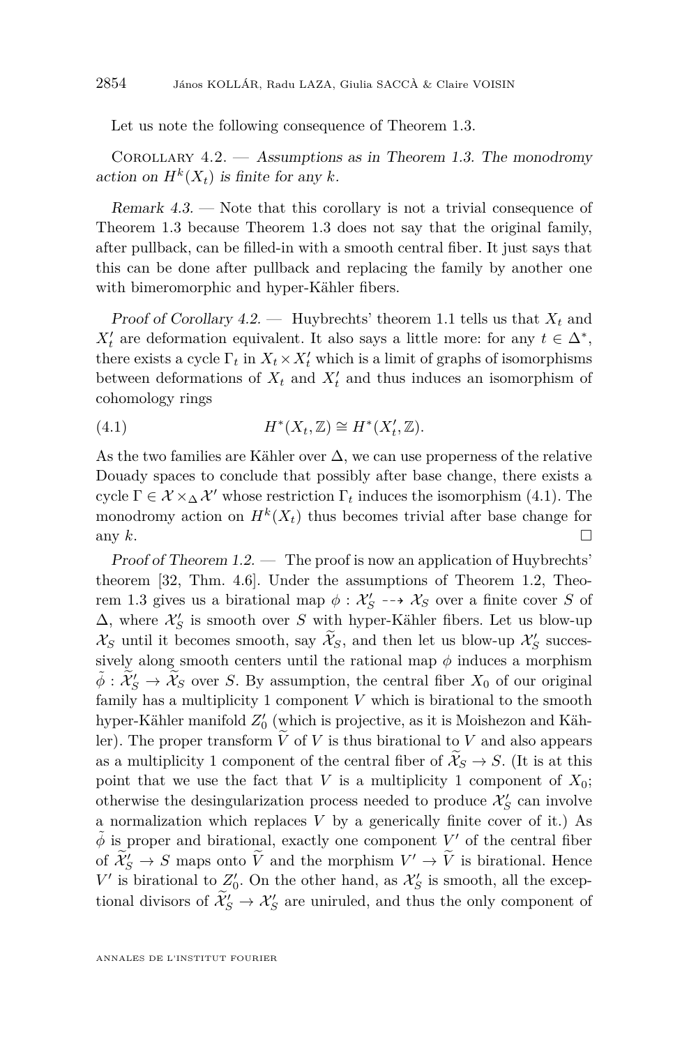Let us note the following consequence of Theorem 1.3.

Corollary 4.2. — *Assumptions as in Theorem 1.3. The monodromy action on $H^k(X_t)$ is finite for any $k$.*

*Remark 4.3.* — Note that this corollary is not a trivial consequence of Theorem 1.3 because Theorem 1.3 does not say that the original family, after pullback, can be filled-in with a smooth central fiber. It just says that this can be done after pullback and replacing the family by another one with bimeromorphic and hyper-Kähler fibers.

*Proof of Corollary 4.2.* — Huybrechts' theorem 1.1 tells us that $X_t$ and $X'_t$ are deformation equivalent. It also says a little more: for any $t \in \Delta^*$, there exists a cycle $\Gamma_t$ in $X_t \times X'_t$ which is a limit of graphs of isomorphisms between deformations of $X_t$ and $X'_t$ and thus induces an isomorphism of cohomology rings

$$H^*(X_t, \mathbb{Z}) \cong H^*(X'_t, \mathbb{Z}). \tag{4.1}$$

As the two families are Kähler over $\Delta$, we can use properness of the relative Douady spaces to conclude that possibly after base change, there exists a cycle $\Gamma \in \mathcal{X} \times_\Delta \mathcal{X}'$ whose restriction $\Gamma_t$ induces the isomorphism (4.1). The monodromy action on $H^k(X_t)$ thus becomes trivial after base change for any $k$. □

*Proof of Theorem 1.2.* — The proof is now an application of Huybrechts' theorem [32, Thm. 4.6]. Under the assumptions of Theorem 1.2, Theorem 1.3 gives us a birational map $\phi : \mathcal{X}'_S \dashrightarrow \mathcal{X}_S$ over a finite cover $S$ of $\Delta$, where $\mathcal{X}'_S$ is smooth over $S$ with hyper-Kähler fibers. Let us blow-up $\mathcal{X}_S$ until it becomes smooth, say $\widetilde{\mathcal{X}}_S$, and then let us blow-up $\mathcal{X}'_S$ successively along smooth centers until the rational map $\phi$ induces a morphism $\tilde{\phi} : \widetilde{\mathcal{X}}'_S \to \widetilde{\mathcal{X}}_S$ over $S$. By assumption, the central fiber $X_0$ of our original family has a multiplicity 1 component $V$ which is birational to the smooth hyper-Kähler manifold $Z'_0$ (which is projective, as it is Moishezon and Kähler). The proper transform $\widetilde{V}$ of $V$ is thus birational to $V$ and also appears as a multiplicity 1 component of the central fiber of $\widetilde{\mathcal{X}}_S \to S$. (It is at this point that we use the fact that $V$ is a multiplicity 1 component of $X_0$; otherwise the desingularization process needed to produce $\mathcal{X}'_S$ can involve a normalization which replaces $V$ by a generically finite cover of it.) As $\tilde{\phi}$ is proper and birational, exactly one component $V'$ of the central fiber of $\widetilde{\mathcal{X}}'_S \to S$ maps onto $\widetilde{V}$ and the morphism $V' \to \widetilde{V}$ is birational. Hence $V'$ is birational to $Z'_0$. On the other hand, as $\mathcal{X}'_S$ is smooth, all the exceptional divisors of $\widetilde{\mathcal{X}}'_S \to \mathcal{X}'_S$ are uniruled, and thus the only component of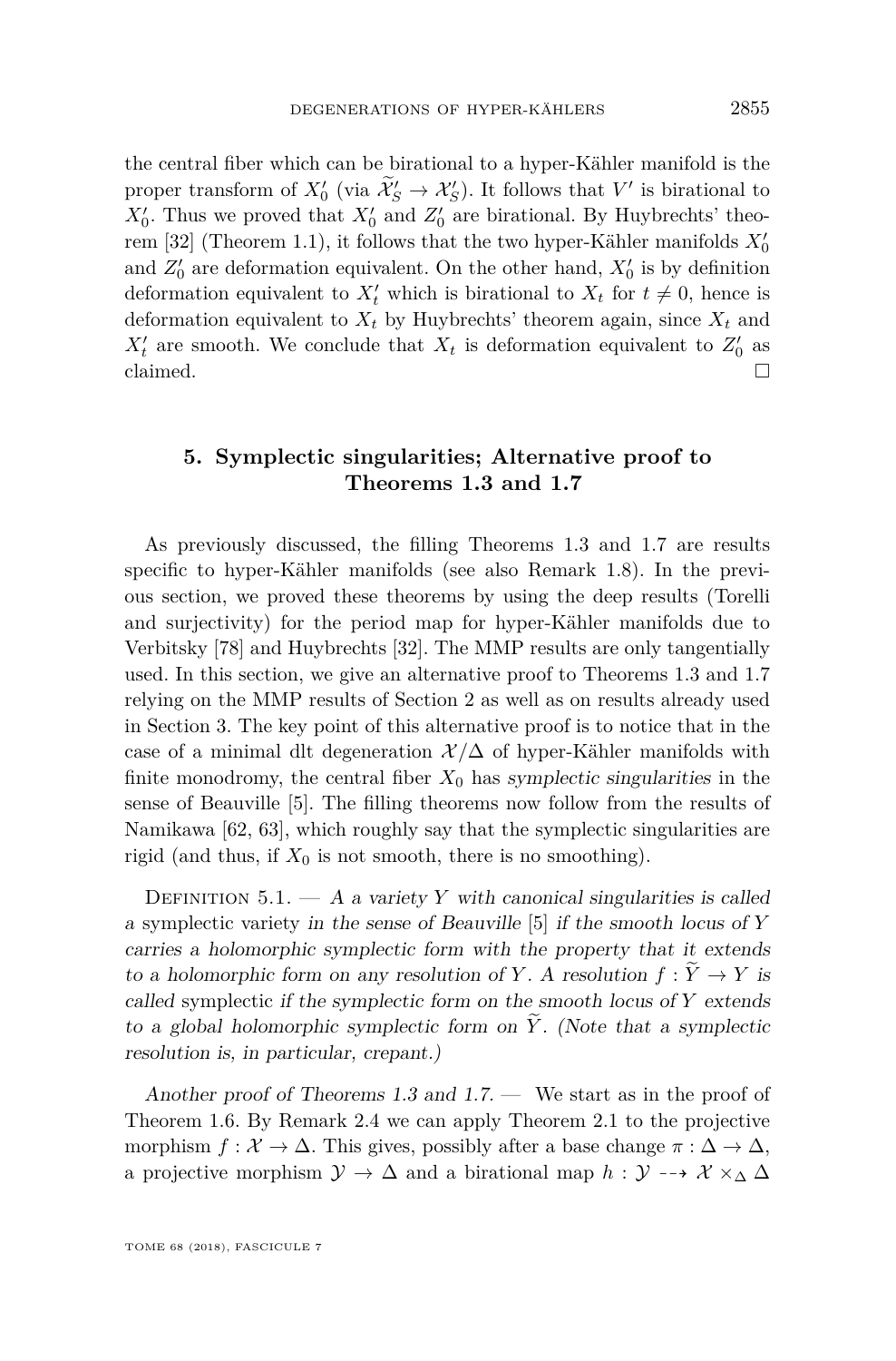the central fiber which can be birational to a hyper-Kähler manifold is the proper transform of $X'_0$ (via $\widetilde{\mathcal{X}}'_S \to \mathcal{X}'_S$). It follows that $V'$ is birational to $X'_0$. Thus we proved that $X'_0$ and $Z'_0$ are birational. By Huybrechts' theorem [32] (Theorem 1.1), it follows that the two hyper-Kähler manifolds $X'_0$ and $Z'_0$ are deformation equivalent. On the other hand, $X'_0$ is by definition deformation equivalent to $X'_t$ which is birational to $X_t$ for $t \neq 0$, hence is deformation equivalent to $X_t$ by Huybrechts' theorem again, since $X_t$ and $X'_t$ are smooth. We conclude that $X_t$ is deformation equivalent to $Z'_0$ as claimed. □

## 5. Symplectic singularities; Alternative proof to Theorems 1.3 and 1.7

As previously discussed, the filling Theorems 1.3 and 1.7 are results specific to hyper-Kähler manifolds (see also Remark 1.8). In the previous section, we proved these theorems by using the deep results (Torelli and surjectivity) for the period map for hyper-Kähler manifolds due to Verbitsky [78] and Huybrechts [32]. The MMP results are only tangentially used. In this section, we give an alternative proof to Theorems 1.3 and 1.7 relying on the MMP results of Section 2 as well as on results already used in Section 3. The key point of this alternative proof is to notice that in the case of a minimal dlt degeneration $\mathcal{X}/\Delta$ of hyper-Kähler manifolds with finite monodromy, the central fiber $X_0$ has *symplectic singularities* in the sense of Beauville [5]. The filling theorems now follow from the results of Namikawa [62, 63], which roughly say that the symplectic singularities are rigid (and thus, if $X_0$ is not smooth, there is no smoothing).

Definition 5.1. — *A a variety $Y$ with canonical singularities is called a* symplectic variety *in the sense of Beauville* [5] *if the smooth locus of $Y$ carries a holomorphic symplectic form with the property that it extends to a holomorphic form on any resolution of $Y$. A resolution $f : \widetilde{Y} \to Y$ is called* symplectic *if the symplectic form on the smooth locus of $Y$ extends to a global holomorphic symplectic form on $\widetilde{Y}$. (Note that a symplectic resolution is, in particular, crepant.)*

*Another proof of Theorems 1.3 and 1.7.* — We start as in the proof of Theorem 1.6. By Remark 2.4 we can apply Theorem 2.1 to the projective morphism $f : \mathcal{X} \to \Delta$. This gives, possibly after a base change $\pi : \Delta \to \Delta$, a projective morphism $\mathcal{Y} \to \Delta$ and a birational map $h : \mathcal{Y} \dashrightarrow \mathcal{X} \times_\Delta \Delta$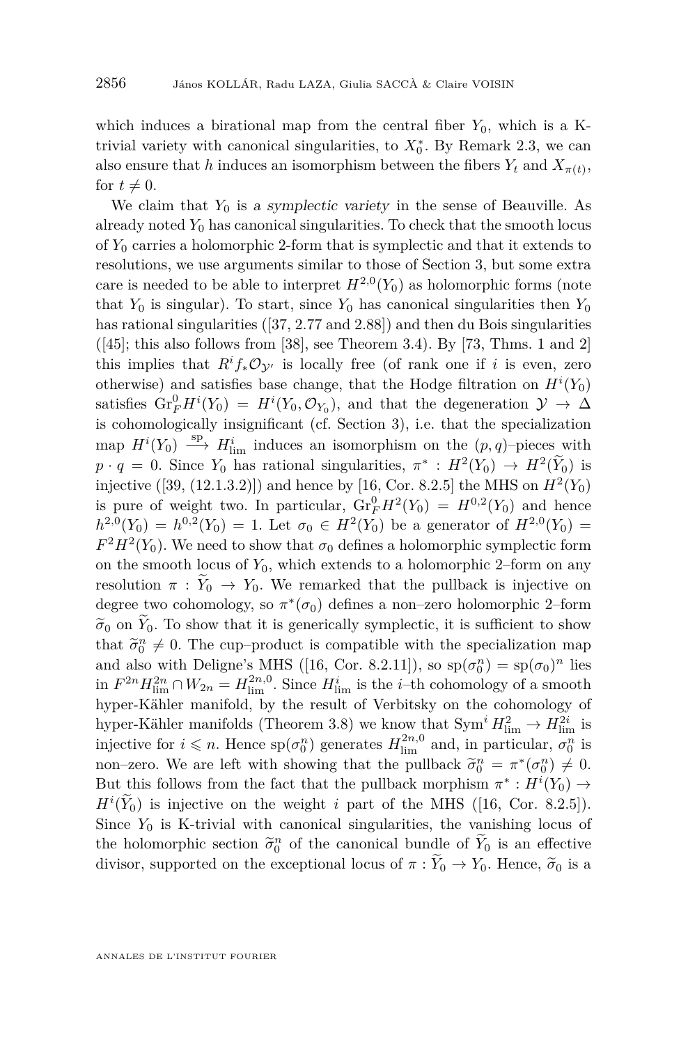which induces a birational map from the central fiber $Y_0$, which is a K-trivial variety with canonical singularities, to $X_0^*$. By Remark 2.3, we can also ensure that $h$ induces an isomorphism between the fibers $Y_t$ and $X_{\pi(t)}$, for $t \neq 0$.

We claim that $Y_0$ is *a symplectic variety* in the sense of Beauville. As already noted $Y_0$ has canonical singularities. To check that the smooth locus of $Y_0$ carries a holomorphic 2-form that is symplectic and that it extends to resolutions, we use arguments similar to those of Section 3, but some extra care is needed to be able to interpret $H^{2,0}(Y_0)$ as holomorphic forms (note that $Y_0$ is singular). To start, since $Y_0$ has canonical singularities then $Y_0$ has rational singularities ([37, 2.77 and 2.88]) and then du Bois singularities ([45]; this also follows from [38], see Theorem 3.4). By [73, Thms. 1 and 2] this implies that $R^i f_* \mathcal{O}_{\mathcal{Y}'}$ is locally free (of rank one if $i$ is even, zero otherwise) and satisfies base change, that the Hodge filtration on $H^i(Y_0)$ satisfies $\mathrm{Gr}_F^0 H^i(Y_0) = H^i(Y_0, \mathcal{O}_{Y_0})$, and that the degeneration $\mathcal{Y} \to \Delta$ is cohomologically insignificant (cf. Section 3), i.e. that the specialization map $H^i(Y_0) \xrightarrow{\mathrm{sp}} H^i_{\lim}$ induces an isomorphism on the $(p,q)$–pieces with $p \cdot q = 0$. Since $Y_0$ has rational singularities, $\pi^* : H^2(Y_0) \to H^2(\widetilde{Y}_0)$ is injective ([39, (12.1.3.2)]) and hence by [16, Cor. 8.2.5] the MHS on $H^2(Y_0)$ is pure of weight two. In particular, $\mathrm{Gr}_F^0 H^2(Y_0) = H^{0,2}(Y_0)$ and hence $h^{2,0}(Y_0) = h^{0,2}(Y_0) = 1$. Let $\sigma_0 \in H^2(Y_0)$ be a generator of $H^{2,0}(Y_0) = F^2 H^2(Y_0)$. We need to show that $\sigma_0$ defines a holomorphic symplectic form on the smooth locus of $Y_0$, which extends to a holomorphic 2–form on any resolution $\pi : \widetilde{Y}_0 \to Y_0$. We remarked that the pullback is injective on degree two cohomology, so $\pi^*(\sigma_0)$ defines a non–zero holomorphic 2–form $\widetilde{\sigma}_0$ on $\widetilde{Y}_0$. To show that it is generically symplectic, it is sufficient to show that $\widetilde{\sigma}_0^n \neq 0$. The cup–product is compatible with the specialization map and also with Deligne's MHS ([16, Cor. 8.2.11]), so $\mathrm{sp}(\sigma_0^n) = \mathrm{sp}(\sigma_0)^n$ lies in $F^{2n} H^{2n}_{\lim} \cap W_{2n} = H^{2n,0}_{\lim}$. Since $H^i_{\lim}$ is the $i$–th cohomology of a smooth hyper-Kähler manifold, by the result of Verbitsky on the cohomology of hyper-Kähler manifolds (Theorem 3.8) we know that $\mathrm{Sym}^i H^2_{\lim} \to H^{2i}_{\lim}$ is injective for $i \leqslant n$. Hence $\mathrm{sp}(\sigma_0^n)$ generates $H^{2n,0}_{\lim}$ and, in particular, $\sigma_0^n$ is non–zero. We are left with showing that the pullback $\widetilde{\sigma}_0^n = \pi^*(\sigma_0^n) \neq 0$. But this follows from the fact that the pullback morphism $\pi^* : H^i(Y_0) \to H^i(\widetilde{Y}_0)$ is injective on the weight $i$ part of the MHS ([16, Cor. 8.2.5]). Since $Y_0$ is K-trivial with canonical singularities, the vanishing locus of the holomorphic section $\widetilde{\sigma}_0^n$ of the canonical bundle of $\widetilde{Y}_0$ is an effective divisor, supported on the exceptional locus of $\pi : \widetilde{Y}_0 \to Y_0$. Hence, $\widetilde{\sigma}_0$ is a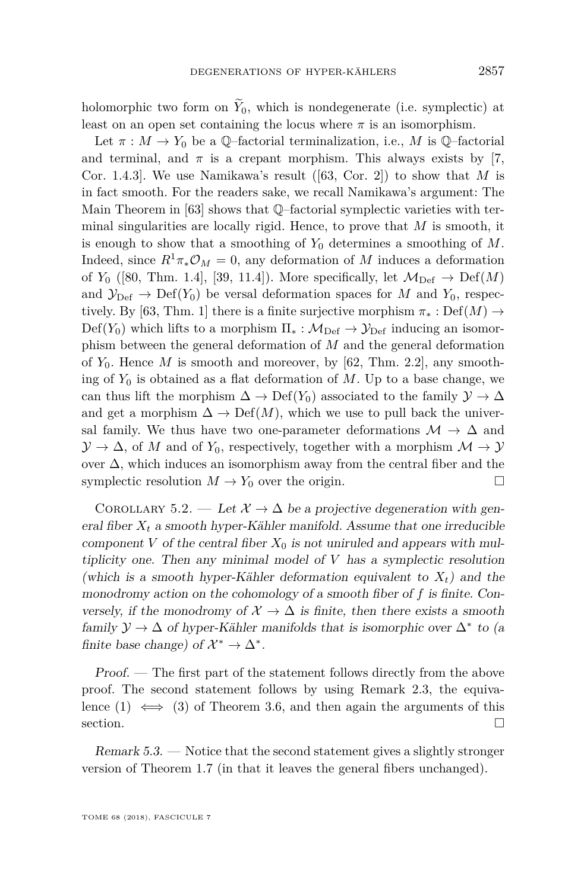holomorphic two form on $\widetilde{Y}_0$, which is nondegenerate (i.e. symplectic) at least on an open set containing the locus where $\pi$ is an isomorphism.

Let $\pi : M \to Y_0$ be a $\mathbb{Q}$–factorial terminalization, i.e., $M$ is $\mathbb{Q}$–factorial and terminal, and $\pi$ is a crepant morphism. This always exists by [7, Cor. 1.4.3]. We use Namikawa's result ([63, Cor. 2]) to show that $M$ is in fact smooth. For the readers sake, we recall Namikawa's argument: The Main Theorem in [63] shows that $\mathbb{Q}$–factorial symplectic varieties with terminal singularities are locally rigid. Hence, to prove that $M$ is smooth, it is enough to show that a smoothing of $Y_0$ determines a smoothing of $M$. Indeed, since $R^1\pi_*\mathcal{O}_M = 0$, any deformation of $M$ induces a deformation of $Y_0$ ([80, Thm. 1.4], [39, 11.4]). More specifically, let $\mathcal{M}_{\mathrm{Def}} \to \mathrm{Def}(M)$ and $\mathcal{Y}_{\mathrm{Def}} \to \mathrm{Def}(Y_0)$ be versal deformation spaces for $M$ and $Y_0$, respectively. By [63, Thm. 1] there is a finite surjective morphism $\pi_* : \mathrm{Def}(M) \to \mathrm{Def}(Y_0)$ which lifts to a morphism $\Pi_* : \mathcal{M}_{\mathrm{Def}} \to \mathcal{Y}_{\mathrm{Def}}$ inducing an isomorphism between the general deformation of $M$ and the general deformation of $Y_0$. Hence $M$ is smooth and moreover, by [62, Thm. 2.2], any smoothing of $Y_0$ is obtained as a flat deformation of $M$. Up to a base change, we can thus lift the morphism $\Delta \to \mathrm{Def}(Y_0)$ associated to the family $\mathcal{Y} \to \Delta$ and get a morphism $\Delta \to \mathrm{Def}(M)$, which we use to pull back the universal family. We thus have two one-parameter deformations $\mathcal{M} \to \Delta$ and $\mathcal{Y} \to \Delta$, of $M$ and of $Y_0$, respectively, together with a morphism $\mathcal{M} \to \mathcal{Y}$ over $\Delta$, which induces an isomorphism away from the central fiber and the symplectic resolution $M \to Y_0$ over the origin. □

Corollary 5.2. — *Let $\mathcal{X} \to \Delta$ be a projective degeneration with general fiber $X_t$ a smooth hyper-Kähler manifold. Assume that one irreducible component $V$ of the central fiber $X_0$ is not uniruled and appears with multiplicity one. Then any minimal model of $V$ has a symplectic resolution (which is a smooth hyper-Kähler deformation equivalent to $X_t$) and the monodromy action on the cohomology of a smooth fiber of $f$ is finite. Conversely, if the monodromy of $\mathcal{X} \to \Delta$ is finite, then there exists a smooth family $\mathcal{Y} \to \Delta$ of hyper-Kähler manifolds that is isomorphic over $\Delta^*$ to (a finite base change) of $\mathcal{X}^* \to \Delta^*$.*

*Proof.* — The first part of the statement follows directly from the above proof. The second statement follows by using Remark 2.3, the equivalence (1) $\iff$ (3) of Theorem 3.6, and then again the arguments of this section. □

*Remark 5.3.* — Notice that the second statement gives a slightly stronger version of Theorem 1.7 (in that it leaves the general fibers unchanged).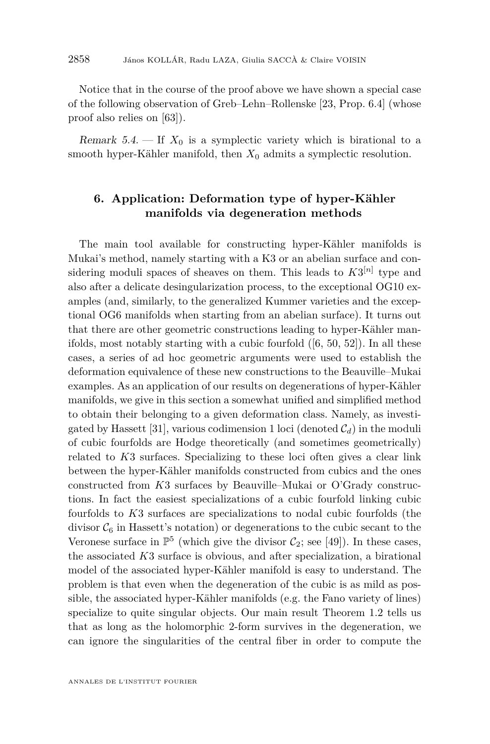Notice that in the course of the proof above we have shown a special case of the following observation of Greb–Lehn–Rollenske [23, Prop. 6.4] (whose proof also relies on [63]).

*Remark 5.4.* — If $X_0$ is a symplectic variety which is birational to a smooth hyper-Kähler manifold, then $X_0$ admits a symplectic resolution.

## 6. Application: Deformation type of hyper-Kähler manifolds via degeneration methods

The main tool available for constructing hyper-Kähler manifolds is Mukai's method, namely starting with a K3 or an abelian surface and considering moduli spaces of sheaves on them. This leads to $K3^{[n]}$ type and also after a delicate desingularization process, to the exceptional OG10 examples (and, similarly, to the generalized Kummer varieties and the exceptional OG6 manifolds when starting from an abelian surface). It turns out that there are other geometric constructions leading to hyper-Kähler manifolds, most notably starting with a cubic fourfold ([6, 50, 52]). In all these cases, a series of ad hoc geometric arguments were used to establish the deformation equivalence of these new constructions to the Beauville–Mukai examples. As an application of our results on degenerations of hyper-Kähler manifolds, we give in this section a somewhat unified and simplified method to obtain their belonging to a given deformation class. Namely, as investigated by Hassett [31], various codimension 1 loci (denoted $\mathcal{C}_d$) in the moduli of cubic fourfolds are Hodge theoretically (and sometimes geometrically) related to $K3$ surfaces. Specializing to these loci often gives a clear link between the hyper-Kähler manifolds constructed from cubics and the ones constructed from $K3$ surfaces by Beauville–Mukai or O'Grady constructions. In fact the easiest specializations of a cubic fourfold linking cubic fourfolds to $K3$ surfaces are specializations to nodal cubic fourfolds (the divisor $\mathcal{C}_6$ in Hassett's notation) or degenerations to the cubic secant to the Veronese surface in $\mathbb{P}^5$ (which give the divisor $\mathcal{C}_2$; see [49]). In these cases, the associated $K3$ surface is obvious, and after specialization, a birational model of the associated hyper-Kähler manifold is easy to understand. The problem is that even when the degeneration of the cubic is as mild as possible, the associated hyper-Kähler manifolds (e.g. the Fano variety of lines) specialize to quite singular objects. Our main result Theorem 1.2 tells us that as long as the holomorphic 2-form survives in the degeneration, we can ignore the singularities of the central fiber in order to compute the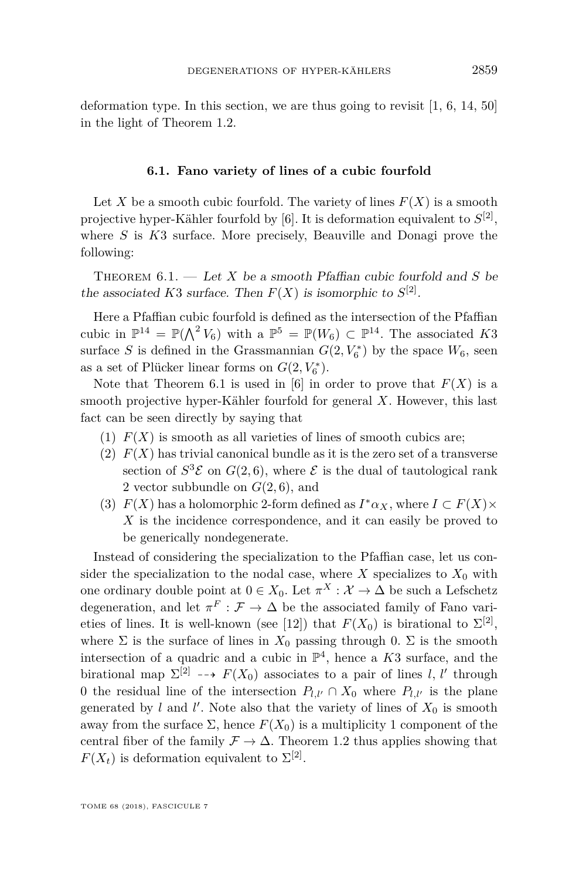deformation type. In this section, we are thus going to revisit [1, 6, 14, 50] in the light of Theorem 1.2.

### 6.1. Fano variety of lines of a cubic fourfold

Let $X$ be a smooth cubic fourfold. The variety of lines $F(X)$ is a smooth projective hyper-Kähler fourfold by [6]. It is deformation equivalent to $S^{[2]}$, where $S$ is $K3$ surface. More precisely, Beauville and Donagi prove the following:

Theorem 6.1. — *Let $X$ be a smooth Pfaffian cubic fourfold and $S$ be the associated $K3$ surface. Then $F(X)$ is isomorphic to $S^{[2]}$.*

Here a Pfaffian cubic fourfold is defined as the intersection of the Pfaffian cubic in $\mathbb{P}^{14} = \mathbb{P}(\bigwedge^2 V_6)$ with a $\mathbb{P}^5 = \mathbb{P}(W_6) \subset \mathbb{P}^{14}$. The associated $K3$ surface $S$ is defined in the Grassmannian $G(2, V_6^*)$ by the space $W_6$, seen as a set of Plücker linear forms on $G(2, V_6^*)$.

Note that Theorem 6.1 is used in [6] in order to prove that $F(X)$ is a smooth projective hyper-Kähler fourfold for general $X$. However, this last fact can be seen directly by saying that

1. $F(X)$ is smooth as all varieties of lines of smooth cubics are;
2. $F(X)$ has trivial canonical bundle as it is the zero set of a transverse section of $S^3\mathcal{E}$ on $G(2,6)$, where $\mathcal{E}$ is the dual of tautological rank 2 vector subbundle on $G(2,6)$, and
3. $F(X)$ has a holomorphic 2-form defined as $I^*\alpha_X$, where $I \subset F(X) \times X$ is the incidence correspondence, and it can easily be proved to be generically nondegenerate.

Instead of considering the specialization to the Pfaffian case, let us consider the specialization to the nodal case, where $X$ specializes to $X_0$ with one ordinary double point at $0 \in X_0$. Let $\pi^X : \mathcal{X} \to \Delta$ be such a Lefschetz degeneration, and let $\pi^F : \mathcal{F} \to \Delta$ be the associated family of Fano varieties of lines. It is well-known (see [12]) that $F(X_0)$ is birational to $\Sigma^{[2]}$, where $\Sigma$ is the surface of lines in $X_0$ passing through 0. $\Sigma$ is the smooth intersection of a quadric and a cubic in $\mathbb{P}^4$, hence a $K3$ surface, and the birational map $\Sigma^{[2]} \dashrightarrow F(X_0)$ associates to a pair of lines $l$, $l'$ through 0 the residual line of the intersection $P_{l,l'} \cap X_0$ where $P_{l,l'}$ is the plane generated by $l$ and $l'$. Note also that the variety of lines of $X_0$ is smooth away from the surface $\Sigma$, hence $F(X_0)$ is a multiplicity 1 component of the central fiber of the family $\mathcal{F} \to \Delta$. Theorem 1.2 thus applies showing that $F(X_t)$ is deformation equivalent to $\Sigma^{[2]}$.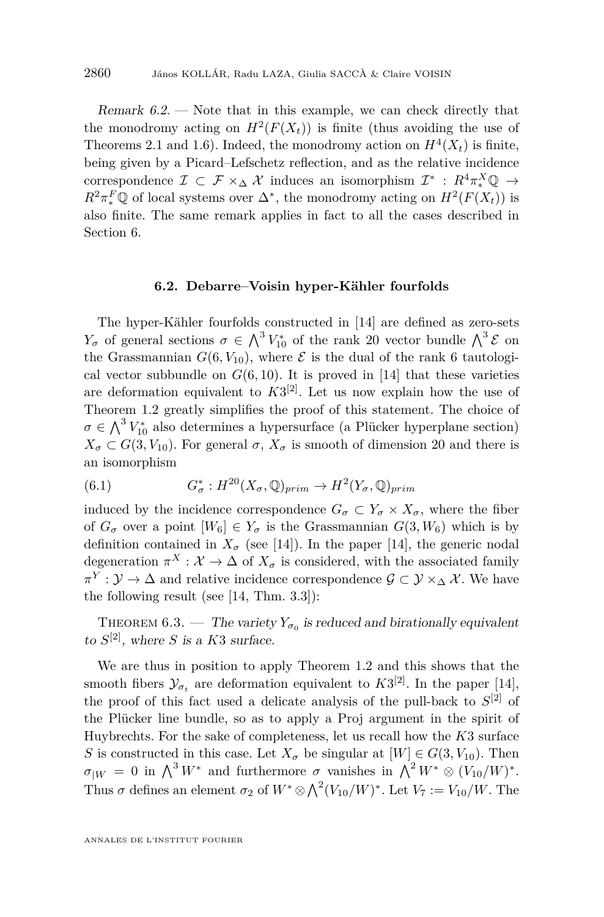*Remark 6.2.* — Note that in this example, we can check directly that the monodromy acting on $H^2(F(X_t))$ is finite (thus avoiding the use of Theorems 2.1 and 1.6). Indeed, the monodromy action on $H^4(X_t)$ is finite, being given by a Picard–Lefschetz reflection, and as the relative incidence correspondence $\mathcal{I} \subset \mathcal{F} \times_\Delta \mathcal{X}$ induces an isomorphism $\mathcal{I}^* : R^4\pi^X_*\mathbb{Q} \to R^2\pi^F_*\mathbb{Q}$ of local systems over $\Delta^*$, the monodromy acting on $H^2(F(X_t))$ is also finite. The same remark applies in fact to all the cases described in Section 6.

### 6.2. Debarre–Voisin hyper-Kähler fourfolds

The hyper-Kähler fourfolds constructed in [14] are defined as zero-sets $Y_\sigma$ of general sections $\sigma \in \bigwedge^3 V_{10}^*$ of the rank 20 vector bundle $\bigwedge^3 \mathcal{E}$ on the Grassmannian $G(6, V_{10})$, where $\mathcal{E}$ is the dual of the rank 6 tautological vector subbundle on $G(6, 10)$. It is proved in [14] that these varieties are deformation equivalent to $K3^{[2]}$. Let us now explain how the use of Theorem 1.2 greatly simplifies the proof of this statement. The choice of $\sigma \in \bigwedge^3 V_{10}^*$ also determines a hypersurface (a Plücker hyperplane section) $X_\sigma \subset G(3, V_{10})$. For general $\sigma$, $X_\sigma$ is smooth of dimension 20 and there is an isomorphism

$$G^*_\sigma : H^{20}(X_\sigma, \mathbb{Q})_{prim} \to H^2(Y_\sigma, \mathbb{Q})_{prim} \tag{6.1}$$

induced by the incidence correspondence $G_\sigma \subset Y_\sigma \times X_\sigma$, where the fiber of $G_\sigma$ over a point $[W_6] \in Y_\sigma$ is the Grassmannian $G(3, W_6)$ which is by definition contained in $X_\sigma$ (see [14]). In the paper [14], the generic nodal degeneration $\pi^X : \mathcal{X} \to \Delta$ of $X_\sigma$ is considered, with the associated family $\pi^Y : \mathcal{Y} \to \Delta$ and relative incidence correspondence $\mathcal{G} \subset \mathcal{Y} \times_\Delta \mathcal{X}$. We have the following result (see [14, Thm. 3.3]):

Theorem 6.3. — *The variety $Y_{\sigma_0}$ is reduced and birationally equivalent to $S^{[2]}$, where $S$ is a $K3$ surface.*

We are thus in position to apply Theorem 1.2 and this shows that the smooth fibers $\mathcal{Y}_{\sigma_t}$ are deformation equivalent to $K3^{[2]}$. In the paper [14], the proof of this fact used a delicate analysis of the pull-back to $S^{[2]}$ of the Plücker line bundle, so as to apply a Proj argument in the spirit of Huybrechts. For the sake of completeness, let us recall how the $K3$ surface $S$ is constructed in this case. Let $X_\sigma$ be singular at $[W] \in G(3, V_{10})$. Then $\sigma_{|W} = 0$ in $\bigwedge^3 W^*$ and furthermore $\sigma$ vanishes in $\bigwedge^2 W^* \otimes (V_{10}/W)^*$. Thus $\sigma$ defines an element $\sigma_2$ of $W^* \otimes \bigwedge^2 (V_{10}/W)^*$. Let $V_7 := V_{10}/W$. The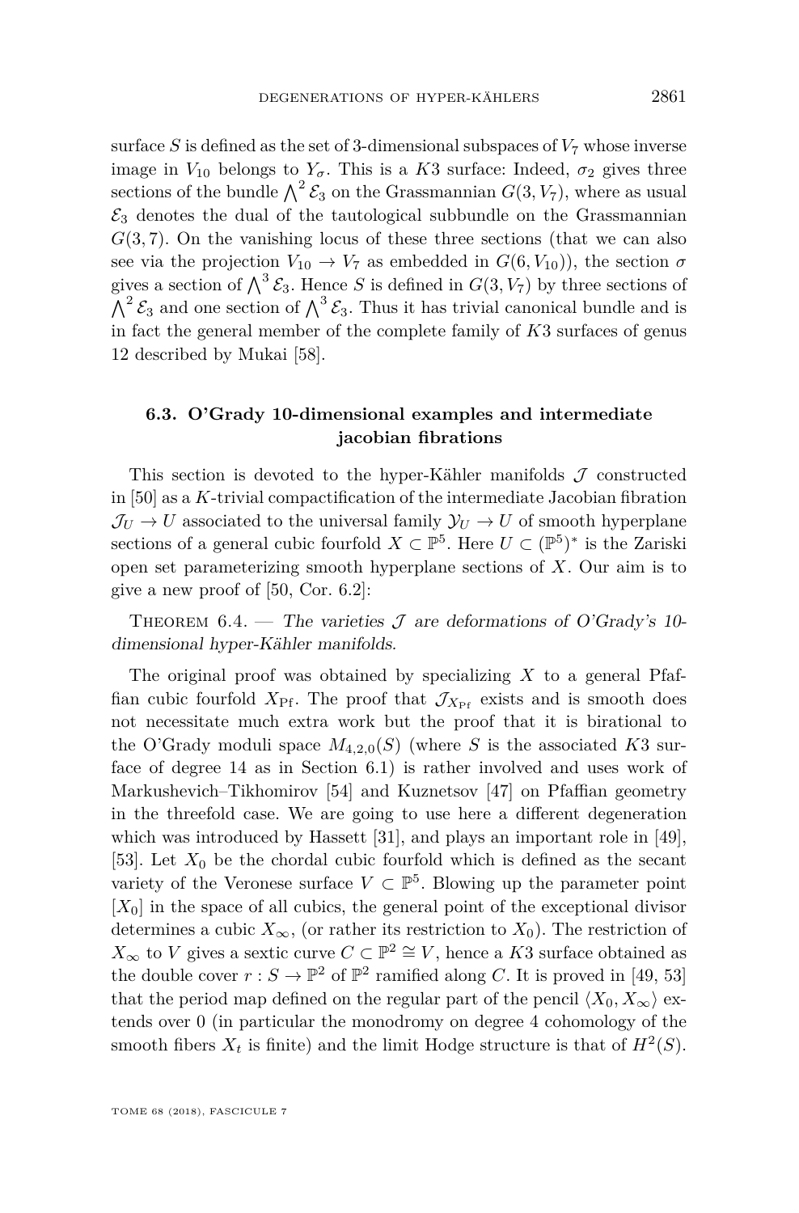surface $S$ is defined as the set of 3-dimensional subspaces of $V_7$ whose inverse image in $V_{10}$ belongs to $Y_\sigma$. This is a $K3$ surface: Indeed, $\sigma_2$ gives three sections of the bundle $\bigwedge^2 \mathcal{E}_3$ on the Grassmannian $G(3, V_7)$, where as usual $\mathcal{E}_3$ denotes the dual of the tautological subbundle on the Grassmannian $G(3, 7)$. On the vanishing locus of these three sections (that we can also see via the projection $V_{10} \to V_7$ as embedded in $G(6, V_{10})$), the section $\sigma$ gives a section of $\bigwedge^3 \mathcal{E}_3$. Hence $S$ is defined in $G(3, V_7)$ by three sections of $\bigwedge^2 \mathcal{E}_3$ and one section of $\bigwedge^3 \mathcal{E}_3$. Thus it has trivial canonical bundle and is in fact the general member of the complete family of $K3$ surfaces of genus 12 described by Mukai [58].

### 6.3. O'Grady 10-dimensional examples and intermediate jacobian fibrations

This section is devoted to the hyper-Kähler manifolds $\mathcal{J}$ constructed in [50] as a $K$-trivial compactification of the intermediate Jacobian fibration $\mathcal{J}_U \to U$ associated to the universal family $\mathcal{Y}_U \to U$ of smooth hyperplane sections of a general cubic fourfold $X \subset \mathbb{P}^5$. Here $U \subset (\mathbb{P}^5)^*$ is the Zariski open set parameterizing smooth hyperplane sections of $X$. Our aim is to give a new proof of [50, Cor. 6.2]:

Theorem 6.4. — *The varieties $\mathcal{J}$ are deformations of O'Grady's 10-dimensional hyper-Kähler manifolds.*

The original proof was obtained by specializing $X$ to a general Pfaffian cubic fourfold $X_{\mathrm{Pf}}$. The proof that $\mathcal{J}_{X_{\mathrm{Pf}}}$ exists and is smooth does not necessitate much extra work but the proof that it is birational to the O'Grady moduli space $M_{4,2,0}(S)$ (where $S$ is the associated $K3$ surface of degree 14 as in Section 6.1) is rather involved and uses work of Markushevich–Tikhomirov [54] and Kuznetsov [47] on Pfaffian geometry in the threefold case. We are going to use here a different degeneration which was introduced by Hassett [31], and plays an important role in [49], [53]. Let $X_0$ be the chordal cubic fourfold which is defined as the secant variety of the Veronese surface $V \subset \mathbb{P}^5$. Blowing up the parameter point $[X_0]$ in the space of all cubics, the general point of the exceptional divisor determines a cubic $X_\infty$, (or rather its restriction to $X_0$). The restriction of $X_\infty$ to $V$ gives a sextic curve $C \subset \mathbb{P}^2 \cong V$, hence a $K3$ surface obtained as the double cover $r : S \to \mathbb{P}^2$ of $\mathbb{P}^2$ ramified along $C$. It is proved in [49, 53] that the period map defined on the regular part of the pencil $\langle X_0, X_\infty \rangle$ extends over 0 (in particular the monodromy on degree 4 cohomology of the smooth fibers $X_t$ is finite) and the limit Hodge structure is that of $H^2(S)$.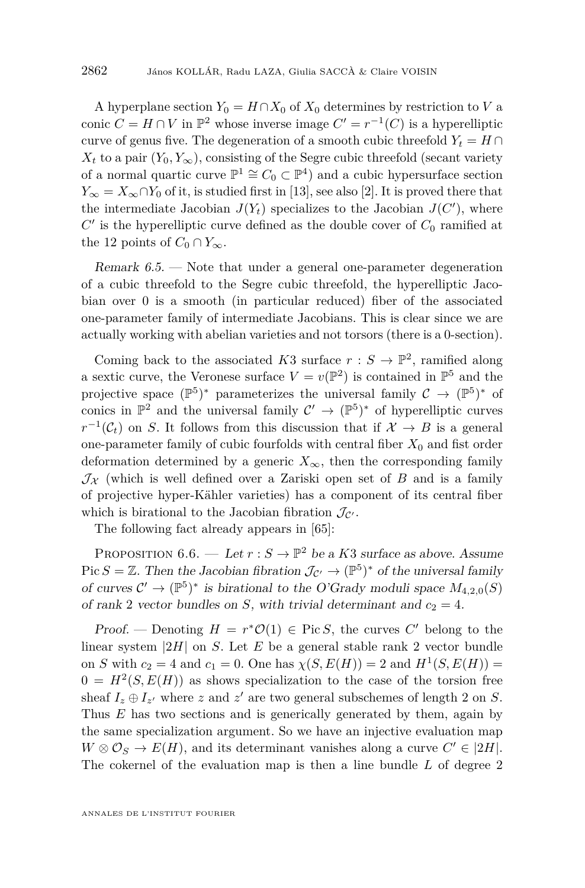A hyperplane section $Y_0 = H \cap X_0$ of $X_0$ determines by restriction to $V$ a conic $C = H \cap V$ in $\mathbb{P}^2$ whose inverse image $C' = r^{-1}(C)$ is a hyperelliptic curve of genus five. The degeneration of a smooth cubic threefold $Y_t = H \cap X_t$ to a pair $(Y_0, Y_\infty)$, consisting of the Segre cubic threefold (secant variety of a normal quartic curve $\mathbb{P}^1 \cong C_0 \subset \mathbb{P}^4$) and a cubic hypersurface section $Y_\infty = X_\infty \cap Y_0$ of it, is studied first in [13], see also [2]. It is proved there that the intermediate Jacobian $J(Y_t)$ specializes to the Jacobian $J(C')$, where $C'$ is the hyperelliptic curve defined as the double cover of $C_0$ ramified at the 12 points of $C_0 \cap Y_\infty$.

*Remark 6.5.* — Note that under a general one-parameter degeneration of a cubic threefold to the Segre cubic threefold, the hyperelliptic Jacobian over 0 is a smooth (in particular reduced) fiber of the associated one-parameter family of intermediate Jacobians. This is clear since we are actually working with abelian varieties and not torsors (there is a 0-section).

Coming back to the associated $K3$ surface $r : S \to \mathbb{P}^2$, ramified along a sextic curve, the Veronese surface $V = v(\mathbb{P}^2)$ is contained in $\mathbb{P}^5$ and the projective space $(\mathbb{P}^5)^*$ parameterizes the universal family $\mathcal{C} \to (\mathbb{P}^5)^*$ of conics in $\mathbb{P}^2$ and the universal family $\mathcal{C}' \to (\mathbb{P}^5)^*$ of hyperelliptic curves $r^{-1}(\mathcal{C}_t)$ on $S$. It follows from this discussion that if $\mathcal{X} \to B$ is a general one-parameter family of cubic fourfolds with central fiber $X_0$ and fist order deformation determined by a generic $X_\infty$, then the corresponding family $\mathcal{J}_{\mathcal{X}}$ (which is well defined over a Zariski open set of $B$ and is a family of projective hyper-Kähler varieties) has a component of its central fiber which is birational to the Jacobian fibration $\mathcal{J}_{\mathcal{C}'}$.

The following fact already appears in [65]:

Proposition 6.6. — *Let $r : S \to \mathbb{P}^2$ be a $K3$ surface as above. Assume $\mathrm{Pic}\, S = \mathbb{Z}$. Then the Jacobian fibration $\mathcal{J}_{\mathcal{C}'} \to (\mathbb{P}^5)^*$ of the universal family of curves $\mathcal{C}' \to (\mathbb{P}^5)^*$ is birational to the O'Grady moduli space $M_{4,2,0}(S)$ of rank 2 vector bundles on $S$, with trivial determinant and $c_2 = 4$.*

*Proof.* — Denoting $H = r^*\mathcal{O}(1) \in \mathrm{Pic}\, S$, the curves $C'$ belong to the linear system $|2H|$ on $S$. Let $E$ be a general stable rank 2 vector bundle on $S$ with $c_2 = 4$ and $c_1 = 0$. One has $\chi(S, E(H)) = 2$ and $H^1(S, E(H)) = 0 = H^2(S, E(H))$ as shows specialization to the case of the torsion free sheaf $I_z \oplus I_{z'}$ where $z$ and $z'$ are two general subschemes of length 2 on $S$. Thus $E$ has two sections and is generically generated by them, again by the same specialization argument. So we have an injective evaluation map $W \otimes \mathcal{O}_S \to E(H)$, and its determinant vanishes along a curve $C' \in |2H|$. The cokernel of the evaluation map is then a line bundle $L$ of degree 2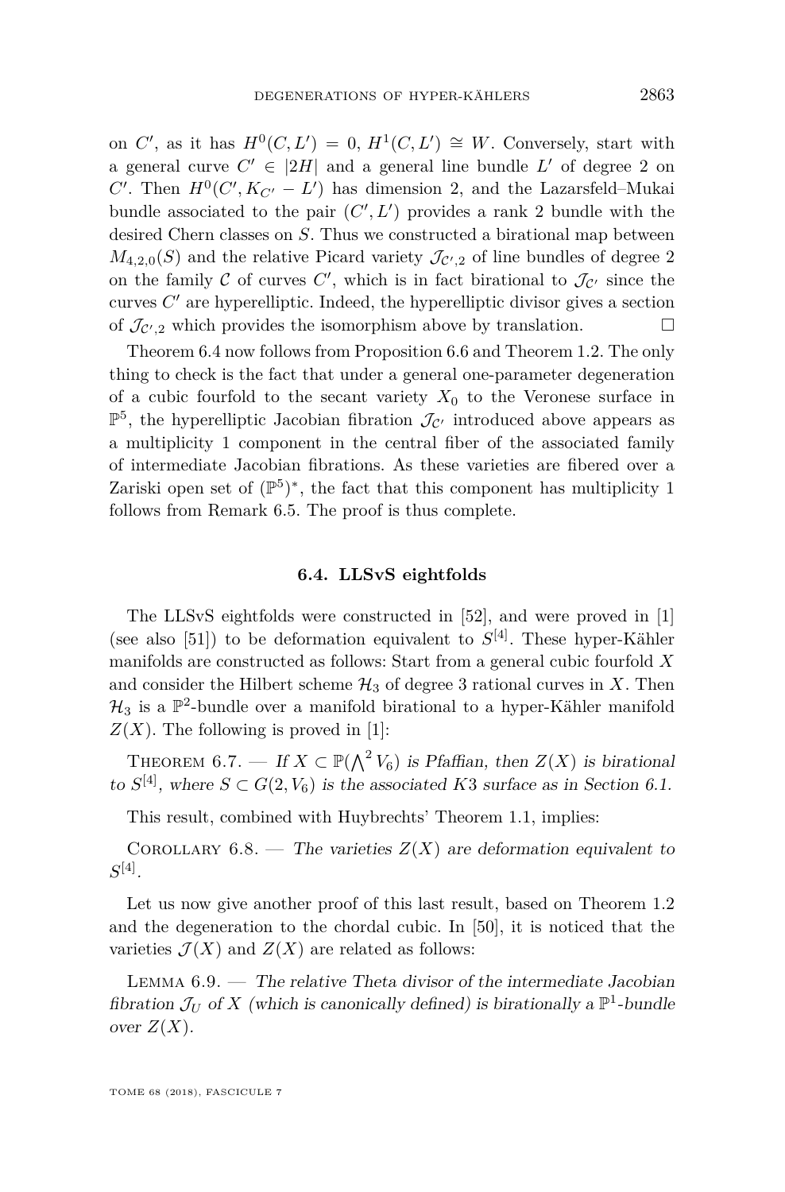on $C'$, as it has $H^0(C, L') = 0$, $H^1(C, L') \cong W$. Conversely, start with a general curve $C' \in |2H|$ and a general line bundle $L'$ of degree 2 on $C'$. Then $H^0(C', K_{C'} - L')$ has dimension 2, and the Lazarsfeld–Mukai bundle associated to the pair $(C', L')$ provides a rank 2 bundle with the desired Chern classes on $S$. Thus we constructed a birational map between $M_{4,2,0}(S)$ and the relative Picard variety $\mathcal{J}_{\mathcal{C}',2}$ of line bundles of degree 2 on the family $\mathcal{C}$ of curves $C'$, which is in fact birational to $\mathcal{J}_{\mathcal{C}'}$ since the curves $C'$ are hyperelliptic. Indeed, the hyperelliptic divisor gives a section of $\mathcal{J}_{\mathcal{C}',2}$ which provides the isomorphism above by translation. □

Theorem 6.4 now follows from Proposition 6.6 and Theorem 1.2. The only thing to check is the fact that under a general one-parameter degeneration of a cubic fourfold to the secant variety $X_0$ to the Veronese surface in $\mathbb{P}^5$, the hyperelliptic Jacobian fibration $\mathcal{J}_{\mathcal{C}'}$ introduced above appears as a multiplicity 1 component in the central fiber of the associated family of intermediate Jacobian fibrations. As these varieties are fibered over a Zariski open set of $(\mathbb{P}^5)^*$, the fact that this component has multiplicity 1 follows from Remark 6.5. The proof is thus complete.

### 6.4. LLSvS eightfolds

The LLSvS eightfolds were constructed in [52], and were proved in [1] (see also [51]) to be deformation equivalent to $S^{[4]}$. These hyper-Kähler manifolds are constructed as follows: Start from a general cubic fourfold $X$ and consider the Hilbert scheme $\mathcal{H}_3$ of degree 3 rational curves in $X$. Then $\mathcal{H}_3$ is a $\mathbb{P}^2$-bundle over a manifold birational to a hyper-Kähler manifold $Z(X)$. The following is proved in [1]:

Theorem 6.7. — *If $X \subset \mathbb{P}(\bigwedge^2 V_6)$ is Pfaffian, then $Z(X)$ is birational to $S^{[4]}$, where $S \subset G(2, V_6)$ is the associated $K3$ surface as in Section 6.1.*

This result, combined with Huybrechts' Theorem 1.1, implies:

Corollary 6.8. — *The varieties $Z(X)$ are deformation equivalent to $S^{[4]}$.*

Let us now give another proof of this last result, based on Theorem 1.2 and the degeneration to the chordal cubic. In [50], it is noticed that the varieties $\mathcal{J}(X)$ and $Z(X)$ are related as follows:

Lemma 6.9. — *The relative Theta divisor of the intermediate Jacobian fibration $\mathcal{J}_U$ of $X$ (which is canonically defined) is birationally a $\mathbb{P}^1$-bundle over $Z(X)$.*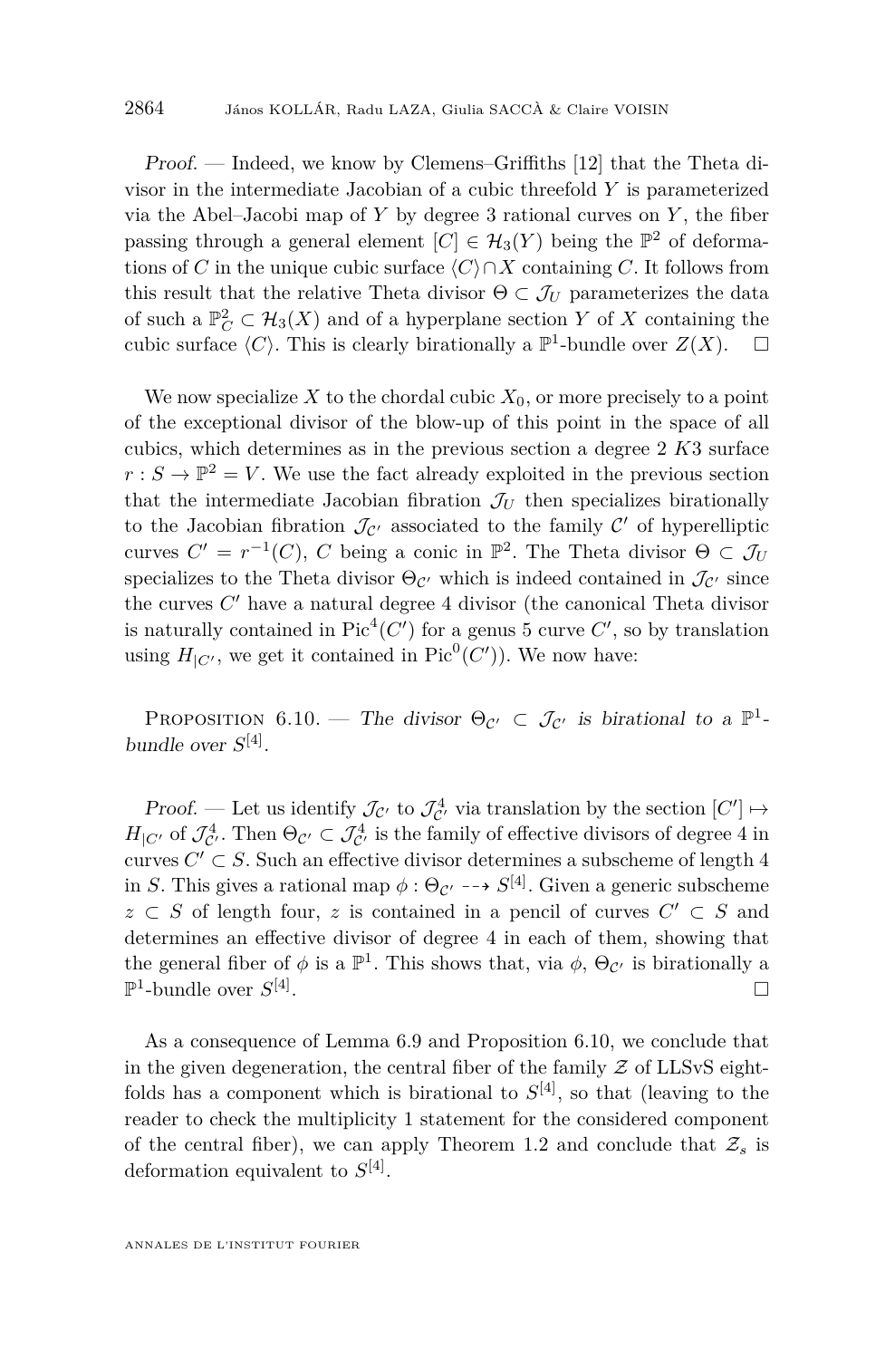*Proof.* — Indeed, we know by Clemens–Griffiths [12] that the Theta divisor in the intermediate Jacobian of a cubic threefold $Y$ is parameterized via the Abel–Jacobi map of $Y$ by degree 3 rational curves on $Y$, the fiber passing through a general element $[C] \in \mathcal{H}_3(Y)$ being the $\mathbb{P}^2$ of deformations of $C$ in the unique cubic surface $\langle C\rangle \cap X$ containing $C$. It follows from this result that the relative Theta divisor $\Theta \subset \mathcal{J}_U$ parameterizes the data of such a $\mathbb{P}^2_C \subset \mathcal{H}_3(X)$ and of a hyperplane section $Y$ of $X$ containing the cubic surface $\langle C\rangle$. This is clearly birationally a $\mathbb{P}^1$-bundle over $Z(X)$. □

We now specialize $X$ to the chordal cubic $X_0$, or more precisely to a point of the exceptional divisor of the blow-up of this point in the space of all cubics, which determines as in the previous section a degree 2 $K3$ surface $r : S \to \mathbb{P}^2 = V$. We use the fact already exploited in the previous section that the intermediate Jacobian fibration $\mathcal{J}_U$ then specializes birationally to the Jacobian fibration $\mathcal{J}_{\mathcal{C}'}$ associated to the family $\mathcal{C}'$ of hyperelliptic curves $C' = r^{-1}(C)$, $C$ being a conic in $\mathbb{P}^2$. The Theta divisor $\Theta \subset \mathcal{J}_U$ specializes to the Theta divisor $\Theta_{\mathcal{C}'}$ which is indeed contained in $\mathcal{J}_{\mathcal{C}'}$ since the curves $C'$ have a natural degree 4 divisor (the canonical Theta divisor is naturally contained in $\mathrm{Pic}^4(C')$ for a genus 5 curve $C'$, so by translation using $H_{|C'}$, we get it contained in $\mathrm{Pic}^0(C')$). We now have:

Proposition 6.10. — *The divisor $\Theta_{\mathcal{C}'} \subset \mathcal{J}_{\mathcal{C}'}$ is birational to a $\mathbb{P}^1$-bundle over $S^{[4]}$.*

*Proof.* — Let us identify $\mathcal{J}_{\mathcal{C}'}$ to $\mathcal{J}^4_{\mathcal{C}'}$ via translation by the section $[C'] \mapsto H_{|C'}$ of $\mathcal{J}^4_{\mathcal{C}'}$. Then $\Theta_{\mathcal{C}'} \subset \mathcal{J}^4_{\mathcal{C}'}$ is the family of effective divisors of degree 4 in curves $C' \subset S$. Such an effective divisor determines a subscheme of length 4 in $S$. This gives a rational map $\phi : \Theta_{\mathcal{C}'} \dashrightarrow S^{[4]}$. Given a generic subscheme $z \subset S$ of length four, $z$ is contained in a pencil of curves $C' \subset S$ and determines an effective divisor of degree 4 in each of them, showing that the general fiber of $\phi$ is a $\mathbb{P}^1$. This shows that, via $\phi$, $\Theta_{\mathcal{C}'}$ is birationally a $\mathbb{P}^1$-bundle over $S^{[4]}$. □

As a consequence of Lemma 6.9 and Proposition 6.10, we conclude that in the given degeneration, the central fiber of the family $\mathcal{Z}$ of LLSvS eightfolds has a component which is birational to $S^{[4]}$, so that (leaving to the reader to check the multiplicity 1 statement for the considered component of the central fiber), we can apply Theorem 1.2 and conclude that $\mathcal{Z}_s$ is deformation equivalent to $S^{[4]}$.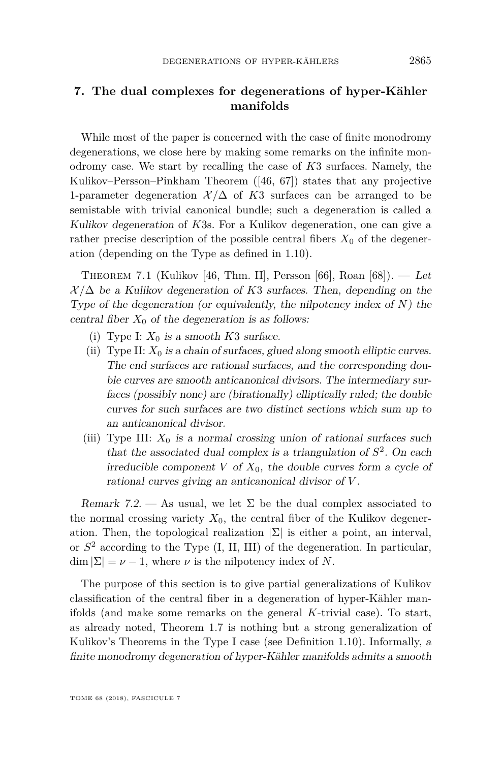## 7. The dual complexes for degenerations of hyper-Kähler manifolds

While most of the paper is concerned with the case of finite monodromy degenerations, we close here by making some remarks on the infinite monodromy case. We start by recalling the case of $K3$ surfaces. Namely, the Kulikov–Persson–Pinkham Theorem ([46, 67]) states that any projective 1-parameter degeneration $\mathcal{X}/\Delta$ of $K3$ surfaces can be arranged to be semistable with trivial canonical bundle; such a degeneration is called a *Kulikov degeneration* of $K3$s. For a Kulikov degeneration, one can give a rather precise description of the possible central fibers $X_0$ of the degeneration (depending on the Type as defined in 1.10).

Theorem 7.1 (Kulikov [46, Thm. II], Persson [66], Roan [68]). — *Let $\mathcal{X}/\Delta$ be a Kulikov degeneration of $K3$ surfaces. Then, depending on the Type of the degeneration (or equivalently, the nilpotency index of $N$) the central fiber $X_0$ of the degeneration is as follows:*

(i) Type I: *$X_0$ is a smooth $K3$ surface.*

(ii) Type II: *$X_0$ is a chain of surfaces, glued along smooth elliptic curves. The end surfaces are rational surfaces, and the corresponding double curves are smooth anticanonical divisors. The intermediary surfaces (possibly none) are (birationally) elliptically ruled; the double curves for such surfaces are two distinct sections which sum up to an anticanonical divisor.*

(iii) Type III: *$X_0$ is a normal crossing union of rational surfaces such that the associated dual complex is a triangulation of $S^2$. On each irreducible component $V$ of $X_0$, the double curves form a cycle of rational curves giving an anticanonical divisor of $V$.*

*Remark 7.2.* — As usual, we let $\Sigma$ be the dual complex associated to the normal crossing variety $X_0$, the central fiber of the Kulikov degeneration. Then, the topological realization $|\Sigma|$ is either a point, an interval, or $S^2$ according to the Type (I, II, III) of the degeneration. In particular, $\dim|\Sigma| = \nu - 1$, where $\nu$ is the nilpotency index of $N$.

The purpose of this section is to give partial generalizations of Kulikov classification of the central fiber in a degeneration of hyper-Kähler manifolds (and make some remarks on the general $K$-trivial case). To start, as already noted, Theorem 1.7 is nothing but a strong generalization of Kulikov's Theorems in the Type I case (see Definition 1.10). Informally, *a finite monodromy degeneration of hyper-Kähler manifolds admits a smooth*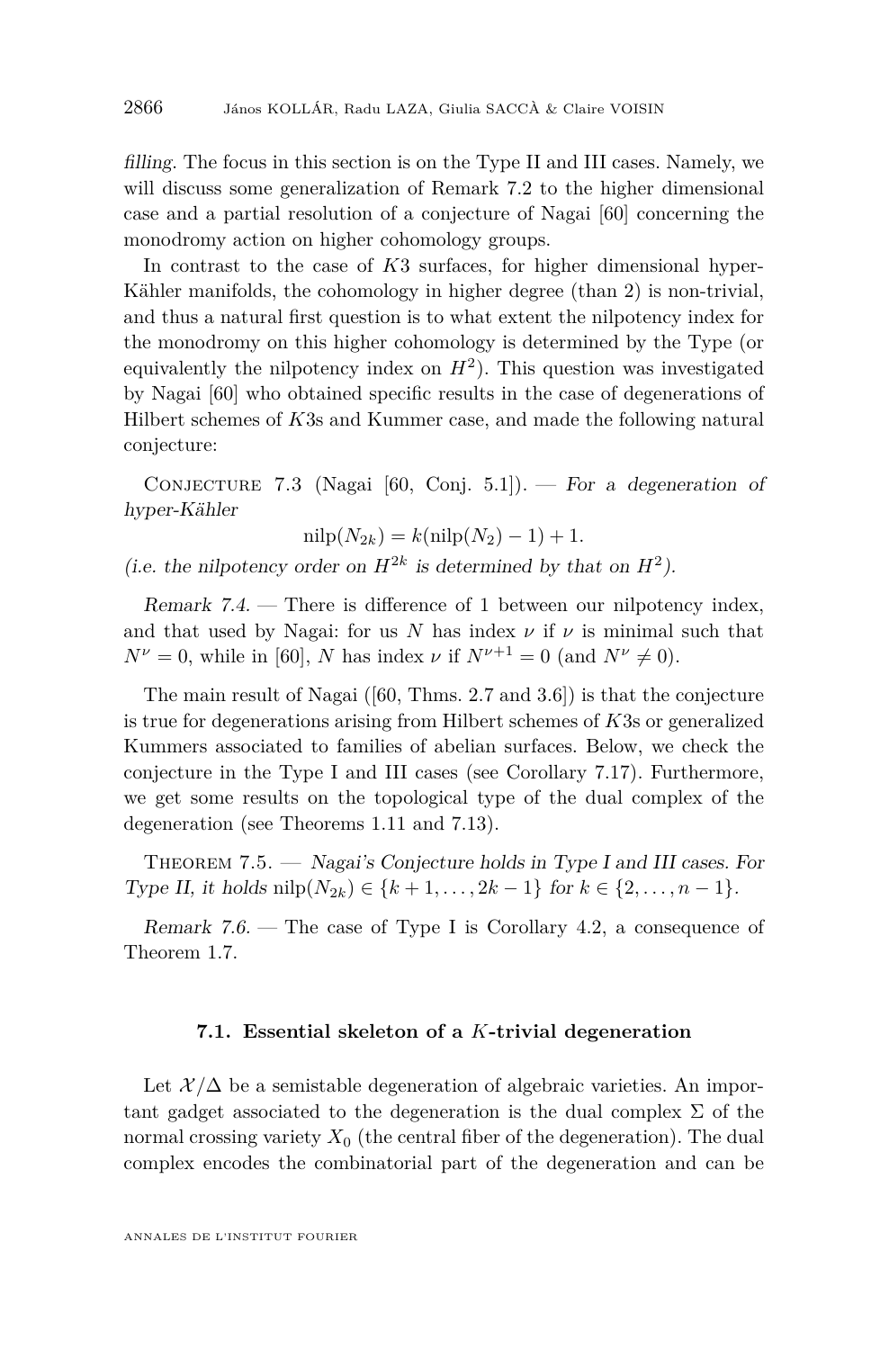*filling*. The focus in this section is on the Type II and III cases. Namely, we will discuss some generalization of Remark 7.2 to the higher dimensional case and a partial resolution of a conjecture of Nagai [60] concerning the monodromy action on higher cohomology groups.

In contrast to the case of $K3$ surfaces, for higher dimensional hyper-Kähler manifolds, the cohomology in higher degree (than 2) is non-trivial, and thus a natural first question is to what extent the nilpotency index for the monodromy on this higher cohomology is determined by the Type (or equivalently the nilpotency index on $H^2$). This question was investigated by Nagai [60] who obtained specific results in the case of degenerations of Hilbert schemes of $K3$s and Kummer case, and made the following natural conjecture:

Conjecture 7.3 (Nagai [60, Conj. 5.1]). — *For a degeneration of hyper-Kähler*

$$\mathrm{nilp}(N_{2k}) = k(\mathrm{nilp}(N_2) - 1) + 1.$$

*(i.e. the nilpotency order on $H^{2k}$ is determined by that on $H^2$).*

*Remark 7.4.* — There is difference of 1 between our nilpotency index, and that used by Nagai: for us $N$ has index $\nu$ if $\nu$ is minimal such that $N^\nu = 0$, while in [60], $N$ has index $\nu$ if $N^{\nu+1} = 0$ (and $N^\nu \neq 0$).

The main result of Nagai ([60, Thms. 2.7 and 3.6]) is that the conjecture is true for degenerations arising from Hilbert schemes of $K3$s or generalized Kummers associated to families of abelian surfaces. Below, we check the conjecture in the Type I and III cases (see Corollary 7.17). Furthermore, we get some results on the topological type of the dual complex of the degeneration (see Theorems 1.11 and 7.13).

Theorem 7.5. — *Nagai's Conjecture holds in Type I and III cases. For Type II, it holds $\mathrm{nilp}(N_{2k}) \in \{k+1, \dots, 2k-1\}$ for $k \in \{2, \dots, n-1\}$.*

*Remark 7.6.* — The case of Type I is Corollary 4.2, a consequence of Theorem 1.7.

### 7.1. Essential skeleton of a $K$-trivial degeneration

Let $\mathcal{X}/\Delta$ be a semistable degeneration of algebraic varieties. An important gadget associated to the degeneration is the dual complex $\Sigma$ of the normal crossing variety $X_0$ (the central fiber of the degeneration). The dual complex encodes the combinatorial part of the degeneration and can be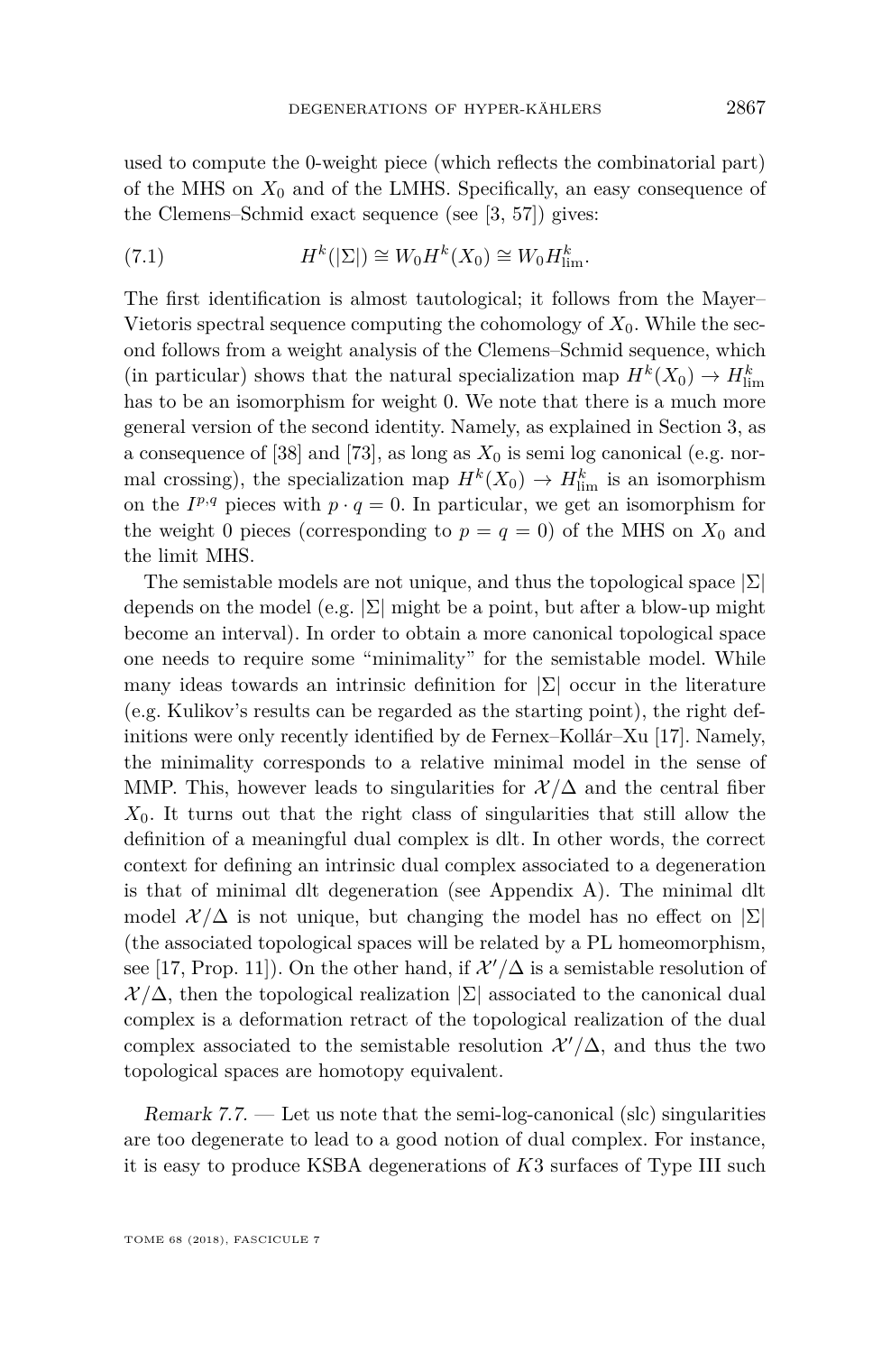used to compute the 0-weight piece (which reflects the combinatorial part) of the MHS on $X_0$ and of the LMHS. Specifically, an easy consequence of the Clemens–Schmid exact sequence (see [3, 57]) gives:

$$H^k(|\Sigma|) \cong W_0 H^k(X_0) \cong W_0 H^k_{\mathrm{lim}}. \tag{7.1}$$

The first identification is almost tautological; it follows from the Mayer–Vietoris spectral sequence computing the cohomology of $X_0$. While the second follows from a weight analysis of the Clemens–Schmid sequence, which (in particular) shows that the natural specialization map $H^k(X_0) \to H^k_{\mathrm{lim}}$ has to be an isomorphism for weight 0. We note that there is a much more general version of the second identity. Namely, as explained in Section 3, as a consequence of [38] and [73], as long as $X_0$ is semi log canonical (e.g. normal crossing), the specialization map $H^k(X_0) \to H^k_{\mathrm{lim}}$ is an isomorphism on the $I^{p,q}$ pieces with $p \cdot q = 0$. In particular, we get an isomorphism for the weight 0 pieces (corresponding to $p = q = 0$) of the MHS on $X_0$ and the limit MHS.

The semistable models are not unique, and thus the topological space $|\Sigma|$ depends on the model (e.g. $|\Sigma|$ might be a point, but after a blow-up might become an interval). In order to obtain a more canonical topological space one needs to require some "minimality" for the semistable model. While many ideas towards an intrinsic definition for $|\Sigma|$ occur in the literature (e.g. Kulikov's results can be regarded as the starting point), the right definitions were only recently identified by de Fernex–Kollár–Xu [17]. Namely, the minimality corresponds to a relative minimal model in the sense of MMP. This, however leads to singularities for $\mathcal{X}/\Delta$ and the central fiber $X_0$. It turns out that the right class of singularities that still allow the definition of a meaningful dual complex is dlt. In other words, the correct context for defining an intrinsic dual complex associated to a degeneration is that of minimal dlt degeneration (see Appendix A). The minimal dlt model $\mathcal{X}/\Delta$ is not unique, but changing the model has no effect on $|\Sigma|$ (the associated topological spaces will be related by a PL homeomorphism, see [17, Prop. 11]). On the other hand, if $\mathcal{X}'/\Delta$ is a semistable resolution of $\mathcal{X}/\Delta$, then the topological realization $|\Sigma|$ associated to the canonical dual complex is a deformation retract of the topological realization of the dual complex associated to the semistable resolution $\mathcal{X}'/\Delta$, and thus the two topological spaces are homotopy equivalent.

*Remark 7.7.* — Let us note that the semi-log-canonical (slc) singularities are too degenerate to lead to a good notion of dual complex. For instance, it is easy to produce KSBA degenerations of $K3$ surfaces of Type III such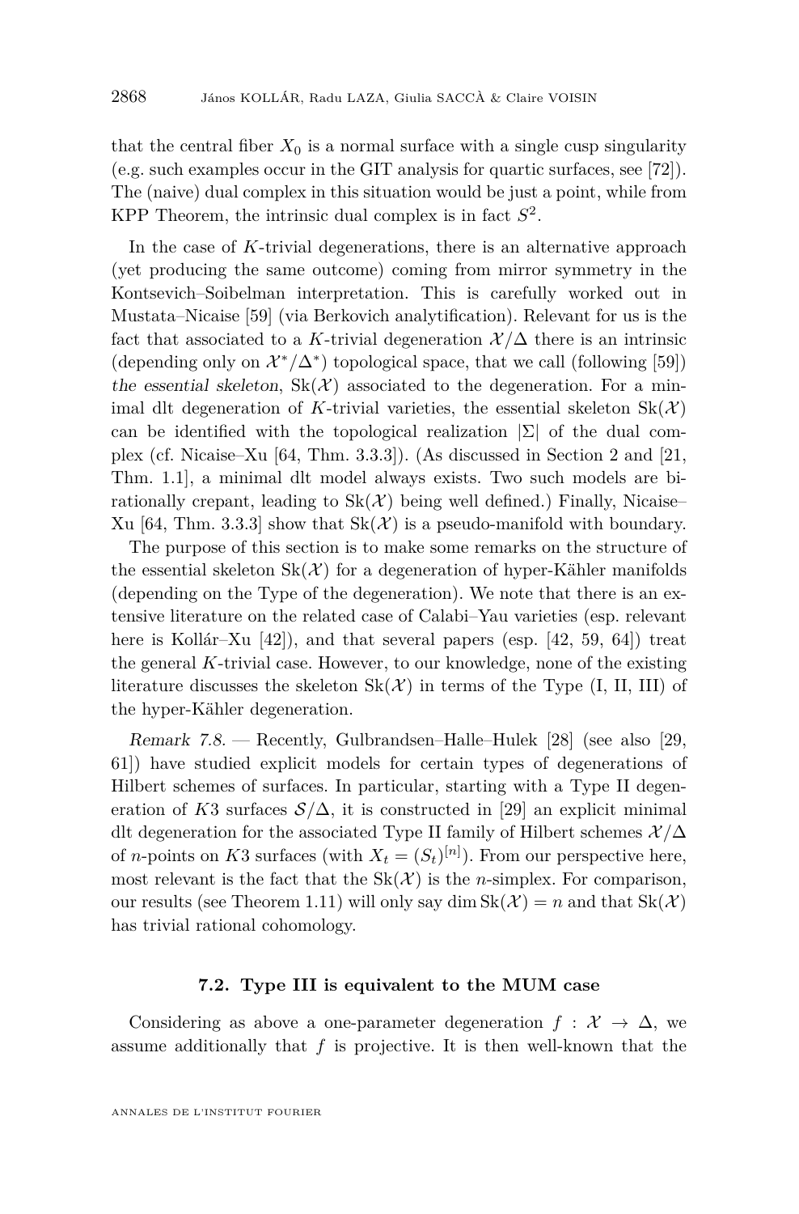that the central fiber $X_0$ is a normal surface with a single cusp singularity (e.g. such examples occur in the GIT analysis for quartic surfaces, see [72]). The (naive) dual complex in this situation would be just a point, while from KPP Theorem, the intrinsic dual complex is in fact $S^2$.

In the case of $K$-trivial degenerations, there is an alternative approach (yet producing the same outcome) coming from mirror symmetry in the Kontsevich–Soibelman interpretation. This is carefully worked out in Mustata–Nicaise [59] (via Berkovich analytification). Relevant for us is the fact that associated to a $K$-trivial degeneration $\mathcal{X}/\Delta$ there is an intrinsic (depending only on $\mathcal{X}^*/\Delta^*$) topological space, that we call (following [59]) *the essential skeleton*, $\mathrm{Sk}(\mathcal{X})$ associated to the degeneration. For a minimal dlt degeneration of $K$-trivial varieties, the essential skeleton $\mathrm{Sk}(\mathcal{X})$ can be identified with the topological realization $|\Sigma|$ of the dual complex (cf. Nicaise–Xu [64, Thm. 3.3.3]). (As discussed in Section 2 and [21, Thm. 1.1], a minimal dlt model always exists. Two such models are birationally crepant, leading to $\mathrm{Sk}(\mathcal{X})$ being well defined.) Finally, Nicaise–Xu [64, Thm. 3.3.3] show that $\mathrm{Sk}(\mathcal{X})$ is a pseudo-manifold with boundary.

The purpose of this section is to make some remarks on the structure of the essential skeleton $\mathrm{Sk}(\mathcal{X})$ for a degeneration of hyper-Kähler manifolds (depending on the Type of the degeneration). We note that there is an extensive literature on the related case of Calabi–Yau varieties (esp. relevant here is Kollár–Xu [42]), and that several papers (esp. [42, 59, 64]) treat the general $K$-trivial case. However, to our knowledge, none of the existing literature discusses the skeleton $\mathrm{Sk}(\mathcal{X})$ in terms of the Type (I, II, III) of the hyper-Kähler degeneration.

*Remark 7.8.* — Recently, Gulbrandsen–Halle–Hulek [28] (see also [29, 61]) have studied explicit models for certain types of degenerations of Hilbert schemes of surfaces. In particular, starting with a Type II degeneration of $K3$ surfaces $\mathcal{S}/\Delta$, it is constructed in [29] an explicit minimal dlt degeneration for the associated Type II family of Hilbert schemes $\mathcal{X}/\Delta$ of $n$-points on $K3$ surfaces (with $X_t = (S_t)^{[n]}$). From our perspective here, most relevant is the fact that the $\mathrm{Sk}(\mathcal{X})$ is the $n$-simplex. For comparison, our results (see Theorem 1.11) will only say $\dim \mathrm{Sk}(\mathcal{X}) = n$ and that $\mathrm{Sk}(\mathcal{X})$ has trivial rational cohomology.

### 7.2. Type III is equivalent to the MUM case

Considering as above a one-parameter degeneration $f : \mathcal{X} \to \Delta$, we assume additionally that $f$ is projective. It is then well-known that the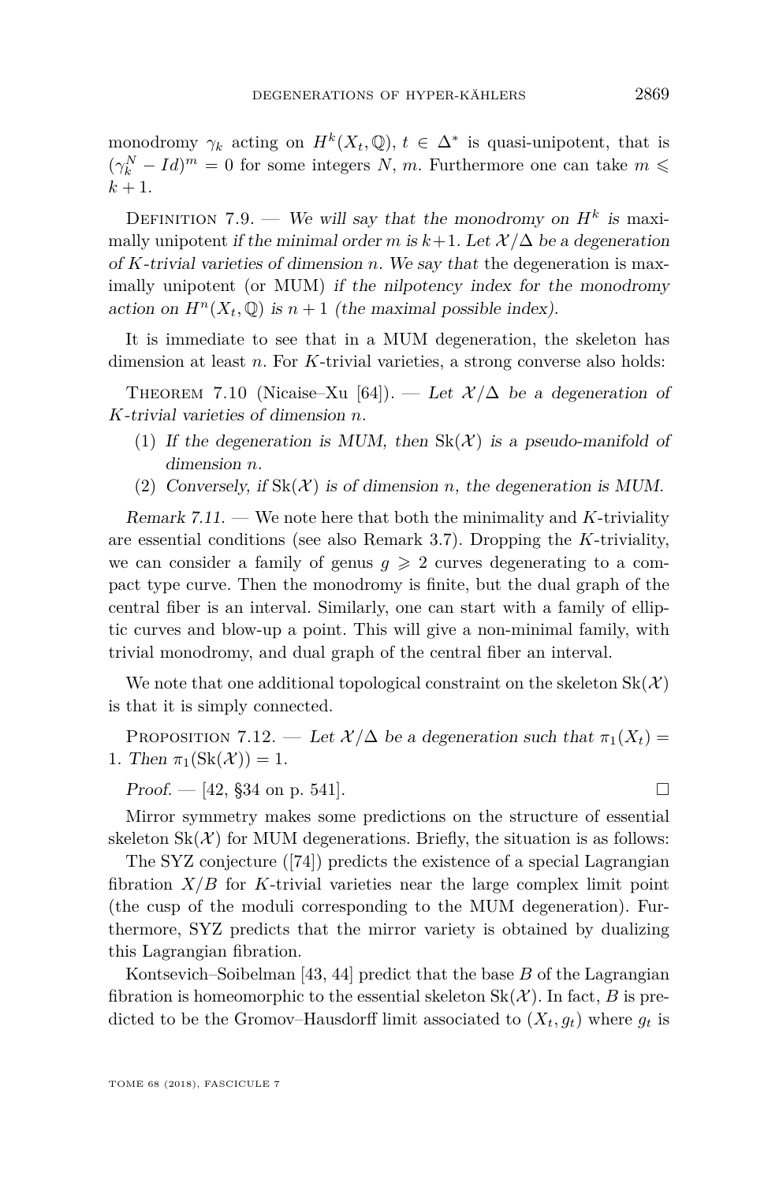monodromy $\gamma_k$ acting on $H^k(X_t, \mathbb{Q})$, $t \in \Delta^*$ is quasi-unipotent, that is $(\gamma_k^N - Id)^m = 0$ for some integers $N$, $m$. Furthermore one can take $m \leqslant k+1$.

Definition 7.9. — *We will say that the monodromy on $H^k$ is* maximally unipotent *if the minimal order $m$ is $k+1$. Let $\mathcal{X}/\Delta$ be a degeneration of $K$-trivial varieties of dimension $n$. We say that* the degeneration is maximally unipotent (or MUM) *if the nilpotency index for the monodromy action on $H^n(X_t, \mathbb{Q})$ is $n+1$ (the maximal possible index).*

It is immediate to see that in a MUM degeneration, the skeleton has dimension at least $n$. For $K$-trivial varieties, a strong converse also holds:

Theorem 7.10 (Nicaise–Xu [64]). — *Let $\mathcal{X}/\Delta$ be a degeneration of $K$-trivial varieties of dimension $n$.*

(1) *If the degeneration is MUM, then $\mathrm{Sk}(\mathcal{X})$ is a pseudo-manifold of dimension $n$.*
(2) *Conversely, if $\mathrm{Sk}(\mathcal{X})$ is of dimension $n$, the degeneration is MUM.*

*Remark 7.11.* — We note here that both the minimality and $K$-triviality are essential conditions (see also Remark 3.7). Dropping the $K$-triviality, we can consider a family of genus $g \geqslant 2$ curves degenerating to a compact type curve. Then the monodromy is finite, but the dual graph of the central fiber is an interval. Similarly, one can start with a family of elliptic curves and blow-up a point. This will give a non-minimal family, with trivial monodromy, and dual graph of the central fiber an interval.

We note that one additional topological constraint on the skeleton $\mathrm{Sk}(\mathcal{X})$ is that it is simply connected.

Proposition 7.12. — *Let $\mathcal{X}/\Delta$ be a degeneration such that $\pi_1(X_t) = 1$. Then $\pi_1(\mathrm{Sk}(\mathcal{X})) = 1$.*

*Proof.* — [42, §34 on p. 541]. □

Mirror symmetry makes some predictions on the structure of essential skeleton $\mathrm{Sk}(\mathcal{X})$ for MUM degenerations. Briefly, the situation is as follows:

The SYZ conjecture ([74]) predicts the existence of a special Lagrangian fibration $X/B$ for $K$-trivial varieties near the large complex limit point (the cusp of the moduli corresponding to the MUM degeneration). Furthermore, SYZ predicts that the mirror variety is obtained by dualizing this Lagrangian fibration.

Kontsevich–Soibelman [43, 44] predict that the base $B$ of the Lagrangian fibration is homeomorphic to the essential skeleton $\mathrm{Sk}(\mathcal{X})$. In fact, $B$ is predicted to be the Gromov–Hausdorff limit associated to $(X_t, g_t)$ where $g_t$ is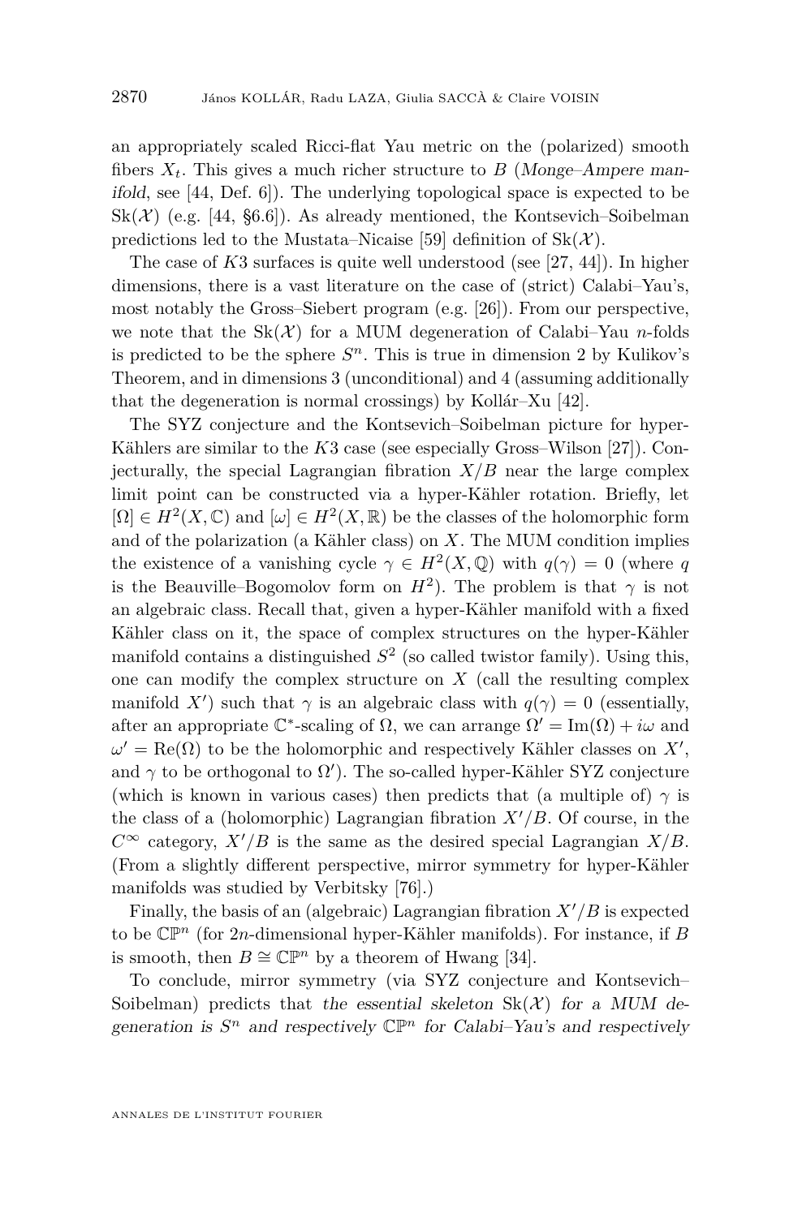an appropriately scaled Ricci-flat Yau metric on the (polarized) smooth fibers $X_t$. This gives a much richer structure to $B$ (*Monge–Ampere manifold*, see [44, Def. 6]). The underlying topological space is expected to be $\mathrm{Sk}(\mathcal{X})$ (e.g. [44, §6.6]). As already mentioned, the Kontsevich–Soibelman predictions led to the Mustata–Nicaise [59] definition of $\mathrm{Sk}(\mathcal{X})$.

The case of $K3$ surfaces is quite well understood (see [27, 44]). In higher dimensions, there is a vast literature on the case of (strict) Calabi–Yau's, most notably the Gross–Siebert program (e.g. [26]). From our perspective, we note that the $\mathrm{Sk}(\mathcal{X})$ for a MUM degeneration of Calabi–Yau $n$-folds is predicted to be the sphere $S^n$. This is true in dimension 2 by Kulikov's Theorem, and in dimensions 3 (unconditional) and 4 (assuming additionally that the degeneration is normal crossings) by Kollár–Xu [42].

The SYZ conjecture and the Kontsevich–Soibelman picture for hyper-Kählers are similar to the $K3$ case (see especially Gross–Wilson [27]). Conjecturally, the special Lagrangian fibration $X/B$ near the large complex limit point can be constructed via a hyper-Kähler rotation. Briefly, let $[\Omega] \in H^2(X, \mathbb{C})$ and $[\omega] \in H^2(X, \mathbb{R})$ be the classes of the holomorphic form and of the polarization (a Kähler class) on $X$. The MUM condition implies the existence of a vanishing cycle $\gamma \in H^2(X, \mathbb{Q})$ with $q(\gamma) = 0$ (where $q$ is the Beauville–Bogomolov form on $H^2$). The problem is that $\gamma$ is not an algebraic class. Recall that, given a hyper-Kähler manifold with a fixed Kähler class on it, the space of complex structures on the hyper-Kähler manifold contains a distinguished $S^2$ (so called twistor family). Using this, one can modify the complex structure on $X$ (call the resulting complex manifold $X'$) such that $\gamma$ is an algebraic class with $q(\gamma) = 0$ (essentially, after an appropriate $\mathbb{C}^*$-scaling of $\Omega$, we can arrange $\Omega' = \mathrm{Im}(\Omega) + i\omega$ and $\omega' = \mathrm{Re}(\Omega)$ to be the holomorphic and respectively Kähler classes on $X'$, and $\gamma$ to be orthogonal to $\Omega'$). The so-called hyper-Kähler SYZ conjecture (which is known in various cases) then predicts that (a multiple of) $\gamma$ is the class of a (holomorphic) Lagrangian fibration $X'/B$. Of course, in the $C^\infty$ category, $X'/B$ is the same as the desired special Lagrangian $X/B$. (From a slightly different perspective, mirror symmetry for hyper-Kähler manifolds was studied by Verbitsky [76].)

Finally, the basis of an (algebraic) Lagrangian fibration $X'/B$ is expected to be $\mathbb{CP}^n$ (for $2n$-dimensional hyper-Kähler manifolds). For instance, if $B$ is smooth, then $B \cong \mathbb{CP}^n$ by a theorem of Hwang [34].

To conclude, mirror symmetry (via SYZ conjecture and Kontsevich–Soibelman) predicts that *the essential skeleton* $\mathrm{Sk}(\mathcal{X})$ *for a MUM degeneration is* $S^n$ *and respectively* $\mathbb{CP}^n$ *for Calabi–Yau's and respectively*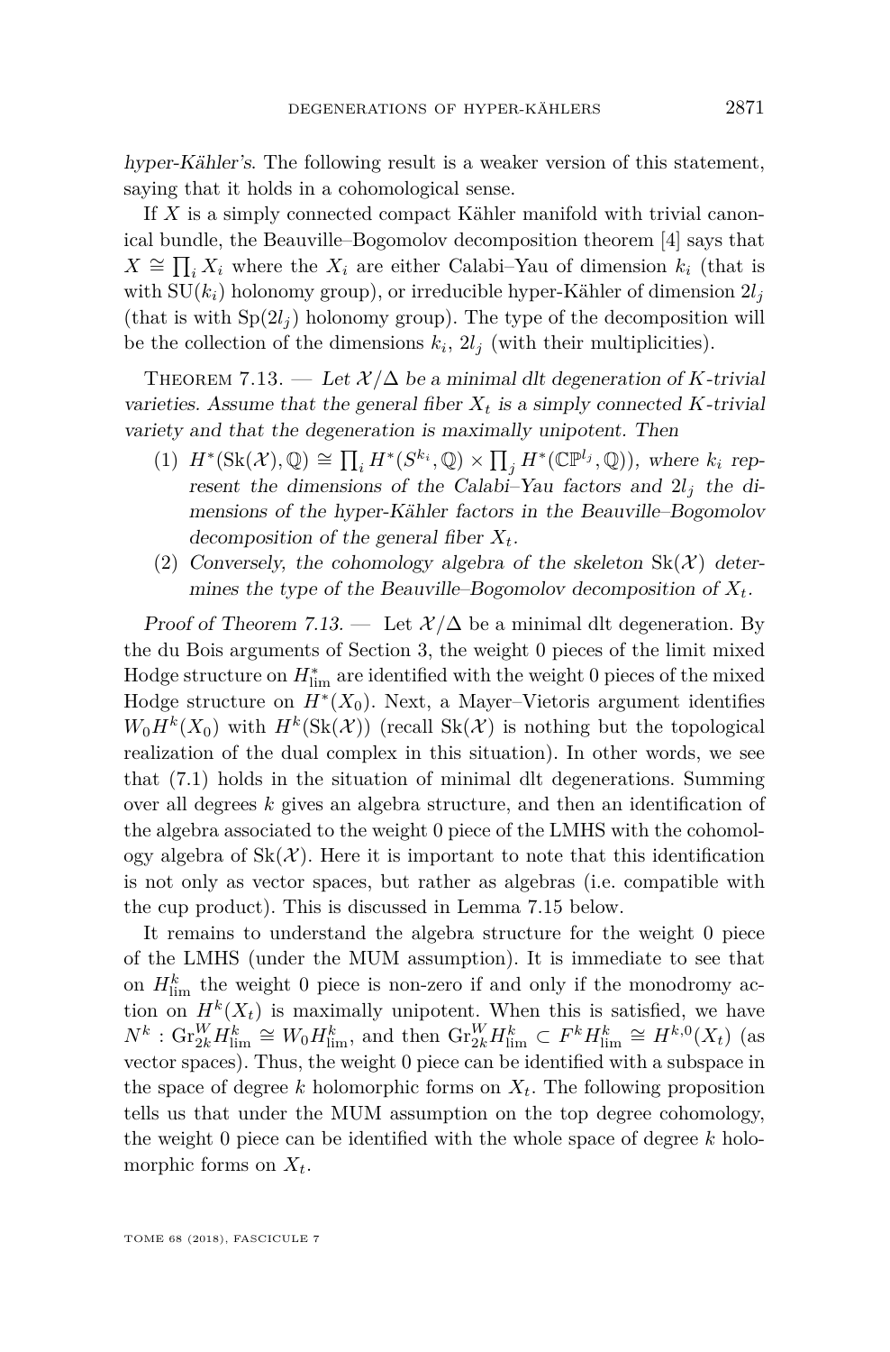hyper-Kähler's. The following result is a weaker version of this statement, saying that it holds in a cohomological sense.

If $X$ is a simply connected compact Kähler manifold with trivial canonical bundle, the Beauville–Bogomolov decomposition theorem [4] says that $X \cong \prod_i X_i$ where the $X_i$ are either Calabi–Yau of dimension $k_i$ (that is with $\mathrm{SU}(k_i)$ holonomy group), or irreducible hyper-Kähler of dimension $2l_j$ (that is with $\mathrm{Sp}(2l_j)$ holonomy group). The type of the decomposition will be the collection of the dimensions $k_i$, $2l_j$ (with their multiplicities).

Theorem 7.13. — *Let $\mathcal{X}/\Delta$ be a minimal dlt degeneration of K-trivial varieties. Assume that the general fiber $X_t$ is a simply connected K-trivial variety and that the degeneration is maximally unipotent. Then*

1. *$H^*(\mathrm{Sk}(\mathcal{X}), \mathbb{Q}) \cong \prod_i H^*(S^{k_i}, \mathbb{Q}) \times \prod_j H^*(\mathbb{CP}^{l_j}, \mathbb{Q}))$, where $k_i$ represent the dimensions of the Calabi–Yau factors and $2l_j$ the dimensions of the hyper-Kähler factors in the Beauville–Bogomolov decomposition of the general fiber $X_t$.*
2. *Conversely, the cohomology algebra of the skeleton $\mathrm{Sk}(\mathcal{X})$ determines the type of the Beauville–Bogomolov decomposition of $X_t$.*

*Proof of Theorem 7.13.* — Let $\mathcal{X}/\Delta$ be a minimal dlt degeneration. By the du Bois arguments of Section 3, the weight 0 pieces of the limit mixed Hodge structure on $H^*_{\lim}$ are identified with the weight 0 pieces of the mixed Hodge structure on $H^*(X_0)$. Next, a Mayer–Vietoris argument identifies $W_0H^k(X_0)$ with $H^k(\mathrm{Sk}(\mathcal{X}))$ (recall $\mathrm{Sk}(\mathcal{X})$ is nothing but the topological realization of the dual complex in this situation). In other words, we see that (7.1) holds in the situation of minimal dlt degenerations. Summing over all degrees $k$ gives an algebra structure, and then an identification of the algebra associated to the weight 0 piece of the LMHS with the cohomology algebra of $\mathrm{Sk}(\mathcal{X})$. Here it is important to note that this identification is not only as vector spaces, but rather as algebras (i.e. compatible with the cup product). This is discussed in Lemma 7.15 below.

It remains to understand the algebra structure for the weight 0 piece of the LMHS (under the MUM assumption). It is immediate to see that on $H^k_{\lim}$ the weight 0 piece is non-zero if and only if the monodromy action on $H^k(X_t)$ is maximally unipotent. When this is satisfied, we have $N^k : \mathrm{Gr}^W_{2k}H^k_{\lim} \cong W_0H^k_{\lim}$, and then $\mathrm{Gr}^W_{2k}H^k_{\lim} \subset F^kH^k_{\lim} \cong H^{k,0}(X_t)$ (as vector spaces). Thus, the weight 0 piece can be identified with a subspace in the space of degree $k$ holomorphic forms on $X_t$. The following proposition tells us that under the MUM assumption on the top degree cohomology, the weight 0 piece can be identified with the whole space of degree $k$ holomorphic forms on $X_t$.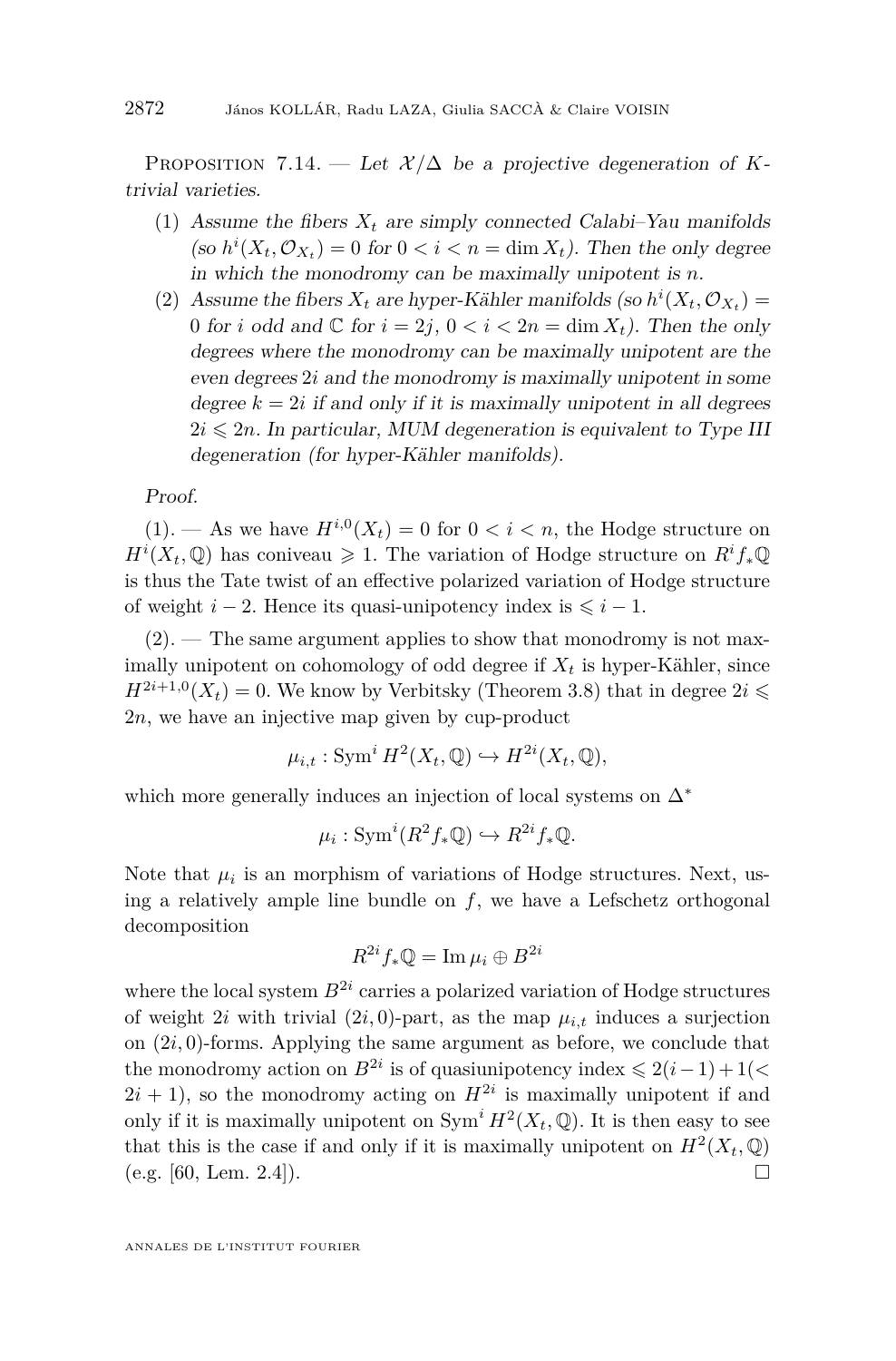Proposition 7.14. — *Let $\mathcal{X}/\Delta$ be a projective degeneration of K-trivial varieties.*

1. *Assume the fibers $X_t$ are simply connected Calabi–Yau manifolds (so $h^i(X_t, \mathcal{O}_{X_t}) = 0$ for $0 < i < n = \dim X_t$). Then the only degree in which the monodromy can be maximally unipotent is $n$.*
2. *Assume the fibers $X_t$ are hyper-Kähler manifolds (so $h^i(X_t, \mathcal{O}_{X_t}) = 0$ for $i$ odd and $\mathbb{C}$ for $i = 2j$, $0 < i < 2n = \dim X_t$). Then the only degrees where the monodromy can be maximally unipotent are the even degrees $2i$ and the monodromy is maximally unipotent in some degree $k = 2i$ if and only if it is maximally unipotent in all degrees $2i \leqslant 2n$. In particular, MUM degeneration is equivalent to Type III degeneration (for hyper-Kähler manifolds).*

*Proof.*

(1). — As we have $H^{i,0}(X_t) = 0$ for $0 < i < n$, the Hodge structure on $H^i(X_t, \mathbb{Q})$ has coniveau $\geqslant 1$. The variation of Hodge structure on $R^i f_* \mathbb{Q}$ is thus the Tate twist of an effective polarized variation of Hodge structure of weight $i - 2$. Hence its quasi-unipotency index is $\leqslant i - 1$.

(2). — The same argument applies to show that monodromy is not maximally unipotent on cohomology of odd degree if $X_t$ is hyper-Kähler, since $H^{2i+1,0}(X_t) = 0$. We know by Verbitsky (Theorem 3.8) that in degree $2i \leqslant 2n$, we have an injective map given by cup-product

$$\mu_{i,t} : \operatorname{Sym}^i H^2(X_t, \mathbb{Q}) \hookrightarrow H^{2i}(X_t, \mathbb{Q}),$$

which more generally induces an injection of local systems on $\Delta^*$

$$\mu_i : \operatorname{Sym}^i(R^2 f_* \mathbb{Q}) \hookrightarrow R^{2i} f_* \mathbb{Q}.$$

Note that $\mu_i$ is an morphism of variations of Hodge structures. Next, using a relatively ample line bundle on $f$, we have a Lefschetz orthogonal decomposition

$$R^{2i} f_* \mathbb{Q} = \operatorname{Im} \mu_i \oplus B^{2i}$$

where the local system $B^{2i}$ carries a polarized variation of Hodge structures of weight $2i$ with trivial $(2i, 0)$-part, as the map $\mu_{i,t}$ induces a surjection on $(2i, 0)$-forms. Applying the same argument as before, we conclude that the monodromy action on $B^{2i}$ is of quasiunipotency index $\leqslant 2(i-1) + 1 (< 2i + 1)$, so the monodromy acting on $H^{2i}$ is maximally unipotent if and only if it is maximally unipotent on $\operatorname{Sym}^i H^2(X_t, \mathbb{Q})$. It is then easy to see that this is the case if and only if it is maximally unipotent on $H^2(X_t, \mathbb{Q})$ (e.g. [60, Lem. 2.4]). □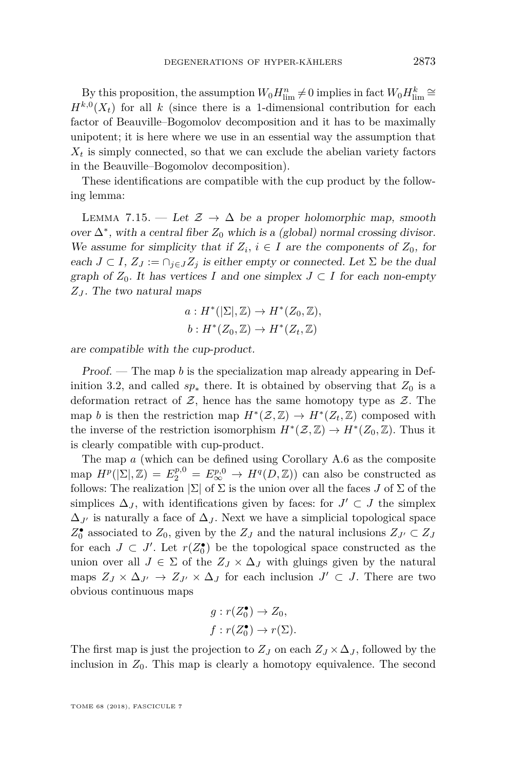By this proposition, the assumption $W_0 H^n_{\lim} \neq 0$ implies in fact $W_0 H^k_{\lim} \cong H^{k,0}(X_t)$ for all $k$ (since there is a 1-dimensional contribution for each factor of Beauville–Bogomolov decomposition and it has to be maximally unipotent; it is here where we use in an essential way the assumption that $X_t$ is simply connected, so that we can exclude the abelian variety factors in the Beauville–Bogomolov decomposition).

These identifications are compatible with the cup product by the following lemma:

Lemma 7.15. — *Let $\mathcal{Z} \to \Delta$ be a proper holomorphic map, smooth over $\Delta^*$, with a central fiber $Z_0$ which is a (global) normal crossing divisor. We assume for simplicity that if $Z_i$, $i \in I$ are the components of $Z_0$, for each $J \subset I$, $Z_J := \cap_{j \in J} Z_j$ is either empty or connected. Let $\Sigma$ be the dual graph of $Z_0$. It has vertices $I$ and one simplex $J \subset I$ for each non-empty $Z_J$. The two natural maps*

$$a : H^*(|\Sigma|, \mathbb{Z}) \to H^*(Z_0, \mathbb{Z}),$$
$$b : H^*(Z_0, \mathbb{Z}) \to H^*(Z_t, \mathbb{Z})$$

*are compatible with the cup-product.*

*Proof.* — The map $b$ is the specialization map already appearing in Definition 3.2, and called $sp_*$ there. It is obtained by observing that $Z_0$ is a deformation retract of $\mathcal{Z}$, hence has the same homotopy type as $\mathcal{Z}$. The map $b$ is then the restriction map $H^*(\mathcal{Z}, \mathbb{Z}) \to H^*(Z_t, \mathbb{Z})$ composed with the inverse of the restriction isomorphism $H^*(\mathcal{Z}, \mathbb{Z}) \to H^*(Z_0, \mathbb{Z})$. Thus it is clearly compatible with cup-product.

The map $a$ (which can be defined using Corollary A.6 as the composite map $H^p(|\Sigma|, \mathbb{Z}) = E_2^{p,0} = E_\infty^{p,0} \to H^q(D, \mathbb{Z})$) can also be constructed as follows: The realization $|\Sigma|$ of $\Sigma$ is the union over all the faces $J$ of $\Sigma$ of the simplices $\Delta_J$, with identifications given by faces: for $J' \subset J$ the simplex $\Delta_{J'}$ is naturally a face of $\Delta_J$. Next we have a simplicial topological space $Z_0^\bullet$ associated to $Z_0$, given by the $Z_J$ and the natural inclusions $Z_{J'} \subset Z_J$ for each $J \subset J'$. Let $r(Z_0^\bullet)$ be the topological space constructed as the union over all $J \in \Sigma$ of the $Z_J \times \Delta_J$ with gluings given by the natural maps $Z_J \times \Delta_{J'} \to Z_{J'} \times \Delta_J$ for each inclusion $J' \subset J$. There are two obvious continuous maps

$$g : r(Z_0^\bullet) \to Z_0,$$
$$f : r(Z_0^\bullet) \to r(\Sigma).$$

The first map is just the projection to $Z_J$ on each $Z_J \times \Delta_J$, followed by the inclusion in $Z_0$. This map is clearly a homotopy equivalence. The second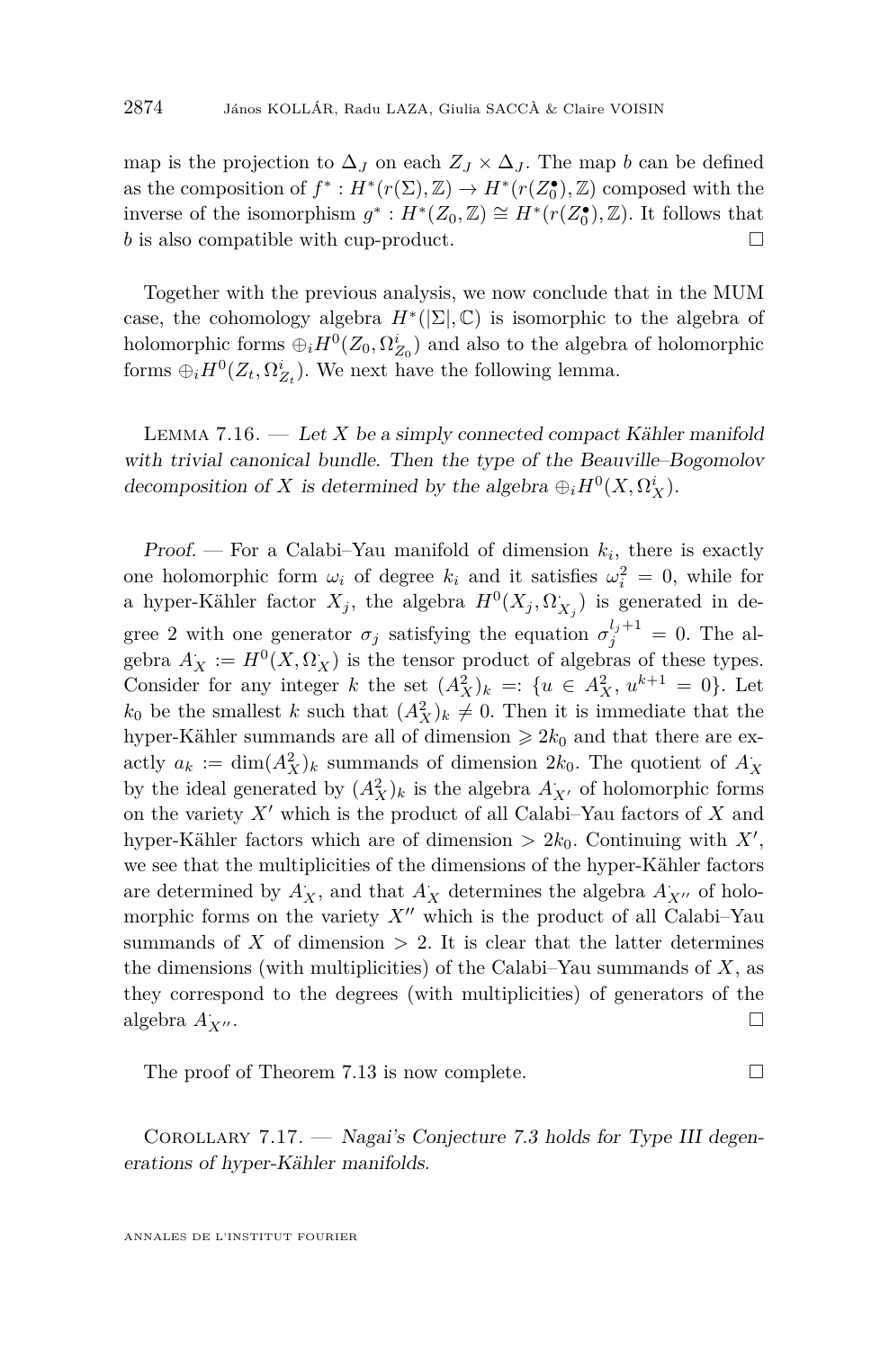map is the projection to $\Delta_J$ on each $Z_J \times \Delta_J$. The map $b$ can be defined as the composition of $f^* : H^*(r(\Sigma), \mathbb{Z}) \to H^*(r(Z_0^\bullet), \mathbb{Z})$ composed with the inverse of the isomorphism $g^* : H^*(Z_0, \mathbb{Z}) \cong H^*(r(Z_0^\bullet), \mathbb{Z})$. It follows that $b$ is also compatible with cup-product. □

Together with the previous analysis, we now conclude that in the MUM case, the cohomology algebra $H^*(|\Sigma|, \mathbb{C})$ is isomorphic to the algebra of holomorphic forms $\oplus_i H^0(Z_0, \Omega^i_{Z_0})$ and also to the algebra of holomorphic forms $\oplus_i H^0(Z_t, \Omega^i_{Z_t})$. We next have the following lemma.

Lemma 7.16. — *Let $X$ be a simply connected compact Kähler manifold with trivial canonical bundle. Then the type of the Beauville–Bogomolov decomposition of $X$ is determined by the algebra $\oplus_i H^0(X, \Omega^i_X)$.*

*Proof.* — For a Calabi–Yau manifold of dimension $k_i$, there is exactly one holomorphic form $\omega_i$ of degree $k_i$ and it satisfies $\omega_i^2 = 0$, while for a hyper-Kähler factor $X_j$, the algebra $H^0(X_j, \Omega^{\cdot}_{X_j})$ is generated in degree 2 with one generator $\sigma_j$ satisfying the equation $\sigma_j^{l_j+1} = 0$. The algebra $A^{\cdot}_X := H^0(X, \Omega^{\cdot}_X)$ is the tensor product of algebras of these types. Consider for any integer $k$ the set $(A^2_X)_k =: \{u \in A^2_X,\, u^{k+1} = 0\}$. Let $k_0$ be the smallest $k$ such that $(A^2_X)_k \neq 0$. Then it is immediate that the hyper-Kähler summands are all of dimension $\geqslant 2k_0$ and that there are exactly $a_k := \dim (A^2_X)_k$ summands of dimension $2k_0$. The quotient of $A^{\cdot}_X$ by the ideal generated by $(A^2_X)_k$ is the algebra $A^{\cdot}_{X'}$ of holomorphic forms on the variety $X'$ which is the product of all Calabi–Yau factors of $X$ and hyper-Kähler factors which are of dimension $> 2k_0$. Continuing with $X'$, we see that the multiplicities of the dimensions of the hyper-Kähler factors are determined by $A^{\cdot}_X$, and that $A^{\cdot}_X$ determines the algebra $A^{\cdot}_{X''}$ of holomorphic forms on the variety $X''$ which is the product of all Calabi–Yau summands of $X$ of dimension $> 2$. It is clear that the latter determines the dimensions (with multiplicities) of the Calabi–Yau summands of $X$, as they correspond to the degrees (with multiplicities) of generators of the algebra $A^{\cdot}_{X''}$. □

The proof of Theorem 7.13 is now complete. □

Corollary 7.17. — *Nagai's Conjecture 7.3 holds for Type III degenerations of hyper-Kähler manifolds.*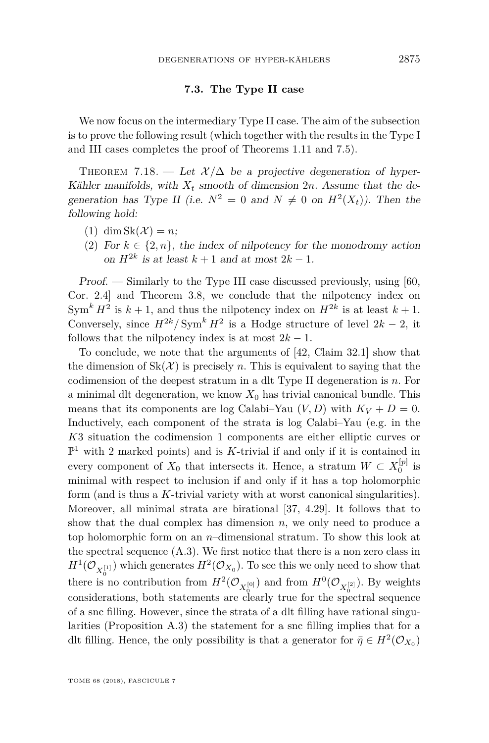### 7.3. The Type II case

We now focus on the intermediary Type II case. The aim of the subsection is to prove the following result (which together with the results in the Type I and III cases completes the proof of Theorems 1.11 and 7.5).

Theorem 7.18. — *Let $\mathcal{X}/\Delta$ be a projective degeneration of hyper-Kähler manifolds, with $X_t$ smooth of dimension $2n$. Assume that the degeneration has Type II (i.e. $N^2 = 0$ and $N \neq 0$ on $H^2(X_t)$). Then the following hold:*

1. $\dim \mathrm{Sk}(\mathcal{X}) = n$;
2. *For $k \in \{2, n\}$, the index of nilpotency for the monodromy action on $H^{2k}$ is at least $k+1$ and at most $2k-1$.*

*Proof.* — Similarly to the Type III case discussed previously, using [60, Cor. 2.4] and Theorem 3.8, we conclude that the nilpotency index on $\mathrm{Sym}^k H^2$ is $k+1$, and thus the nilpotency index on $H^{2k}$ is at least $k+1$. Conversely, since $H^{2k}/\mathrm{Sym}^k H^2$ is a Hodge structure of level $2k-2$, it follows that the nilpotency index is at most $2k-1$.

To conclude, we note that the arguments of [42, Claim 32.1] show that the dimension of $\mathrm{Sk}(\mathcal{X})$ is precisely $n$. This is equivalent to saying that the codimension of the deepest stratum in a dlt Type II degeneration is $n$. For a minimal dlt degeneration, we know $X_0$ has trivial canonical bundle. This means that its components are log Calabi–Yau $(V, D)$ with $K_V + D = 0$. Inductively, each component of the strata is log Calabi–Yau (e.g. in the $K3$ situation the codimension 1 components are either elliptic curves or $\mathbb{P}^1$ with 2 marked points) and is $K$-trivial if and only if it is contained in every component of $X_0$ that intersects it. Hence, a stratum $W \subset X_0^{[p]}$ is minimal with respect to inclusion if and only if it has a top holomorphic form (and is thus a $K$-trivial variety with at worst canonical singularities). Moreover, all minimal strata are birational [37, 4.29]. It follows that to show that the dual complex has dimension $n$, we only need to produce a top holomorphic form on an $n$–dimensional stratum. To show this look at the spectral sequence (A.3). We first notice that there is a non zero class in $H^1(\mathcal{O}_{X_0^{[1]}})$ which generates $H^2(\mathcal{O}_{X_0})$. To see this we only need to show that there is no contribution from $H^2(\mathcal{O}_{X_0^{[0]}})$ and from $H^0(\mathcal{O}_{X_0^{[2]}})$. By weights considerations, both statements are clearly true for the spectral sequence of a snc filling. However, since the strata of a dlt filling have rational singularities (Proposition A.3) the statement for a snc filling implies that for a dlt filling. Hence, the only possibility is that a generator for $\bar{\eta} \in H^2(\mathcal{O}_{X_0})$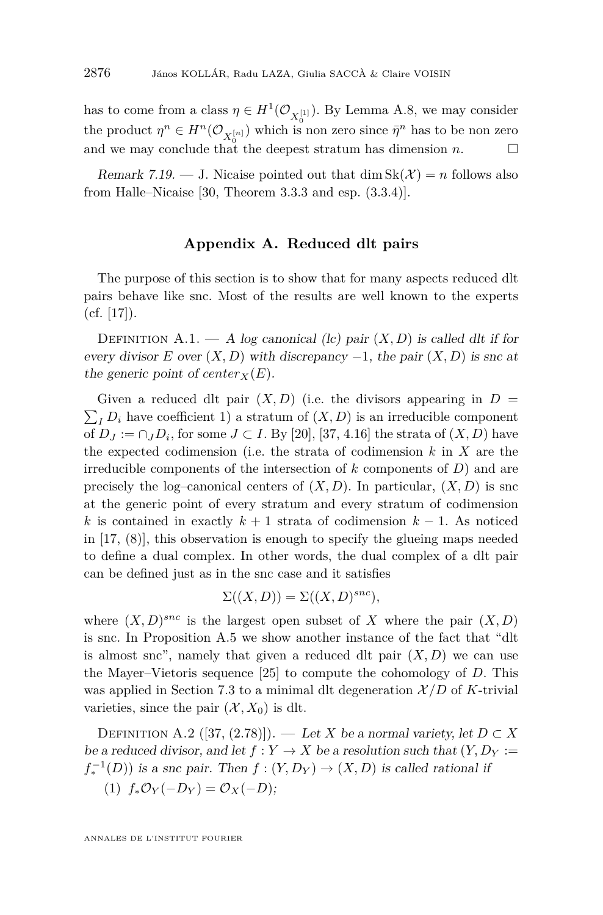has to come from a class $\eta \in H^1(\mathcal{O}_{X_0^{[1]}})$. By Lemma A.8, we may consider the product $\eta^n \in H^n(\mathcal{O}_{X_0^{[n]}})$ which is non zero since $\bar{\eta}^n$ has to be non zero and we may conclude that the deepest stratum has dimension $n$. □

*Remark 7.19.* — J. Nicaise pointed out that $\dim \mathrm{Sk}(\mathcal{X}) = n$ follows also from Halle–Nicaise [30, Theorem 3.3.3 and esp. (3.3.4)].

## Appendix A. Reduced dlt pairs

The purpose of this section is to show that for many aspects reduced dlt pairs behave like snc. Most of the results are well known to the experts (cf. [17]).

Definition A.1. — *A log canonical (lc) pair $(X, D)$ is called dlt if for every divisor $E$ over $(X, D)$ with discrepancy $-1$, the pair $(X, D)$ is snc at the generic point of $\mathrm{center}_X(E)$.*

Given a reduced dlt pair $(X, D)$ (i.e. the divisors appearing in $D = \sum_I D_i$ have coefficient 1) a stratum of $(X, D)$ is an irreducible component of $D_J := \cap_J D_i$, for some $J \subset I$. By [20], [37, 4.16] the strata of $(X, D)$ have the expected codimension (i.e. the strata of codimension $k$ in $X$ are the irreducible components of the intersection of $k$ components of $D$) and are precisely the log–canonical centers of $(X, D)$. In particular, $(X, D)$ is snc at the generic point of every stratum and every stratum of codimension $k$ is contained in exactly $k + 1$ strata of codimension $k - 1$. As noticed in [17, (8)], this observation is enough to specify the glueing maps needed to define a dual complex. In other words, the dual complex of a dlt pair can be defined just as in the snc case and it satisfies

$$\Sigma((X, D)) = \Sigma((X, D)^{snc}),$$

where $(X, D)^{snc}$ is the largest open subset of $X$ where the pair $(X, D)$ is snc. In Proposition A.5 we show another instance of the fact that "dlt is almost snc", namely that given a reduced dlt pair $(X, D)$ we can use the Mayer–Vietoris sequence [25] to compute the cohomology of $D$. This was applied in Section 7.3 to a minimal dlt degeneration $\mathcal{X}/D$ of $K$-trivial varieties, since the pair $(\mathcal{X}, X_0)$ is dlt.

Definition A.2 ([37, (2.78)]). — *Let $X$ be a normal variety, let $D \subset X$ be a reduced divisor, and let $f : Y \to X$ be a resolution such that $(Y, D_Y := f_*^{-1}(D))$ is a snc pair. Then $f : (Y, D_Y) \to (X, D)$ is called rational if*

(1) $f_*\mathcal{O}_Y(-D_Y) = \mathcal{O}_X(-D)$;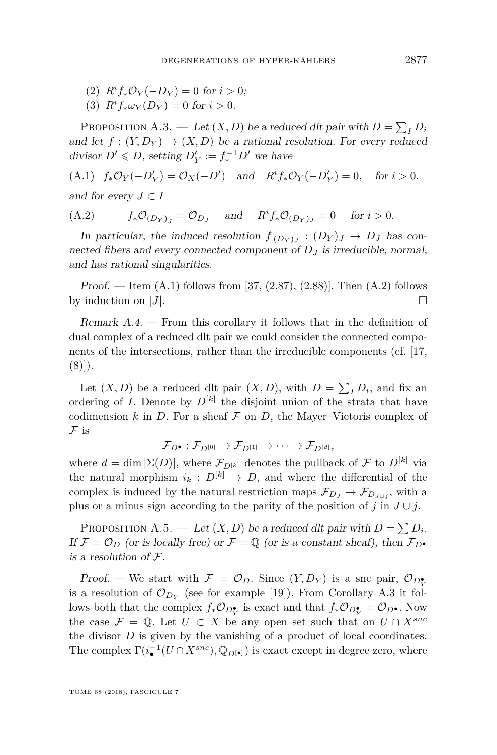(2) $R^i f_* \mathcal{O}_Y(-D_Y) = 0$ for $i > 0$;

(3) $R^i f_* \omega_Y(D_Y) = 0$ for $i > 0$.

Proposition A.3. — *Let $(X, D)$ be a reduced dlt pair with $D = \sum_I D_i$ and let $f : (Y, D_Y) \to (X, D)$ be a rational resolution. For every reduced divisor $D' \leqslant D$, setting $D'_Y := f_*^{-1} D'$ we have*

$$\text{(A.1)} \quad f_* \mathcal{O}_Y(-D'_Y) = \mathcal{O}_X(-D') \quad \text{and} \quad R^i f_* \mathcal{O}_Y(-D'_Y) = 0, \quad \text{for } i > 0.$$

*and for every $J \subset I$*

$$\text{(A.2)} \qquad f_* \mathcal{O}_{(D_Y)_J} = \mathcal{O}_{D_J} \quad \text{and} \quad R^i f_* \mathcal{O}_{(D_Y)_J} = 0 \quad \text{for } i > 0.$$

*In particular, the induced resolution $f_{|(D_Y)_J} : (D_Y)_J \to D_J$ has connected fibers and every connected component of $D_J$ is irreducible, normal, and has rational singularities.*

*Proof.* — Item (A.1) follows from [37, (2.87), (2.88)]. Then (A.2) follows by induction on $|J|$. $\square$

*Remark A.4.* — From this corollary it follows that in the definition of dual complex of a reduced dlt pair we could consider the connected components of the intersections, rather than the irreducible components (cf. [17, (8)]).

Let $(X, D)$ be a reduced dlt pair $(X, D)$, with $D = \sum_I D_i$, and fix an ordering of $I$. Denote by $D^{[k]}$ the disjoint union of the strata that have codimension $k$ in $D$. For a sheaf $\mathcal{F}$ on $D$, the Mayer–Vietoris complex of $\mathcal{F}$ is

$$\mathcal{F}_{D^\bullet} : \mathcal{F}_{D^{[0]}} \to \mathcal{F}_{D^{[1]}} \to \cdots \to \mathcal{F}_{D^{[d]}},$$

where $d = \dim |\Sigma(D)|$, where $\mathcal{F}_{D^{[k]}}$ denotes the pullback of $\mathcal{F}$ to $D^{[k]}$ via the natural morphism $i_k : D^{[k]} \to D$, and where the differential of the complex is induced by the natural restriction maps $\mathcal{F}_{D_J} \to \mathcal{F}_{D_{J \cup j}}$, with a plus or a minus sign according to the parity of the position of $j$ in $J \cup j$.

Proposition A.5. — *Let $(X, D)$ be a reduced dlt pair with $D = \sum D_i$. If $\mathcal{F} = \mathcal{O}_D$ (or is locally free) or $\mathcal{F} = \mathbb{Q}$ (or is a constant sheaf), then $\mathcal{F}_{D^\bullet}$ is a resolution of $\mathcal{F}$.*

*Proof.* — We start with $\mathcal{F} = \mathcal{O}_D$. Since $(Y, D_Y)$ is a snc pair, $\mathcal{O}_{D_Y^\bullet}$ is a resolution of $\mathcal{O}_{D_Y}$ (see for example [19]). From Corollary A.3 it follows both that the complex $f_* \mathcal{O}_{D_Y^\bullet}$ is exact and that $f_* \mathcal{O}_{D_Y^\bullet} = \mathcal{O}_{D^\bullet}$. Now the case $\mathcal{F} = \mathbb{Q}$. Let $U \subset X$ be any open set such that on $U \cap X^{snc}$ the divisor $D$ is given by the vanishing of a product of local coordinates. The complex $\Gamma(i_\bullet^{-1}(U \cap X^{snc}), \mathbb{Q}_{D^{[\bullet]}})$ is exact except in degree zero, where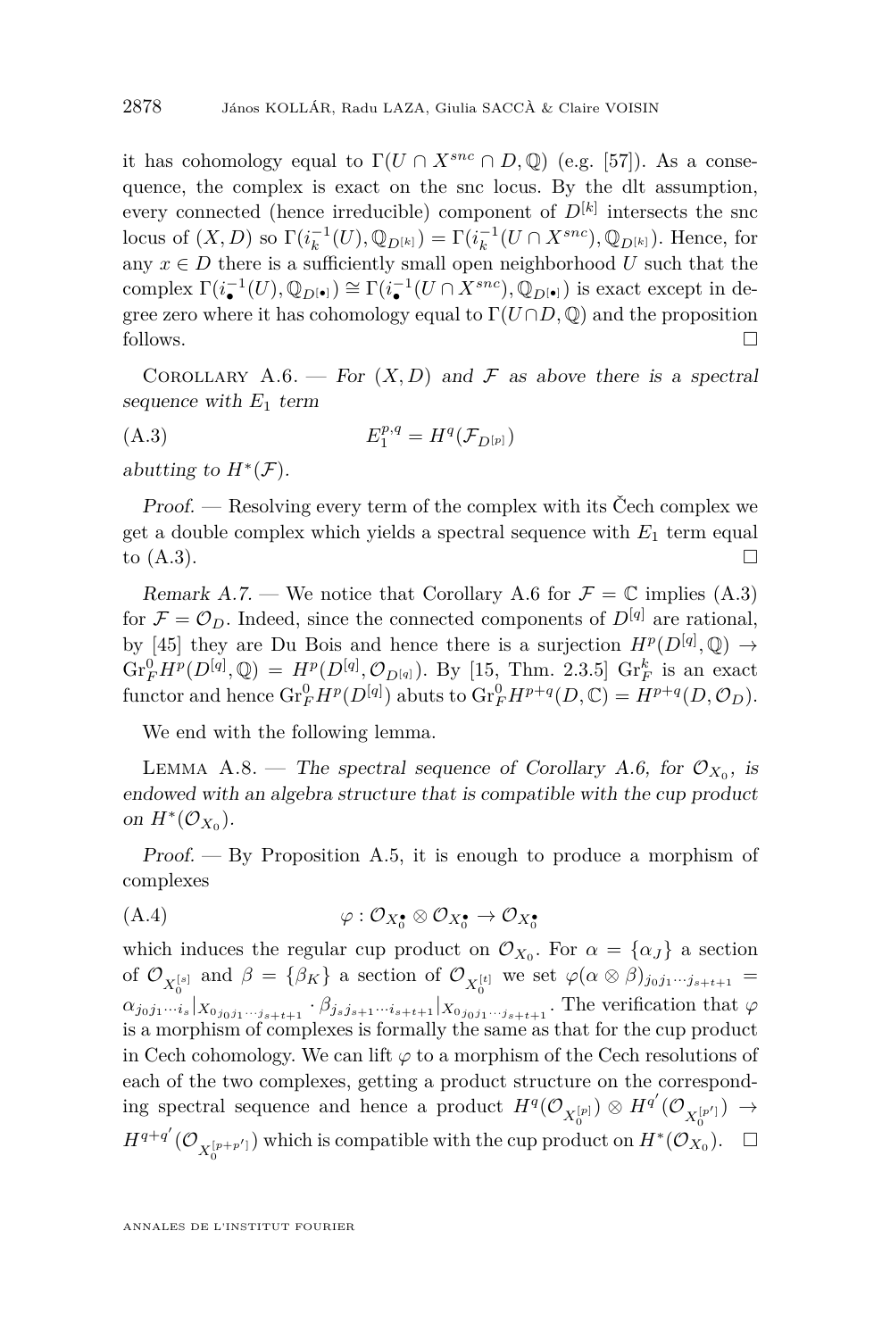it has cohomology equal to $\Gamma(U \cap X^{snc} \cap D, \mathbb{Q})$ (e.g. [57]). As a consequence, the complex is exact on the snc locus. By the dlt assumption, every connected (hence irreducible) component of $D^{[k]}$ intersects the snc locus of $(X, D)$ so $\Gamma(i_k^{-1}(U), \mathbb{Q}_{D^{[k]}}) = \Gamma(i_k^{-1}(U \cap X^{snc}), \mathbb{Q}_{D^{[k]}})$. Hence, for any $x \in D$ there is a sufficiently small open neighborhood $U$ such that the complex $\Gamma(i_\bullet^{-1}(U), \mathbb{Q}_{D^{[\bullet]}}) \cong \Gamma(i_\bullet^{-1}(U \cap X^{snc}), \mathbb{Q}_{D^{[\bullet]}})$ is exact except in degree zero where it has cohomology equal to $\Gamma(U \cap D, \mathbb{Q})$ and the proposition follows. □

Corollary A.6. — *For $(X, D)$ and $\mathcal{F}$ as above there is a spectral sequence with $E_1$ term*

$$E_1^{p,q} = H^q(\mathcal{F}_{D^{[p]}}) \tag{A.3}$$

*abutting to $H^*(\mathcal{F})$.*

*Proof.* — Resolving every term of the complex with its Čech complex we get a double complex which yields a spectral sequence with $E_1$ term equal to (A.3). □

*Remark A.7.* — We notice that Corollary A.6 for $\mathcal{F} = \mathbb{C}$ implies (A.3) for $\mathcal{F} = \mathcal{O}_D$. Indeed, since the connected components of $D^{[q]}$ are rational, by [45] they are Du Bois and hence there is a surjection $H^p(D^{[q]}, \mathbb{Q}) \to \mathrm{Gr}_F^0 H^p(D^{[q]}, \mathbb{Q}) = H^p(D^{[q]}, \mathcal{O}_{D^{[q]}})$. By [15, Thm. 2.3.5] $\mathrm{Gr}_F^k$ is an exact functor and hence $\mathrm{Gr}_F^0 H^p(D^{[q]})$ abuts to $\mathrm{Gr}_F^0 H^{p+q}(D, \mathbb{C}) = H^{p+q}(D, \mathcal{O}_D)$.

We end with the following lemma.

Lemma A.8. — *The spectral sequence of Corollary A.6, for $\mathcal{O}_{X_0}$, is endowed with an algebra structure that is compatible with the cup product on $H^*(\mathcal{O}_{X_0})$.*

*Proof.* — By Proposition A.5, it is enough to produce a morphism of complexes

$$\varphi : \mathcal{O}_{X_0^\bullet} \otimes \mathcal{O}_{X_0^\bullet} \to \mathcal{O}_{X_0^\bullet} \tag{A.4}$$

which induces the regular cup product on $\mathcal{O}_{X_0}$. For $\alpha = \{\alpha_J\}$ a section of $\mathcal{O}_{X_0^{[s]}}$ and $\beta = \{\beta_K\}$ a section of $\mathcal{O}_{X_0^{[t]}}$ we set $\varphi(\alpha \otimes \beta)_{j_0 j_1 \cdots j_{s+t+1}} = \alpha_{j_0 j_1 \cdots i_s}|_{X_{0 j_0 j_1 \cdots j_{s+t+1}}} \cdot \beta_{j_s j_{s+1} \cdots i_{s+t+1}}|_{X_{0 j_0 j_1 \cdots j_{s+t+1}}}$. The verification that $\varphi$ is a morphism of complexes is formally the same as that for the cup product in Cech cohomology. We can lift $\varphi$ to a morphism of the Cech resolutions of each of the two complexes, getting a product structure on the corresponding spectral sequence and hence a product $H^q(\mathcal{O}_{X_0^{[p]}}) \otimes H^{q'}(\mathcal{O}_{X_0^{[p']}}) \to H^{q+q'}(\mathcal{O}_{X_0^{[p+p']}})$ which is compatible with the cup product on $H^*(\mathcal{O}_{X_0})$. □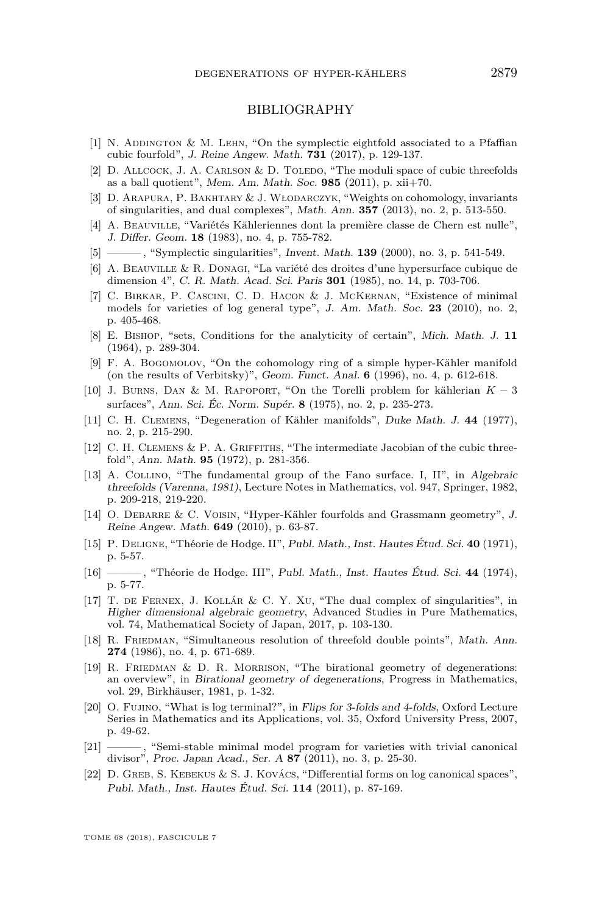# BIBLIOGRAPHY

[1] N. Addington & M. Lehn, "On the symplectic eightfold associated to a Pfaffian cubic fourfold", *J. Reine Angew. Math.* **731** (2017), p. 129-137.

[2] D. Allcock, J. A. Carlson & D. Toledo, "The moduli space of cubic threefolds as a ball quotient", *Mem. Am. Math. Soc.* **985** (2011), p. xii+70.

[3] D. Arapura, P. Bakhtary & J. Włodarczyk, "Weights on cohomology, invariants of singularities, and dual complexes", *Math. Ann.* **357** (2013), no. 2, p. 513-550.

[4] A. Beauville, "Variétés Kähleriennes dont la première classe de Chern est nulle", *J. Differ. Geom.* **18** (1983), no. 4, p. 755-782.

[5] ———, "Symplectic singularities", *Invent. Math.* **139** (2000), no. 3, p. 541-549.

[6] A. Beauville & R. Donagi, "La variété des droites d'une hypersurface cubique de dimension 4", *C. R. Math. Acad. Sci. Paris* **301** (1985), no. 14, p. 703-706.

[7] C. Birkar, P. Cascini, C. D. Hacon & J. McKernan, "Existence of minimal models for varieties of log general type", *J. Am. Math. Soc.* **23** (2010), no. 2, p. 405-468.

[8] E. Bishop, "sets, Conditions for the analyticity of certain", *Mich. Math. J.* **11** (1964), p. 289-304.

[9] F. A. Bogomolov, "On the cohomology ring of a simple hyper-Kähler manifold (on the results of Verbitsky)", *Geom. Funct. Anal.* **6** (1996), no. 4, p. 612-618.

[10] J. Burns, Dan & M. Rapoport, "On the Torelli problem for kählerian $K-3$ surfaces", *Ann. Sci. Éc. Norm. Supér.* **8** (1975), no. 2, p. 235-273.

[11] C. H. Clemens, "Degeneration of Kähler manifolds", *Duke Math. J.* **44** (1977), no. 2, p. 215-290.

[12] C. H. Clemens & P. A. Griffiths, "The intermediate Jacobian of the cubic threefold", *Ann. Math.* **95** (1972), p. 281-356.

[13] A. Collino, "The fundamental group of the Fano surface. I, II", in *Algebraic threefolds (Varenna, 1981)*, Lecture Notes in Mathematics, vol. 947, Springer, 1982, p. 209-218, 219-220.

[14] O. Debarre & C. Voisin, "Hyper-Kähler fourfolds and Grassmann geometry", *J. Reine Angew. Math.* **649** (2010), p. 63-87.

[15] P. Deligne, "Théorie de Hodge. II", *Publ. Math., Inst. Hautes Étud. Sci.* **40** (1971), p. 5-57.

[16] ———, "Théorie de Hodge. III", *Publ. Math., Inst. Hautes Étud. Sci.* **44** (1974), p. 5-77.

[17] T. de Fernex, J. Kollár & C. Y. Xu, "The dual complex of singularities", in *Higher dimensional algebraic geometry*, Advanced Studies in Pure Mathematics, vol. 74, Mathematical Society of Japan, 2017, p. 103-130.

[18] R. Friedman, "Simultaneous resolution of threefold double points", *Math. Ann.* **274** (1986), no. 4, p. 671-689.

[19] R. Friedman & D. R. Morrison, "The birational geometry of degenerations: an overview", in *Birational geometry of degenerations*, Progress in Mathematics, vol. 29, Birkhäuser, 1981, p. 1-32.

[20] O. Fujino, "What is log terminal?", in *Flips for 3-folds and 4-folds*, Oxford Lecture Series in Mathematics and its Applications, vol. 35, Oxford University Press, 2007, p. 49-62.

[21] ———, "Semi-stable minimal model program for varieties with trivial canonical divisor", *Proc. Japan Acad., Ser. A* **87** (2011), no. 3, p. 25-30.

[22] D. Greb, S. Kebekus & S. J. Kovács, "Differential forms on log canonical spaces", *Publ. Math., Inst. Hautes Étud. Sci.* **114** (2011), p. 87-169.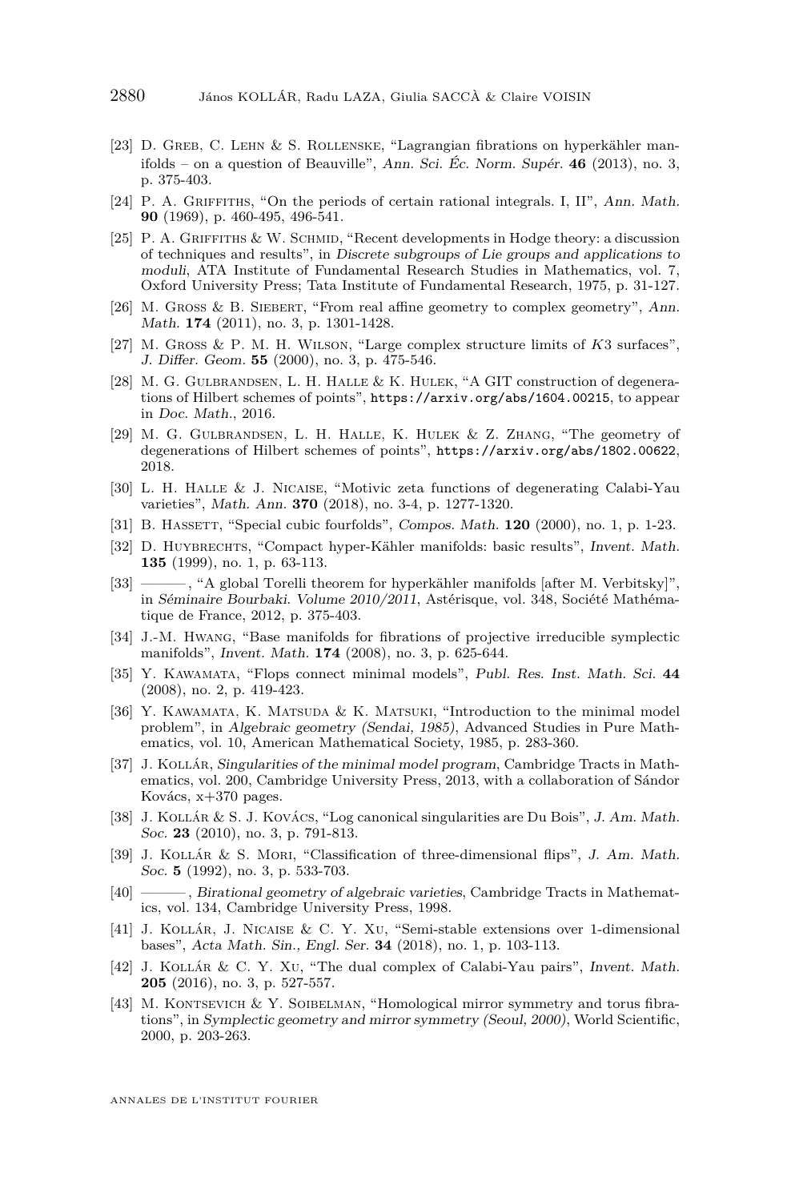[23] D. Greb, C. Lehn & S. Rollenske, "Lagrangian fibrations on hyperkähler manifolds – on a question of Beauville", *Ann. Sci. Éc. Norm. Supér.* **46** (2013), no. 3, p. 375-403.

[24] P. A. Griffiths, "On the periods of certain rational integrals. I, II", *Ann. Math.* **90** (1969), p. 460-495, 496-541.

[25] P. A. Griffiths & W. Schmid, "Recent developments in Hodge theory: a discussion of techniques and results", in *Discrete subgroups of Lie groups and applications to moduli*, ATA Institute of Fundamental Research Studies in Mathematics, vol. 7, Oxford University Press; Tata Institute of Fundamental Research, 1975, p. 31-127.

[26] M. Gross & B. Siebert, "From real affine geometry to complex geometry", *Ann. Math.* **174** (2011), no. 3, p. 1301-1428.

[27] M. Gross & P. M. H. Wilson, "Large complex structure limits of $K3$ surfaces", *J. Differ. Geom.* **55** (2000), no. 3, p. 475-546.

[28] M. G. Gulbrandsen, L. H. Halle & K. Hulek, "A GIT construction of degenerations of Hilbert schemes of points", https://arxiv.org/abs/1604.00215, to appear in *Doc. Math.*, 2016.

[29] M. G. Gulbrandsen, L. H. Halle, K. Hulek & Z. Zhang, "The geometry of degenerations of Hilbert schemes of points", https://arxiv.org/abs/1802.00622, 2018.

[30] L. H. Halle & J. Nicaise, "Motivic zeta functions of degenerating Calabi-Yau varieties", *Math. Ann.* **370** (2018), no. 3-4, p. 1277-1320.

[31] B. Hassett, "Special cubic fourfolds", *Compos. Math.* **120** (2000), no. 1, p. 1-23.

[32] D. Huybrechts, "Compact hyper-Kähler manifolds: basic results", *Invent. Math.* **135** (1999), no. 1, p. 63-113.

[33] ———, "A global Torelli theorem for hyperkähler manifolds [after M. Verbitsky]", in *Séminaire Bourbaki. Volume 2010/2011*, Astérisque, vol. 348, Société Mathématique de France, 2012, p. 375-403.

[34] J.-M. Hwang, "Base manifolds for fibrations of projective irreducible symplectic manifolds", *Invent. Math.* **174** (2008), no. 3, p. 625-644.

[35] Y. Kawamata, "Flops connect minimal models", *Publ. Res. Inst. Math. Sci.* **44** (2008), no. 2, p. 419-423.

[36] Y. Kawamata, K. Matsuda & K. Matsuki, "Introduction to the minimal model problem", in *Algebraic geometry (Sendai, 1985)*, Advanced Studies in Pure Mathematics, vol. 10, American Mathematical Society, 1985, p. 283-360.

[37] J. Kollár, *Singularities of the minimal model program*, Cambridge Tracts in Mathematics, vol. 200, Cambridge University Press, 2013, with a collaboration of Sándor Kovács, x+370 pages.

[38] J. Kollár & S. J. Kovács, "Log canonical singularities are Du Bois", *J. Am. Math. Soc.* **23** (2010), no. 3, p. 791-813.

[39] J. Kollár & S. Mori, "Classification of three-dimensional flips", *J. Am. Math. Soc.* **5** (1992), no. 3, p. 533-703.

[40] ———, *Birational geometry of algebraic varieties*, Cambridge Tracts in Mathematics, vol. 134, Cambridge University Press, 1998.

[41] J. Kollár, J. Nicaise & C. Y. Xu, "Semi-stable extensions over 1-dimensional bases", *Acta Math. Sin., Engl. Ser.* **34** (2018), no. 1, p. 103-113.

[42] J. Kollár & C. Y. Xu, "The dual complex of Calabi-Yau pairs", *Invent. Math.* **205** (2016), no. 3, p. 527-557.

[43] M. Kontsevich & Y. Soibelman, "Homological mirror symmetry and torus fibrations", in *Symplectic geometry and mirror symmetry (Seoul, 2000)*, World Scientific, 2000, p. 203-263.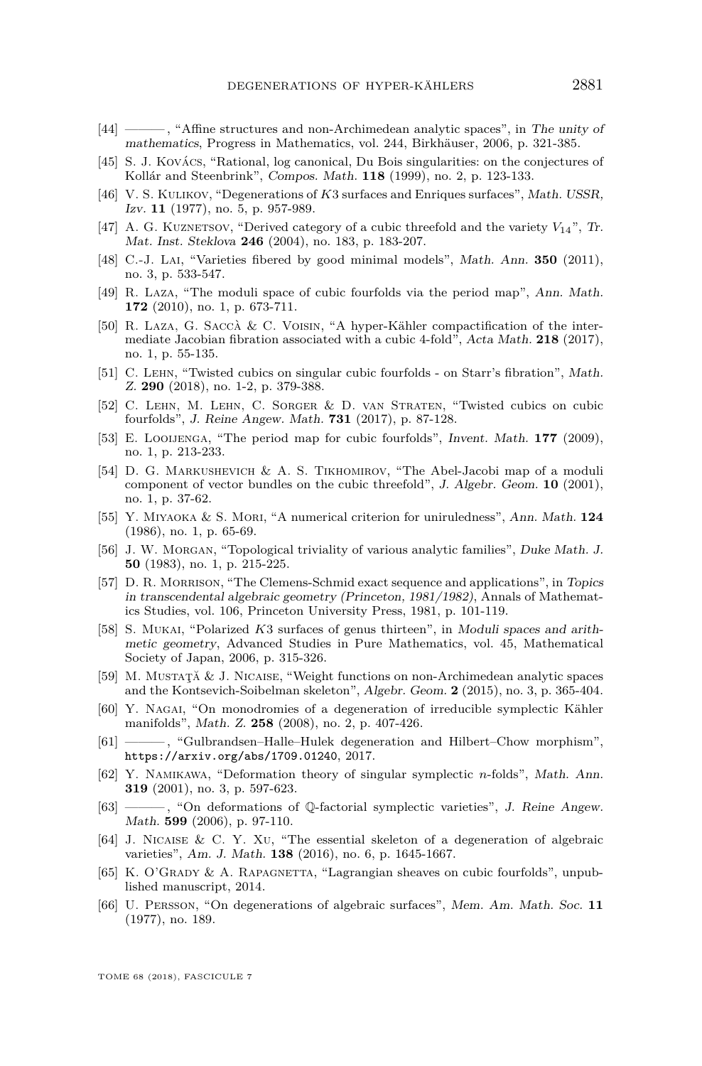[44] ———, "Affine structures and non-Archimedean analytic spaces", in *The unity of mathematics*, Progress in Mathematics, vol. 244, Birkhäuser, 2006, p. 321-385.

[45] S. J. Kovács, "Rational, log canonical, Du Bois singularities: on the conjectures of Kollár and Steenbrink", *Compos. Math.* **118** (1999), no. 2, p. 123-133.

[46] V. S. Kulikov, "Degenerations of $K3$ surfaces and Enriques surfaces", *Math. USSR, Izv.* **11** (1977), no. 5, p. 957-989.

[47] A. G. Kuznetsov, "Derived category of a cubic threefold and the variety $V_{14}$", *Tr. Mat. Inst. Steklova* **246** (2004), no. 183, p. 183-207.

[48] C.-J. Lai, "Varieties fibered by good minimal models", *Math. Ann.* **350** (2011), no. 3, p. 533-547.

[49] R. Laza, "The moduli space of cubic fourfolds via the period map", *Ann. Math.* **172** (2010), no. 1, p. 673-711.

[50] R. Laza, G. Saccà & C. Voisin, "A hyper-Kähler compactification of the intermediate Jacobian fibration associated with a cubic 4-fold", *Acta Math.* **218** (2017), no. 1, p. 55-135.

[51] C. Lehn, "Twisted cubics on singular cubic fourfolds - on Starr's fibration", *Math. Z.* **290** (2018), no. 1-2, p. 379-388.

[52] C. Lehn, M. Lehn, C. Sorger & D. van Straten, "Twisted cubics on cubic fourfolds", *J. Reine Angew. Math.* **731** (2017), p. 87-128.

[53] E. Looijenga, "The period map for cubic fourfolds", *Invent. Math.* **177** (2009), no. 1, p. 213-233.

[54] D. G. Markushevich & A. S. Tikhomirov, "The Abel-Jacobi map of a moduli component of vector bundles on the cubic threefold", *J. Algebr. Geom.* **10** (2001), no. 1, p. 37-62.

[55] Y. Miyaoka & S. Mori, "A numerical criterion for uniruledness", *Ann. Math.* **124** (1986), no. 1, p. 65-69.

[56] J. W. Morgan, "Topological triviality of various analytic families", *Duke Math. J.* **50** (1983), no. 1, p. 215-225.

[57] D. R. Morrison, "The Clemens-Schmid exact sequence and applications", in *Topics in transcendental algebraic geometry (Princeton, 1981/1982)*, Annals of Mathematics Studies, vol. 106, Princeton University Press, 1981, p. 101-119.

[58] S. Mukai, "Polarized $K3$ surfaces of genus thirteen", in *Moduli spaces and arithmetic geometry*, Advanced Studies in Pure Mathematics, vol. 45, Mathematical Society of Japan, 2006, p. 315-326.

[59] M. Mustaţă & J. Nicaise, "Weight functions on non-Archimedean analytic spaces and the Kontsevich-Soibelman skeleton", *Algebr. Geom.* **2** (2015), no. 3, p. 365-404.

[60] Y. Nagai, "On monodromies of a degeneration of irreducible symplectic Kähler manifolds", *Math. Z.* **258** (2008), no. 2, p. 407-426.

[61] ———, "Gulbrandsen–Halle–Hulek degeneration and Hilbert–Chow morphism", https://arxiv.org/abs/1709.01240, 2017.

[62] Y. Namikawa, "Deformation theory of singular symplectic $n$-folds", *Math. Ann.* **319** (2001), no. 3, p. 597-623.

[63] ———, "On deformations of $\mathbb{Q}$-factorial symplectic varieties", *J. Reine Angew. Math.* **599** (2006), p. 97-110.

[64] J. Nicaise & C. Y. Xu, "The essential skeleton of a degeneration of algebraic varieties", *Am. J. Math.* **138** (2016), no. 6, p. 1645-1667.

[65] K. O'Grady & A. Rapagnetta, "Lagrangian sheaves on cubic fourfolds", unpublished manuscript, 2014.

[66] U. Persson, "On degenerations of algebraic surfaces", *Mem. Am. Math. Soc.* **11** (1977), no. 189.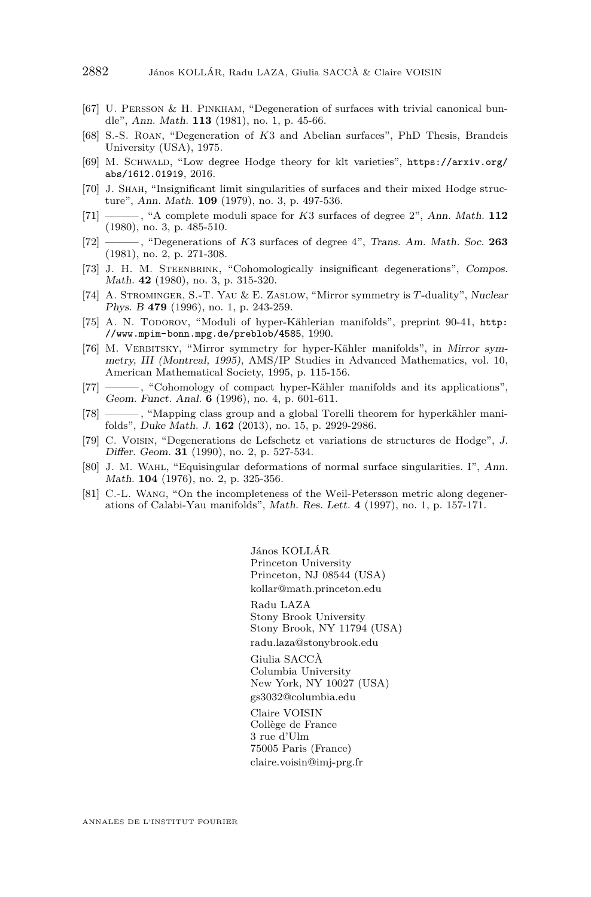[67] U. Persson & H. Pinkham, "Degeneration of surfaces with trivial canonical bundle", *Ann. Math.* **113** (1981), no. 1, p. 45-66.

[68] S.-S. Roan, "Degeneration of $K3$ and Abelian surfaces", PhD Thesis, Brandeis University (USA), 1975.

[69] M. Schwald, "Low degree Hodge theory for klt varieties", https://arxiv.org/abs/1612.01919, 2016.

[70] J. Shah, "Insignificant limit singularities of surfaces and their mixed Hodge structure", *Ann. Math.* **109** (1979), no. 3, p. 497-536.

[71] ———, "A complete moduli space for $K3$ surfaces of degree 2", *Ann. Math.* **112** (1980), no. 3, p. 485-510.

[72] ———, "Degenerations of $K3$ surfaces of degree 4", *Trans. Am. Math. Soc.* **263** (1981), no. 2, p. 271-308.

[73] J. H. M. Steenbrink, "Cohomologically insignificant degenerations", *Compos. Math.* **42** (1980), no. 3, p. 315-320.

[74] A. Strominger, S.-T. Yau & E. Zaslow, "Mirror symmetry is $T$-duality", *Nuclear Phys. B* **479** (1996), no. 1, p. 243-259.

[75] A. N. Todorov, "Moduli of hyper-Kählerian manifolds", preprint 90-41, http://www.mpim-bonn.mpg.de/preblob/4585, 1990.

[76] M. Verbitsky, "Mirror symmetry for hyper-Kähler manifolds", in *Mirror symmetry, III (Montreal, 1995)*, AMS/IP Studies in Advanced Mathematics, vol. 10, American Mathematical Society, 1995, p. 115-156.

[77] ———, "Cohomology of compact hyper-Kähler manifolds and its applications", *Geom. Funct. Anal.* **6** (1996), no. 4, p. 601-611.

[78] ———, "Mapping class group and a global Torelli theorem for hyperkähler manifolds", *Duke Math. J.* **162** (2013), no. 15, p. 2929-2986.

[79] C. Voisin, "Degenerations de Lefschetz et variations de structures de Hodge", *J. Differ. Geom.* **31** (1990), no. 2, p. 527-534.

[80] J. M. Wahl, "Equisingular deformations of normal surface singularities. I", *Ann. Math.* **104** (1976), no. 2, p. 325-356.

[81] C.-L. Wang, "On the incompleteness of the Weil-Petersson metric along degenerations of Calabi-Yau manifolds", *Math. Res. Lett.* **4** (1997), no. 1, p. 157-171.

János KOLLÁR
Princeton University
Princeton, NJ 08544 (USA)
kollar@math.princeton.edu

Radu LAZA
Stony Brook University
Stony Brook, NY 11794 (USA)
radu.laza@stonybrook.edu

Giulia SACCÀ
Columbia University
New York, NY 10027 (USA)
gs3032@columbia.edu

Claire VOISIN
Collège de France
3 rue d'Ulm
75005 Paris (France)
claire.voisin@imj-prg.fr